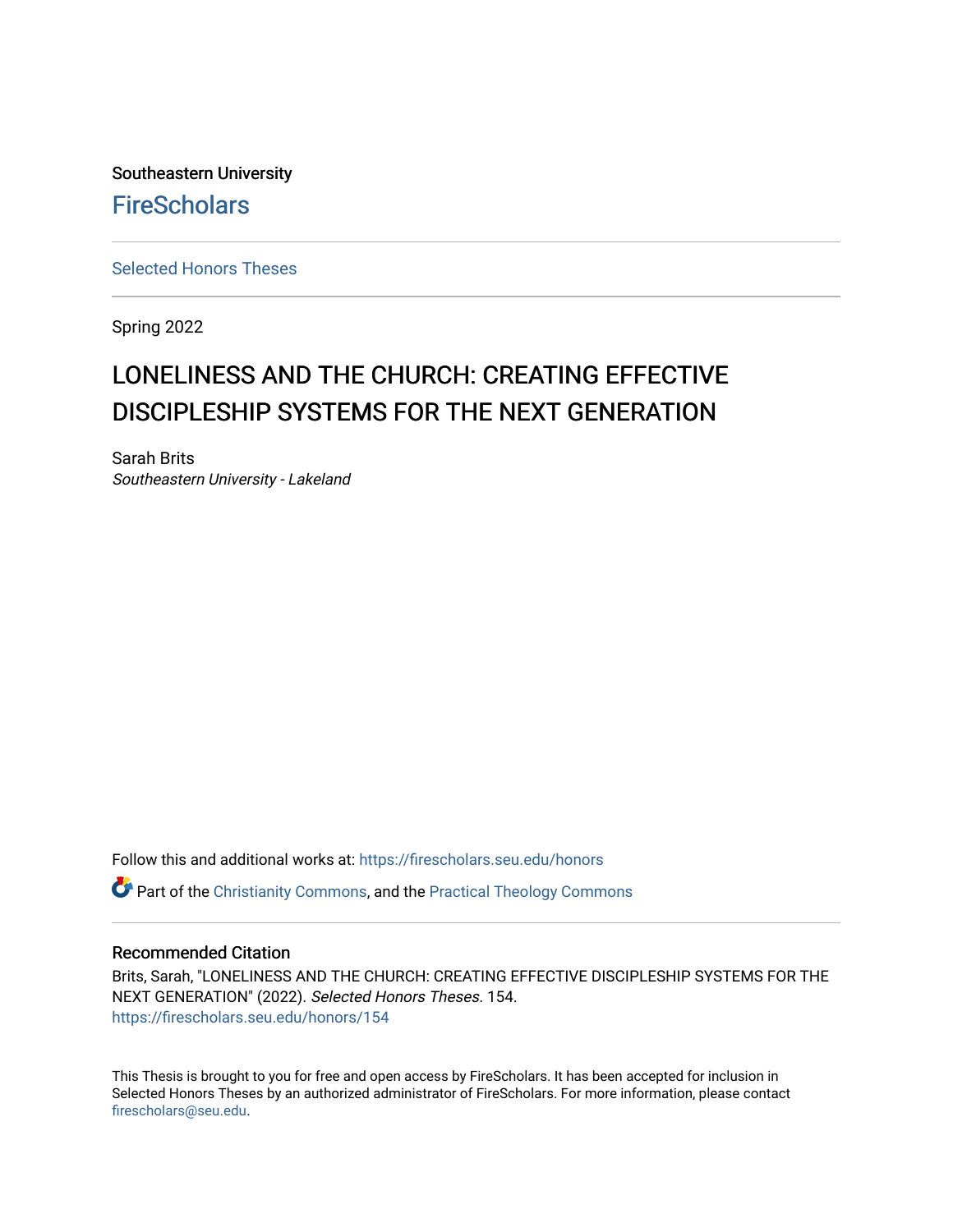Southeastern University

FireScholars

Selected Honors Theses

Spring 2022

# LONELINESS AND THE CHURCH: CREATING EFFECTIVE DISCIPLESHIP SYSTEMS FOR THE NEXT GENERATION

Sarah Brits

*Southeastern University - Lakeland*

Follow this and additional works at: https://firescholars.seu.edu/honors

Part of the Christianity Commons, and the Practical Theology Commons

## Recommended Citation

Brits, Sarah, "LONELINESS AND THE CHURCH: CREATING EFFECTIVE DISCIPLESHIP SYSTEMS FOR THE NEXT GENERATION" (2022). *Selected Honors Theses*. 154.
https://firescholars.seu.edu/honors/154

This Thesis is brought to you for free and open access by FireScholars. It has been accepted for inclusion in Selected Honors Theses by an authorized administrator of FireScholars. For more information, please contact firescholars@seu.edu.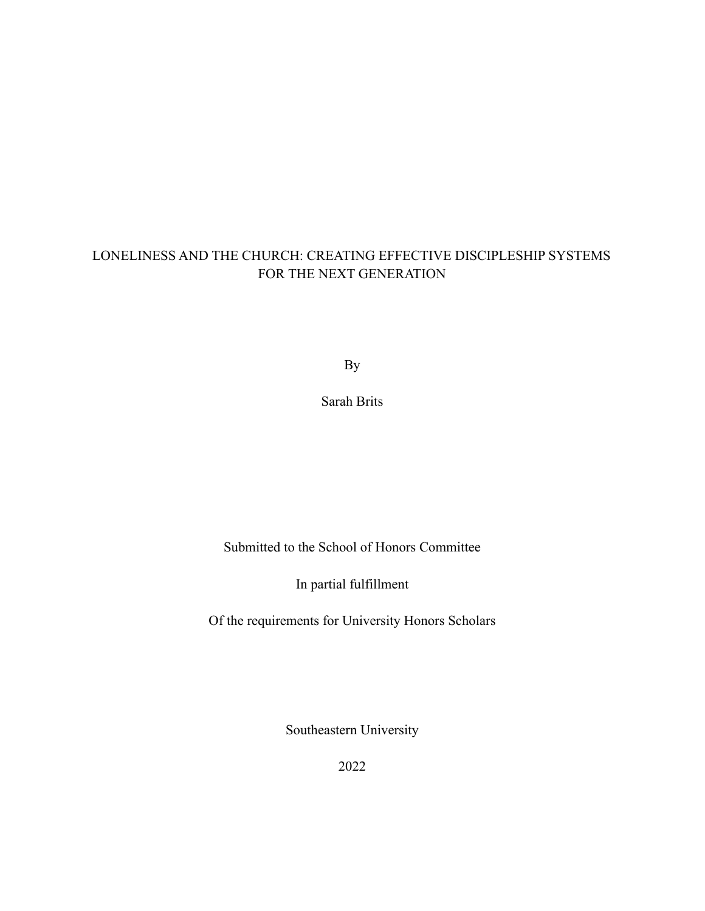# LONELINESS AND THE CHURCH: CREATING EFFECTIVE DISCIPLESHIP SYSTEMS FOR THE NEXT GENERATION

By

Sarah Brits

Submitted to the School of Honors Committee

In partial fulfillment

Of the requirements for University Honors Scholars

Southeastern University

2022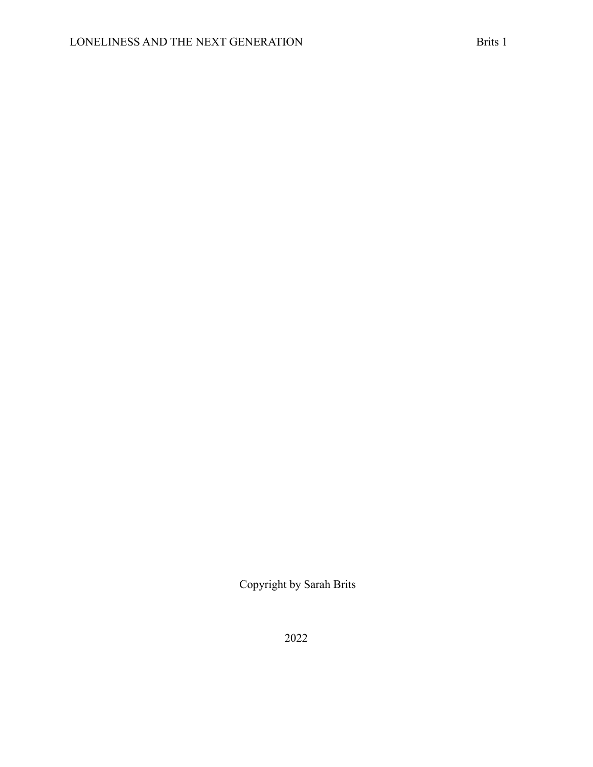Copyright by Sarah Brits

2022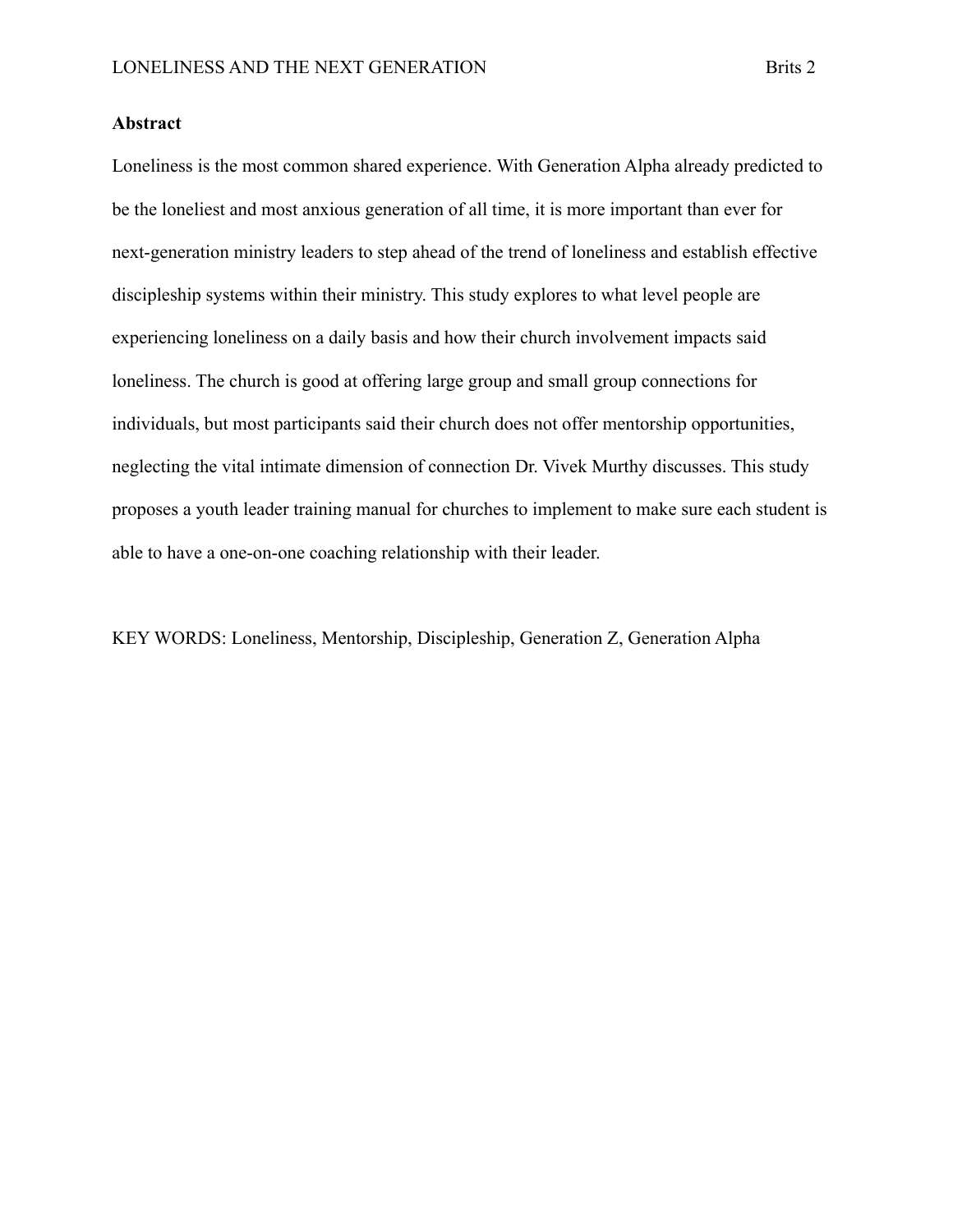## Abstract

Loneliness is the most common shared experience. With Generation Alpha already predicted to be the loneliest and most anxious generation of all time, it is more important than ever for next-generation ministry leaders to step ahead of the trend of loneliness and establish effective discipleship systems within their ministry. This study explores to what level people are experiencing loneliness on a daily basis and how their church involvement impacts said loneliness. The church is good at offering large group and small group connections for individuals, but most participants said their church does not offer mentorship opportunities, neglecting the vital intimate dimension of connection Dr. Vivek Murthy discusses. This study proposes a youth leader training manual for churches to implement to make sure each student is able to have a one-on-one coaching relationship with their leader.

KEY WORDS: Loneliness, Mentorship, Discipleship, Generation Z, Generation Alpha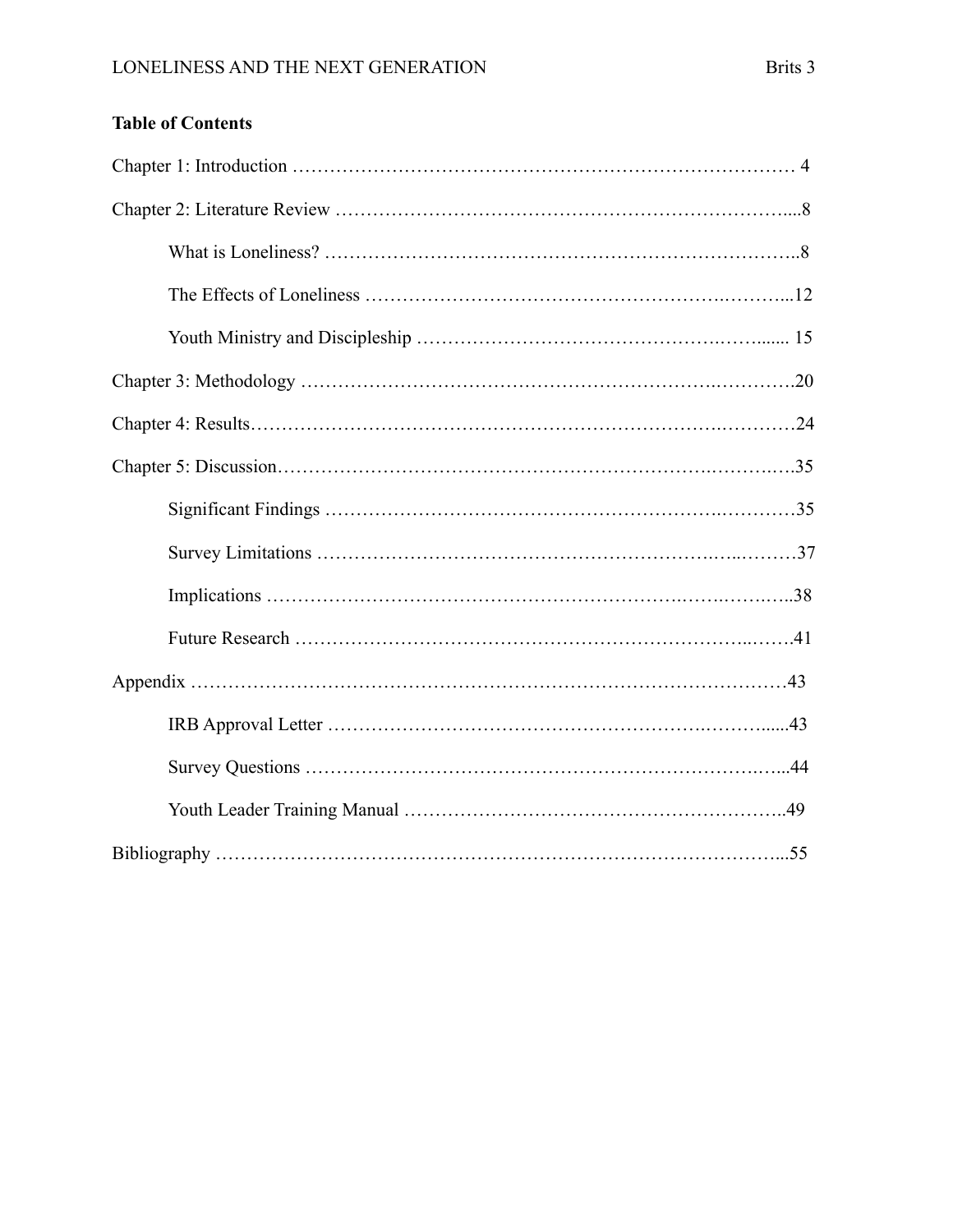**Table of Contents**

Chapter 1: Introduction ………………………………………………………………………… 4

Chapter 2: Literature Review ……………………………………………………….………....8

- What is Loneliness? ………………………………………………………………..8
- The Effects of Loneliness ……………………………………………….………...12
- Youth Ministry and Discipleship ………………………………….……....... 15

Chapter 3: Methodology …………………………………………………..………….20

Chapter 4: Results………………………………………………………….…………24

Chapter 5: Discussion……………………………………………………….……….….35

- Significant Findings …………………………………………………..…………35
- Survey Limitations …………………………………………………….…..………37
- Implications …………………………………………………….…….…….…..38
- Future Research ……………………………………………………………..…….41

Appendix …………………………………………………………………………………43

- IRB Approval Letter ……………………………………………….……......43
- Survey Questions ……………………………………………………….…...44
- Youth Leader Training Manual …………………………………………………..49

Bibliography ……………………………………………………………………………...55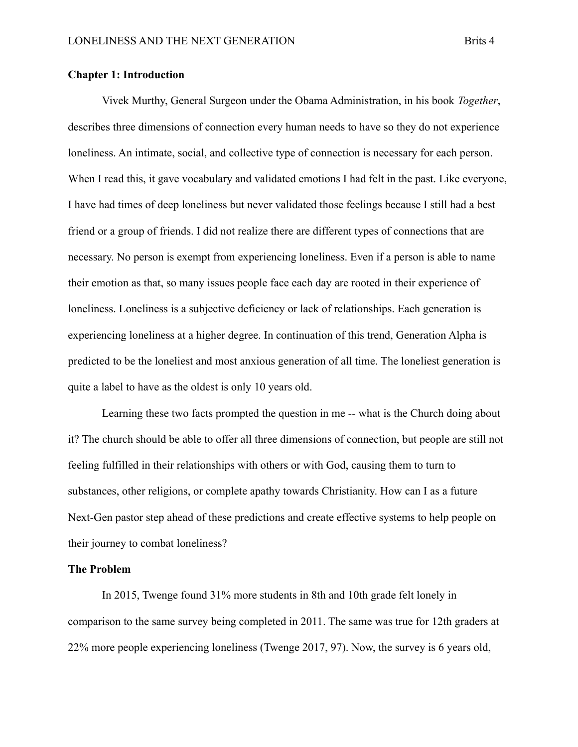## Chapter 1: Introduction

Vivek Murthy, General Surgeon under the Obama Administration, in his book *Together*, describes three dimensions of connection every human needs to have so they do not experience loneliness. An intimate, social, and collective type of connection is necessary for each person. When I read this, it gave vocabulary and validated emotions I had felt in the past. Like everyone, I have had times of deep loneliness but never validated those feelings because I still had a best friend or a group of friends. I did not realize there are different types of connections that are necessary. No person is exempt from experiencing loneliness. Even if a person is able to name their emotion as that, so many issues people face each day are rooted in their experience of loneliness. Loneliness is a subjective deficiency or lack of relationships. Each generation is experiencing loneliness at a higher degree. In continuation of this trend, Generation Alpha is predicted to be the loneliest and most anxious generation of all time. The loneliest generation is quite a label to have as the oldest is only 10 years old.

Learning these two facts prompted the question in me -- what is the Church doing about it? The church should be able to offer all three dimensions of connection, but people are still not feeling fulfilled in their relationships with others or with God, causing them to turn to substances, other religions, or complete apathy towards Christianity. How can I as a future Next-Gen pastor step ahead of these predictions and create effective systems to help people on their journey to combat loneliness?

### The Problem

In 2015, Twenge found 31% more students in 8th and 10th grade felt lonely in comparison to the same survey being completed in 2011. The same was true for 12th graders at 22% more people experiencing loneliness (Twenge 2017, 97). Now, the survey is 6 years old,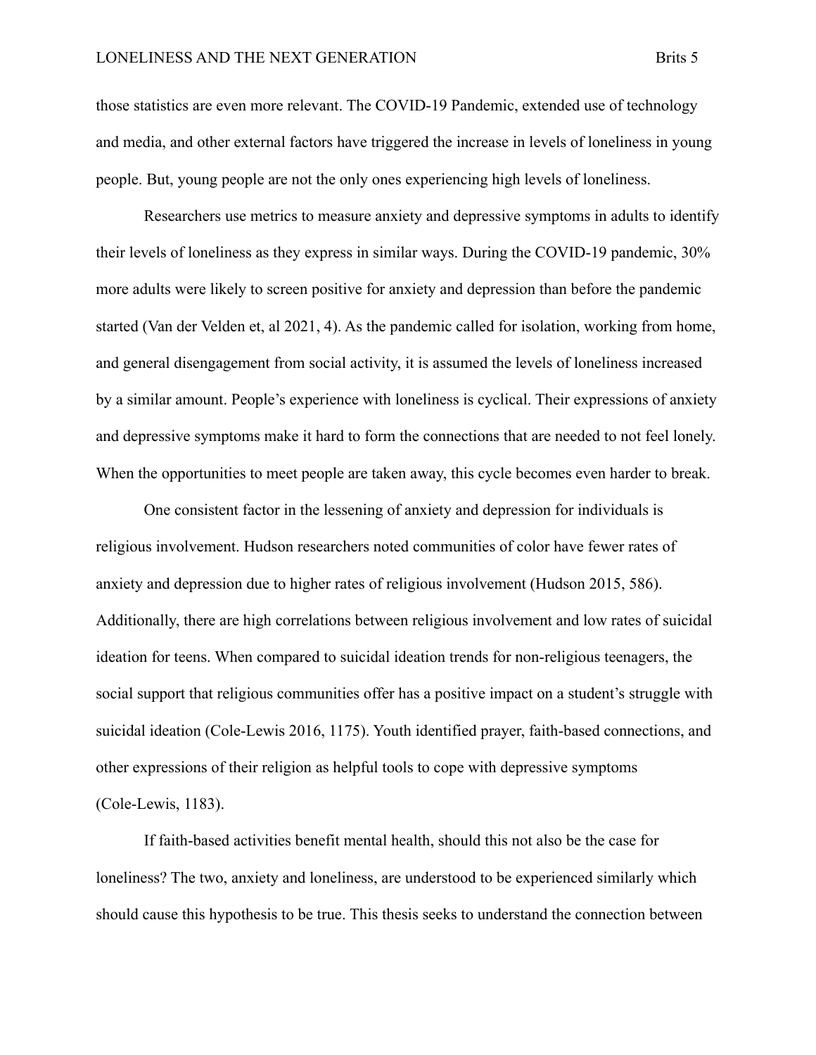those statistics are even more relevant. The COVID-19 Pandemic, extended use of technology and media, and other external factors have triggered the increase in levels of loneliness in young people. But, young people are not the only ones experiencing high levels of loneliness.

Researchers use metrics to measure anxiety and depressive symptoms in adults to identify their levels of loneliness as they express in similar ways. During the COVID-19 pandemic, 30% more adults were likely to screen positive for anxiety and depression than before the pandemic started (Van der Velden et, al 2021, 4). As the pandemic called for isolation, working from home, and general disengagement from social activity, it is assumed the levels of loneliness increased by a similar amount. People's experience with loneliness is cyclical. Their expressions of anxiety and depressive symptoms make it hard to form the connections that are needed to not feel lonely. When the opportunities to meet people are taken away, this cycle becomes even harder to break.

One consistent factor in the lessening of anxiety and depression for individuals is religious involvement. Hudson researchers noted communities of color have fewer rates of anxiety and depression due to higher rates of religious involvement (Hudson 2015, 586). Additionally, there are high correlations between religious involvement and low rates of suicidal ideation for teens. When compared to suicidal ideation trends for non-religious teenagers, the social support that religious communities offer has a positive impact on a student's struggle with suicidal ideation (Cole-Lewis 2016, 1175). Youth identified prayer, faith-based connections, and other expressions of their religion as helpful tools to cope with depressive symptoms (Cole-Lewis, 1183).

If faith-based activities benefit mental health, should this not also be the case for loneliness? The two, anxiety and loneliness, are understood to be experienced similarly which should cause this hypothesis to be true. This thesis seeks to understand the connection between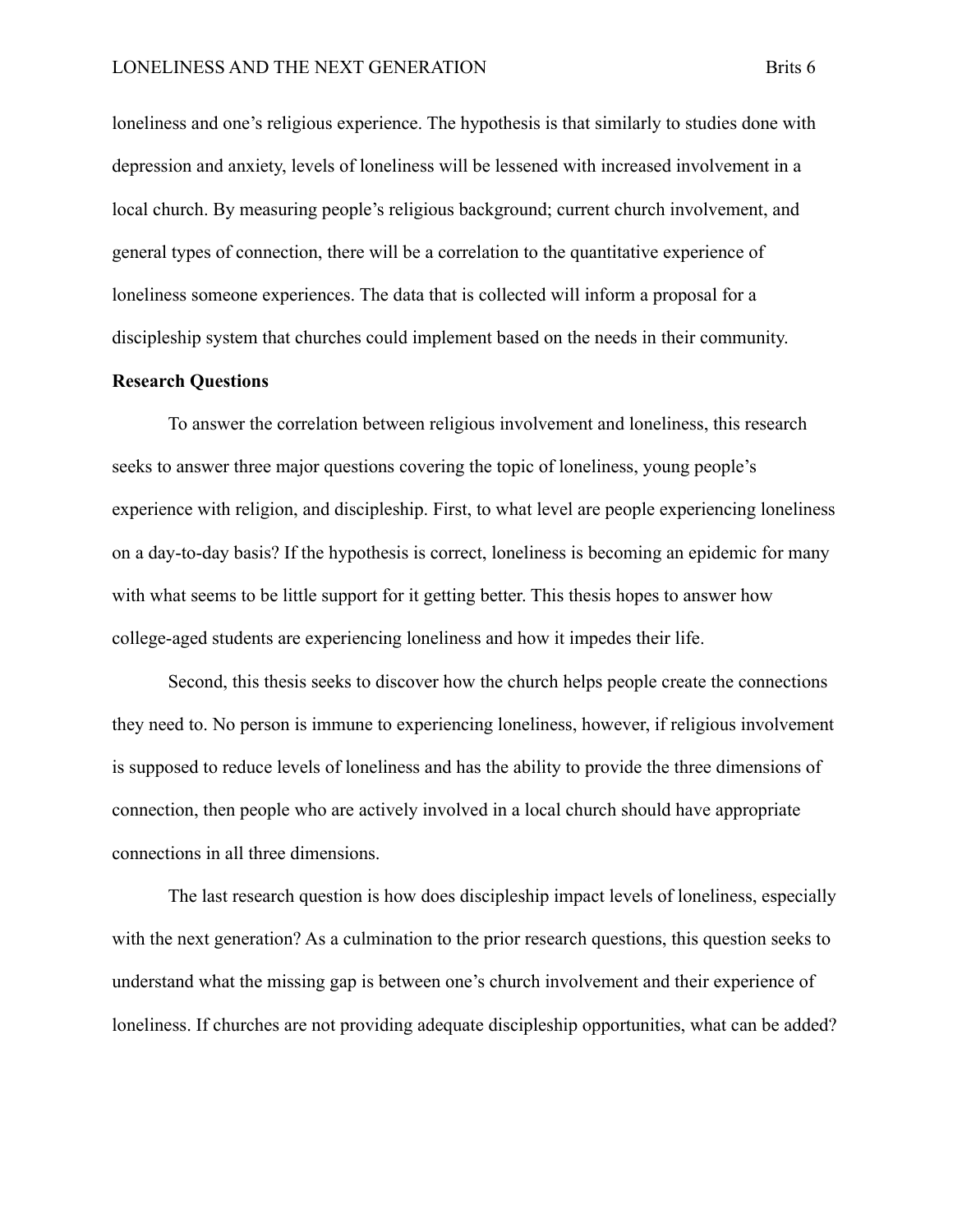loneliness and one's religious experience. The hypothesis is that similarly to studies done with depression and anxiety, levels of loneliness will be lessened with increased involvement in a local church. By measuring people's religious background; current church involvement, and general types of connection, there will be a correlation to the quantitative experience of loneliness someone experiences. The data that is collected will inform a proposal for a discipleship system that churches could implement based on the needs in their community.

**Research Questions**

To answer the correlation between religious involvement and loneliness, this research seeks to answer three major questions covering the topic of loneliness, young people's experience with religion, and discipleship. First, to what level are people experiencing loneliness on a day-to-day basis? If the hypothesis is correct, loneliness is becoming an epidemic for many with what seems to be little support for it getting better. This thesis hopes to answer how college-aged students are experiencing loneliness and how it impedes their life.

Second, this thesis seeks to discover how the church helps people create the connections they need to. No person is immune to experiencing loneliness, however, if religious involvement is supposed to reduce levels of loneliness and has the ability to provide the three dimensions of connection, then people who are actively involved in a local church should have appropriate connections in all three dimensions.

The last research question is how does discipleship impact levels of loneliness, especially with the next generation? As a culmination to the prior research questions, this question seeks to understand what the missing gap is between one's church involvement and their experience of loneliness. If churches are not providing adequate discipleship opportunities, what can be added?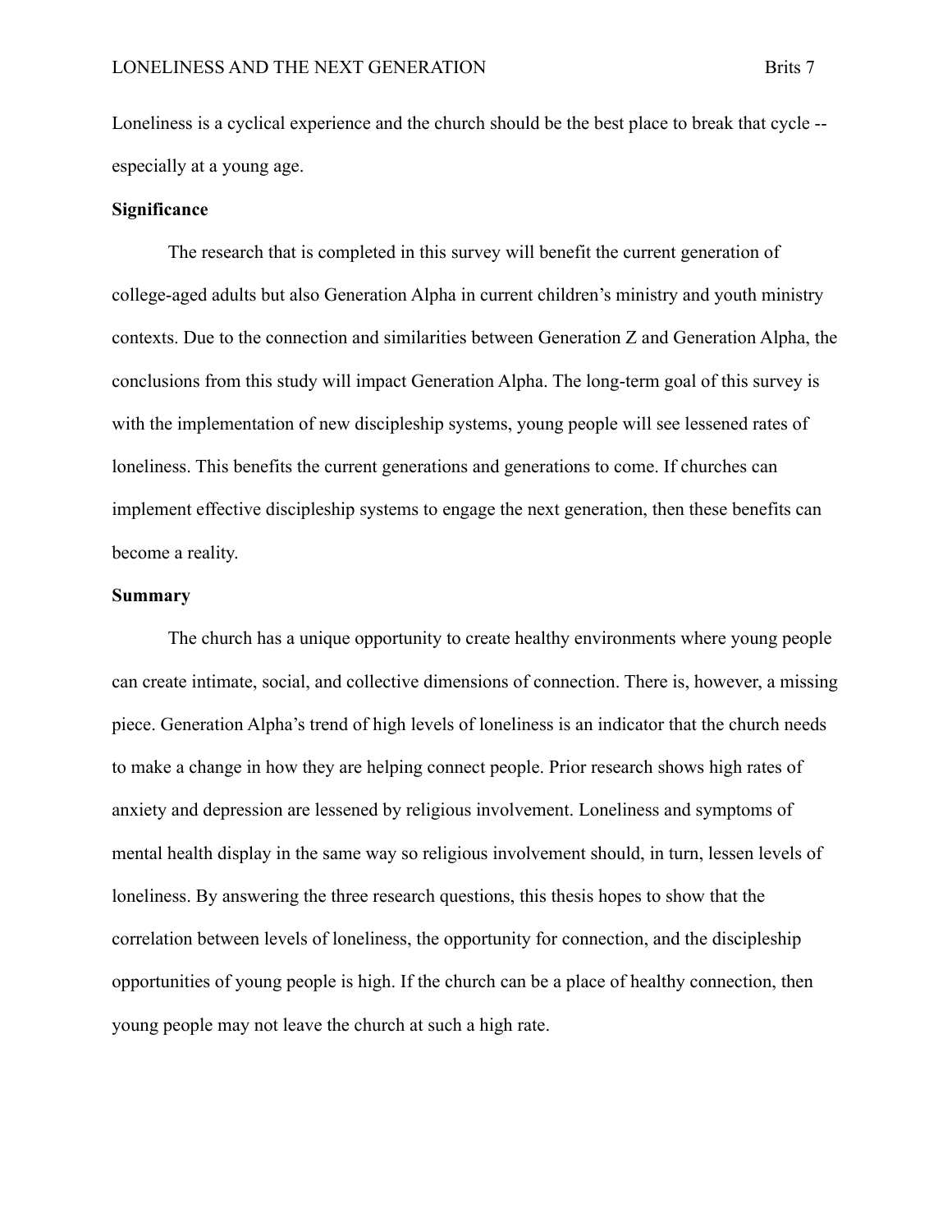Loneliness is a cyclical experience and the church should be the best place to break that cycle -- especially at a young age.

**Significance**

The research that is completed in this survey will benefit the current generation of college-aged adults but also Generation Alpha in current children's ministry and youth ministry contexts. Due to the connection and similarities between Generation Z and Generation Alpha, the conclusions from this study will impact Generation Alpha. The long-term goal of this survey is with the implementation of new discipleship systems, young people will see lessened rates of loneliness. This benefits the current generations and generations to come. If churches can implement effective discipleship systems to engage the next generation, then these benefits can become a reality.

**Summary**

The church has a unique opportunity to create healthy environments where young people can create intimate, social, and collective dimensions of connection. There is, however, a missing piece. Generation Alpha's trend of high levels of loneliness is an indicator that the church needs to make a change in how they are helping connect people. Prior research shows high rates of anxiety and depression are lessened by religious involvement. Loneliness and symptoms of mental health display in the same way so religious involvement should, in turn, lessen levels of loneliness. By answering the three research questions, this thesis hopes to show that the correlation between levels of loneliness, the opportunity for connection, and the discipleship opportunities of young people is high. If the church can be a place of healthy connection, then young people may not leave the church at such a high rate.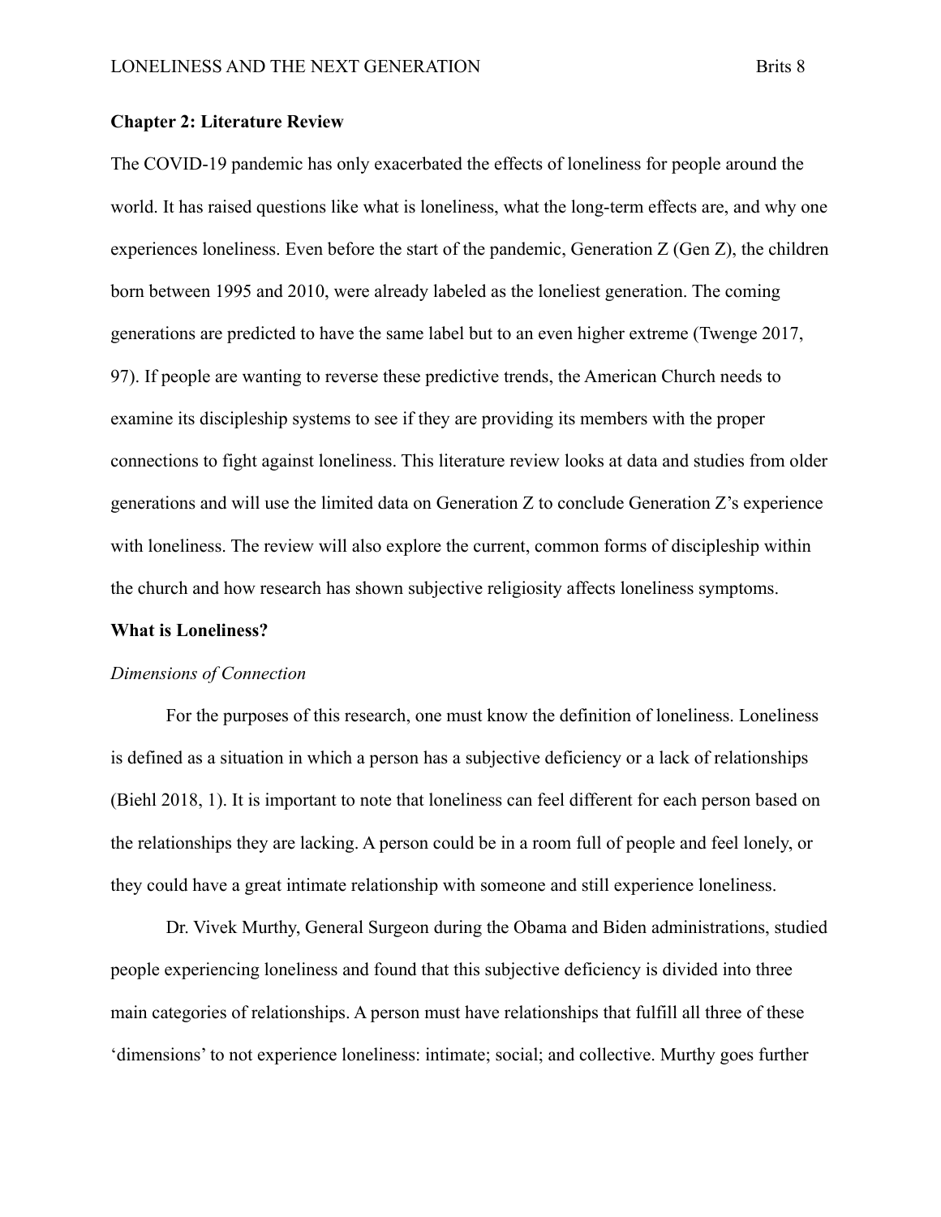## Chapter 2: Literature Review

The COVID-19 pandemic has only exacerbated the effects of loneliness for people around the world. It has raised questions like what is loneliness, what the long-term effects are, and why one experiences loneliness. Even before the start of the pandemic, Generation Z (Gen Z), the children born between 1995 and 2010, were already labeled as the loneliest generation. The coming generations are predicted to have the same label but to an even higher extreme (Twenge 2017, 97). If people are wanting to reverse these predictive trends, the American Church needs to examine its discipleship systems to see if they are providing its members with the proper connections to fight against loneliness. This literature review looks at data and studies from older generations and will use the limited data on Generation Z to conclude Generation Z's experience with loneliness. The review will also explore the current, common forms of discipleship within the church and how research has shown subjective religiosity affects loneliness symptoms.

### What is Loneliness?

#### *Dimensions of Connection*

For the purposes of this research, one must know the definition of loneliness. Loneliness is defined as a situation in which a person has a subjective deficiency or a lack of relationships (Biehl 2018, 1). It is important to note that loneliness can feel different for each person based on the relationships they are lacking. A person could be in a room full of people and feel lonely, or they could have a great intimate relationship with someone and still experience loneliness.

Dr. Vivek Murthy, General Surgeon during the Obama and Biden administrations, studied people experiencing loneliness and found that this subjective deficiency is divided into three main categories of relationships. A person must have relationships that fulfill all three of these 'dimensions' to not experience loneliness: intimate; social; and collective. Murthy goes further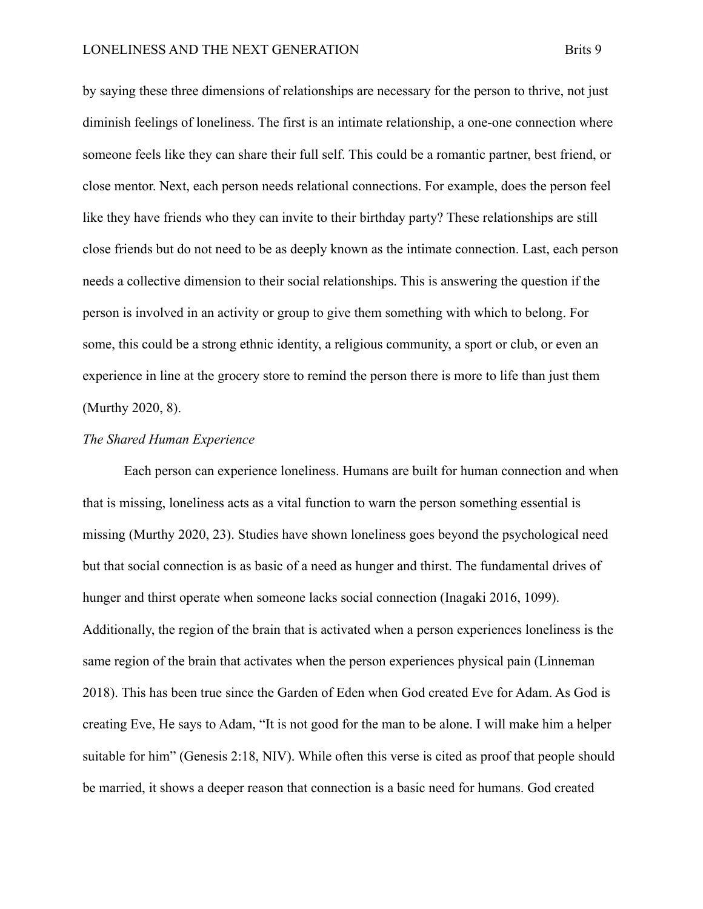by saying these three dimensions of relationships are necessary for the person to thrive, not just diminish feelings of loneliness. The first is an intimate relationship, a one-one connection where someone feels like they can share their full self. This could be a romantic partner, best friend, or close mentor. Next, each person needs relational connections. For example, does the person feel like they have friends who they can invite to their birthday party? These relationships are still close friends but do not need to be as deeply known as the intimate connection. Last, each person needs a collective dimension to their social relationships. This is answering the question if the person is involved in an activity or group to give them something with which to belong. For some, this could be a strong ethnic identity, a religious community, a sport or club, or even an experience in line at the grocery store to remind the person there is more to life than just them (Murthy 2020, 8).

### *The Shared Human Experience*

Each person can experience loneliness. Humans are built for human connection and when that is missing, loneliness acts as a vital function to warn the person something essential is missing (Murthy 2020, 23). Studies have shown loneliness goes beyond the psychological need but that social connection is as basic of a need as hunger and thirst. The fundamental drives of hunger and thirst operate when someone lacks social connection (Inagaki 2016, 1099). Additionally, the region of the brain that is activated when a person experiences loneliness is the same region of the brain that activates when the person experiences physical pain (Linneman 2018). This has been true since the Garden of Eden when God created Eve for Adam. As God is creating Eve, He says to Adam, "It is not good for the man to be alone. I will make him a helper suitable for him" (Genesis 2:18, NIV). While often this verse is cited as proof that people should be married, it shows a deeper reason that connection is a basic need for humans. God created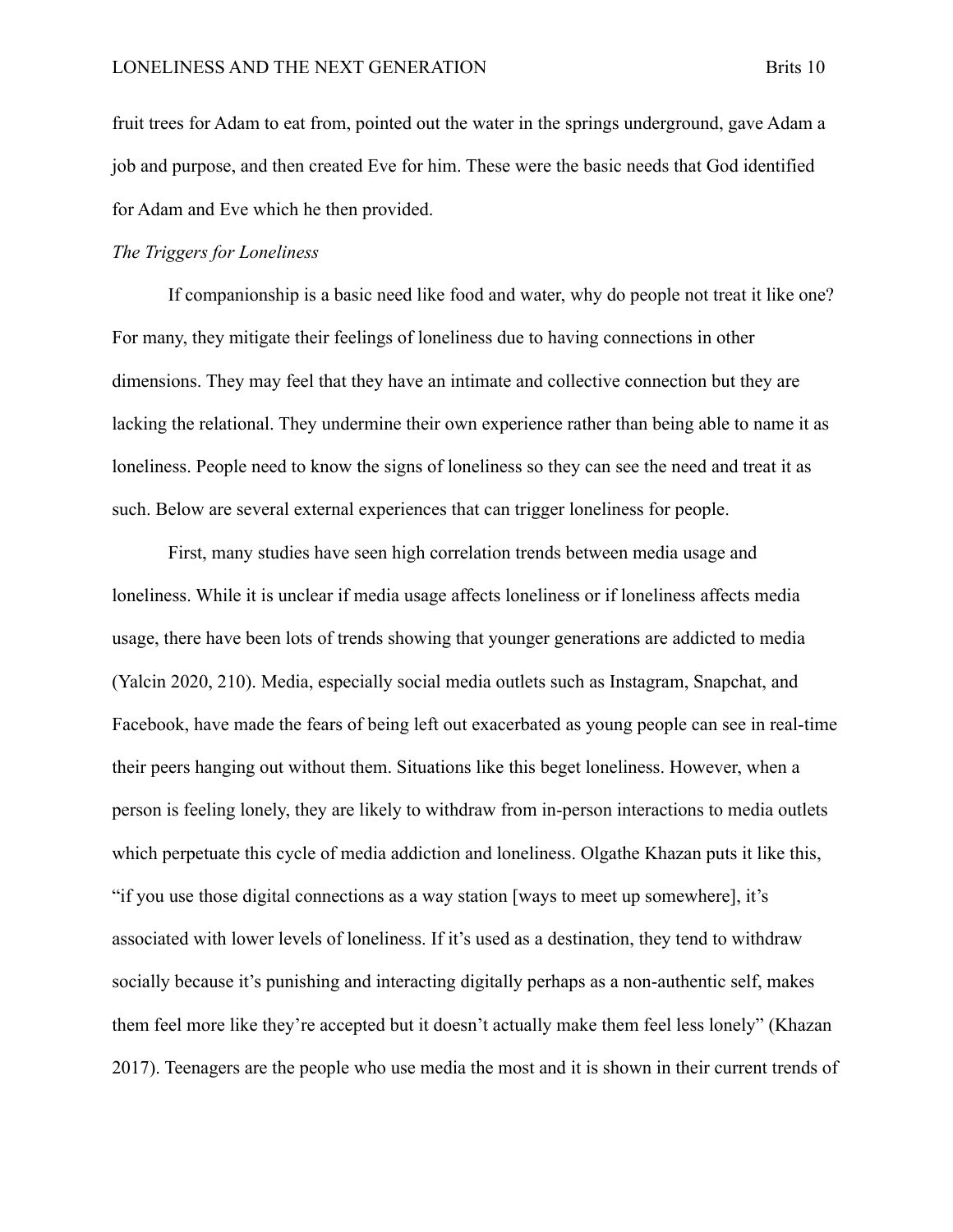fruit trees for Adam to eat from, pointed out the water in the springs underground, gave Adam a job and purpose, and then created Eve for him. These were the basic needs that God identified for Adam and Eve which he then provided.

*The Triggers for Loneliness*

If companionship is a basic need like food and water, why do people not treat it like one? For many, they mitigate their feelings of loneliness due to having connections in other dimensions. They may feel that they have an intimate and collective connection but they are lacking the relational. They undermine their own experience rather than being able to name it as loneliness. People need to know the signs of loneliness so they can see the need and treat it as such. Below are several external experiences that can trigger loneliness for people.

First, many studies have seen high correlation trends between media usage and loneliness. While it is unclear if media usage affects loneliness or if loneliness affects media usage, there have been lots of trends showing that younger generations are addicted to media (Yalcin 2020, 210). Media, especially social media outlets such as Instagram, Snapchat, and Facebook, have made the fears of being left out exacerbated as young people can see in real-time their peers hanging out without them. Situations like this beget loneliness. However, when a person is feeling lonely, they are likely to withdraw from in-person interactions to media outlets which perpetuate this cycle of media addiction and loneliness. Olgathe Khazan puts it like this, "if you use those digital connections as a way station [ways to meet up somewhere], it's associated with lower levels of loneliness. If it's used as a destination, they tend to withdraw socially because it's punishing and interacting digitally perhaps as a non-authentic self, makes them feel more like they're accepted but it doesn't actually make them feel less lonely" (Khazan 2017). Teenagers are the people who use media the most and it is shown in their current trends of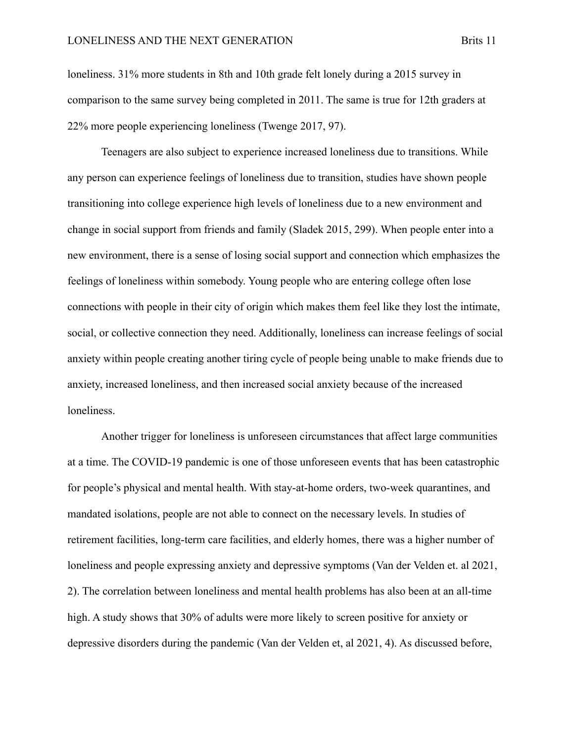loneliness. 31% more students in 8th and 10th grade felt lonely during a 2015 survey in comparison to the same survey being completed in 2011. The same is true for 12th graders at 22% more people experiencing loneliness (Twenge 2017, 97).

Teenagers are also subject to experience increased loneliness due to transitions. While any person can experience feelings of loneliness due to transition, studies have shown people transitioning into college experience high levels of loneliness due to a new environment and change in social support from friends and family (Sladek 2015, 299). When people enter into a new environment, there is a sense of losing social support and connection which emphasizes the feelings of loneliness within somebody. Young people who are entering college often lose connections with people in their city of origin which makes them feel like they lost the intimate, social, or collective connection they need. Additionally, loneliness can increase feelings of social anxiety within people creating another tiring cycle of people being unable to make friends due to anxiety, increased loneliness, and then increased social anxiety because of the increased loneliness.

Another trigger for loneliness is unforeseen circumstances that affect large communities at a time. The COVID-19 pandemic is one of those unforeseen events that has been catastrophic for people's physical and mental health. With stay-at-home orders, two-week quarantines, and mandated isolations, people are not able to connect on the necessary levels. In studies of retirement facilities, long-term care facilities, and elderly homes, there was a higher number of loneliness and people expressing anxiety and depressive symptoms (Van der Velden et. al 2021, 2). The correlation between loneliness and mental health problems has also been at an all-time high. A study shows that 30% of adults were more likely to screen positive for anxiety or depressive disorders during the pandemic (Van der Velden et, al 2021, 4). As discussed before,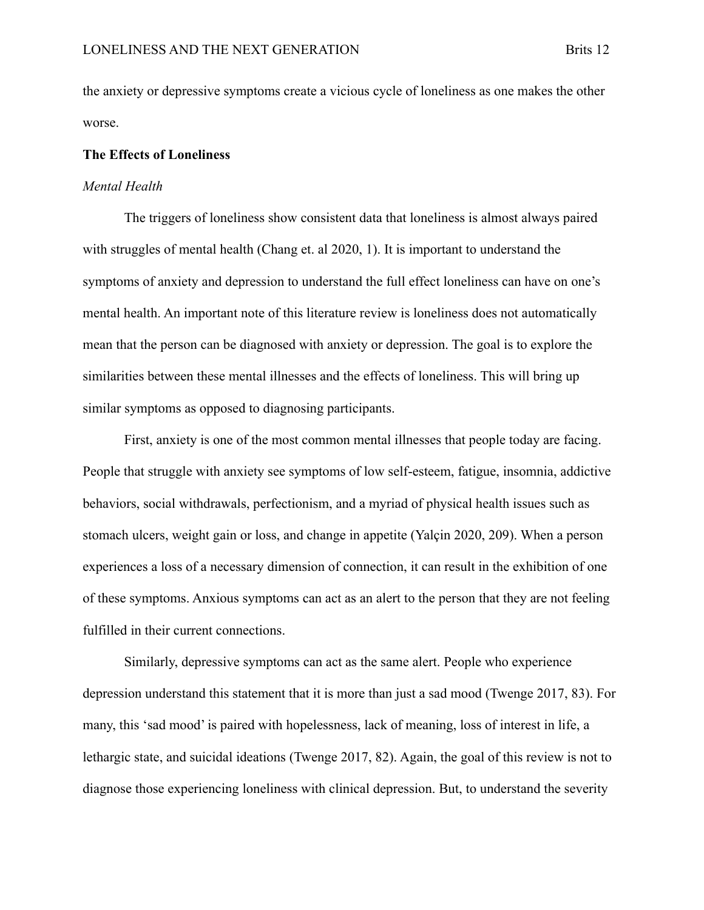the anxiety or depressive symptoms create a vicious cycle of loneliness as one makes the other worse.

**The Effects of Loneliness**

*Mental Health*

The triggers of loneliness show consistent data that loneliness is almost always paired with struggles of mental health (Chang et. al 2020, 1). It is important to understand the symptoms of anxiety and depression to understand the full effect loneliness can have on one's mental health. An important note of this literature review is loneliness does not automatically mean that the person can be diagnosed with anxiety or depression. The goal is to explore the similarities between these mental illnesses and the effects of loneliness. This will bring up similar symptoms as opposed to diagnosing participants.

First, anxiety is one of the most common mental illnesses that people today are facing. People that struggle with anxiety see symptoms of low self-esteem, fatigue, insomnia, addictive behaviors, social withdrawals, perfectionism, and a myriad of physical health issues such as stomach ulcers, weight gain or loss, and change in appetite (Yalçin 2020, 209). When a person experiences a loss of a necessary dimension of connection, it can result in the exhibition of one of these symptoms. Anxious symptoms can act as an alert to the person that they are not feeling fulfilled in their current connections.

Similarly, depressive symptoms can act as the same alert. People who experience depression understand this statement that it is more than just a sad mood (Twenge 2017, 83). For many, this 'sad mood' is paired with hopelessness, lack of meaning, loss of interest in life, a lethargic state, and suicidal ideations (Twenge 2017, 82). Again, the goal of this review is not to diagnose those experiencing loneliness with clinical depression. But, to understand the severity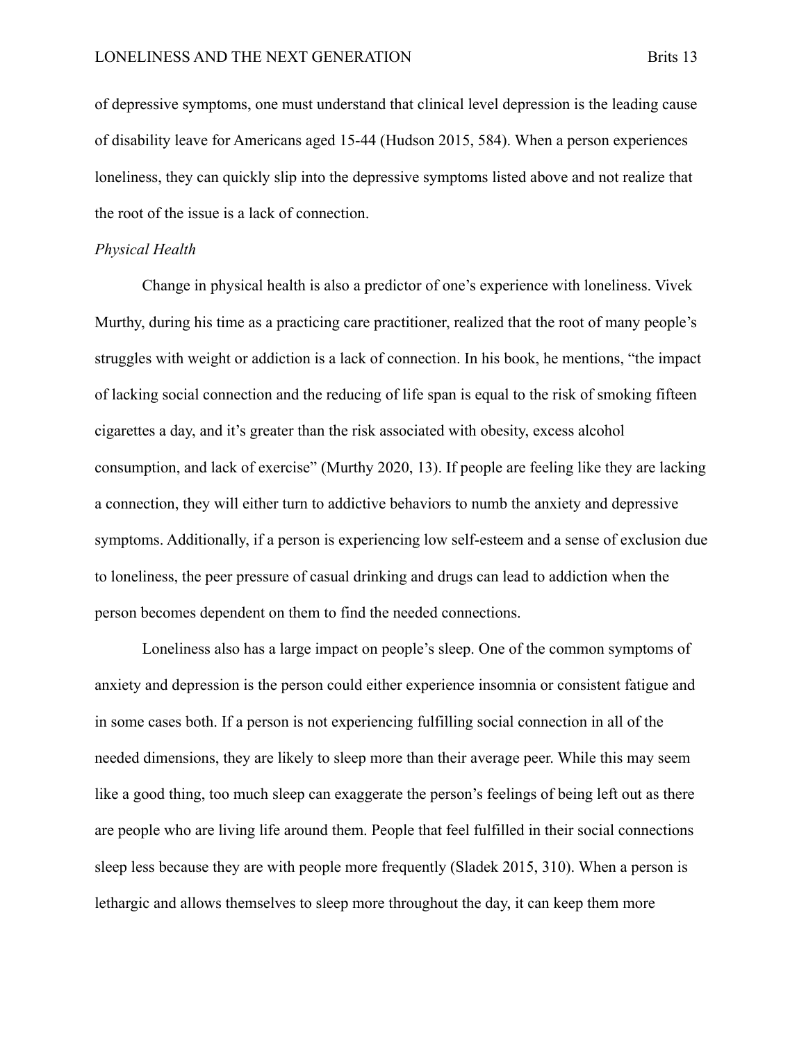of depressive symptoms, one must understand that clinical level depression is the leading cause of disability leave for Americans aged 15-44 (Hudson 2015, 584). When a person experiences loneliness, they can quickly slip into the depressive symptoms listed above and not realize that the root of the issue is a lack of connection.

*Physical Health*

Change in physical health is also a predictor of one's experience with loneliness. Vivek Murthy, during his time as a practicing care practitioner, realized that the root of many people's struggles with weight or addiction is a lack of connection. In his book, he mentions, "the impact of lacking social connection and the reducing of life span is equal to the risk of smoking fifteen cigarettes a day, and it's greater than the risk associated with obesity, excess alcohol consumption, and lack of exercise" (Murthy 2020, 13). If people are feeling like they are lacking a connection, they will either turn to addictive behaviors to numb the anxiety and depressive symptoms. Additionally, if a person is experiencing low self-esteem and a sense of exclusion due to loneliness, the peer pressure of casual drinking and drugs can lead to addiction when the person becomes dependent on them to find the needed connections.

Loneliness also has a large impact on people's sleep. One of the common symptoms of anxiety and depression is the person could either experience insomnia or consistent fatigue and in some cases both. If a person is not experiencing fulfilling social connection in all of the needed dimensions, they are likely to sleep more than their average peer. While this may seem like a good thing, too much sleep can exaggerate the person's feelings of being left out as there are people who are living life around them. People that feel fulfilled in their social connections sleep less because they are with people more frequently (Sladek 2015, 310). When a person is lethargic and allows themselves to sleep more throughout the day, it can keep them more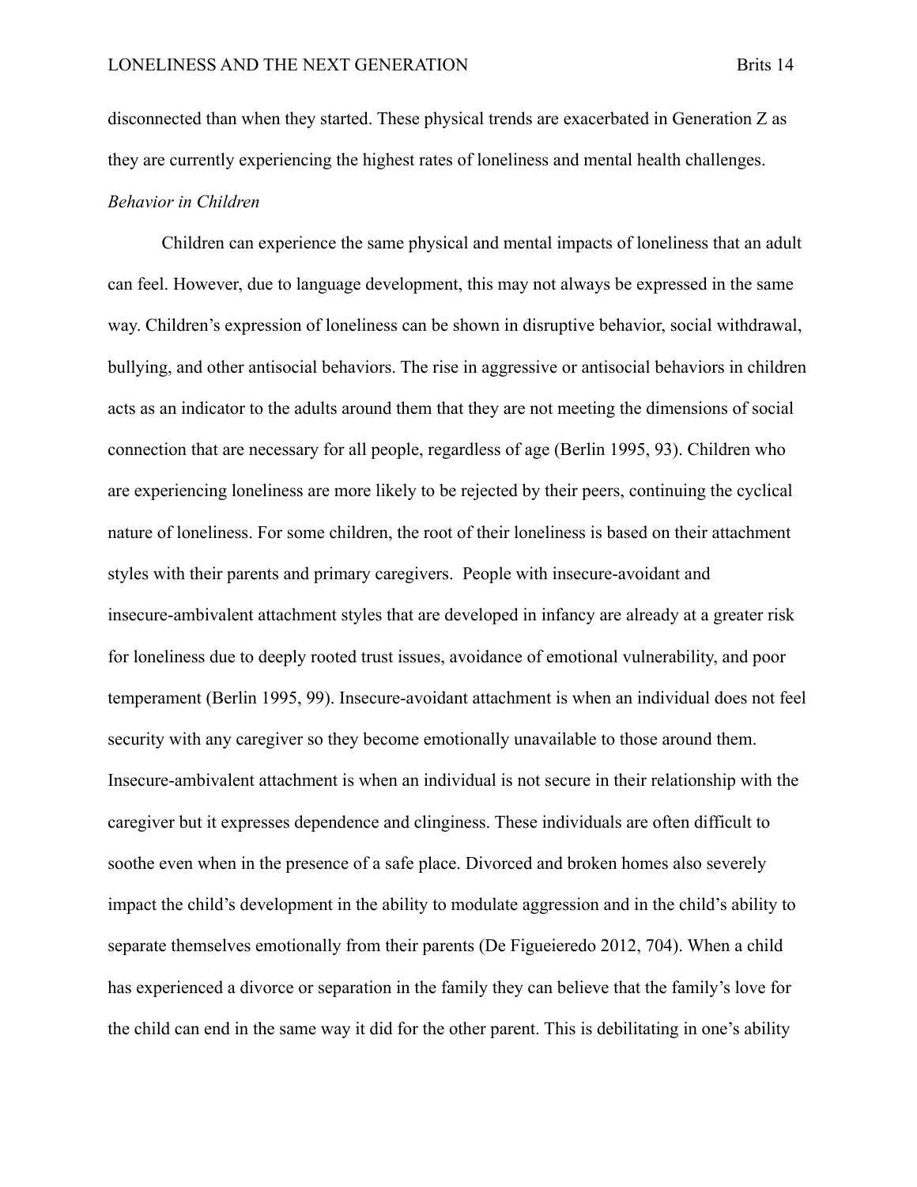disconnected than when they started. These physical trends are exacerbated in Generation Z as they are currently experiencing the highest rates of loneliness and mental health challenges.

*Behavior in Children*

Children can experience the same physical and mental impacts of loneliness that an adult can feel. However, due to language development, this may not always be expressed in the same way. Children's expression of loneliness can be shown in disruptive behavior, social withdrawal, bullying, and other antisocial behaviors. The rise in aggressive or antisocial behaviors in children acts as an indicator to the adults around them that they are not meeting the dimensions of social connection that are necessary for all people, regardless of age (Berlin 1995, 93). Children who are experiencing loneliness are more likely to be rejected by their peers, continuing the cyclical nature of loneliness. For some children, the root of their loneliness is based on their attachment styles with their parents and primary caregivers. People with insecure-avoidant and insecure-ambivalent attachment styles that are developed in infancy are already at a greater risk for loneliness due to deeply rooted trust issues, avoidance of emotional vulnerability, and poor temperament (Berlin 1995, 99). Insecure-avoidant attachment is when an individual does not feel security with any caregiver so they become emotionally unavailable to those around them. Insecure-ambivalent attachment is when an individual is not secure in their relationship with the caregiver but it expresses dependence and clinginess. These individuals are often difficult to soothe even when in the presence of a safe place. Divorced and broken homes also severely impact the child's development in the ability to modulate aggression and in the child's ability to separate themselves emotionally from their parents (De Figueieredo 2012, 704). When a child has experienced a divorce or separation in the family they can believe that the family's love for the child can end in the same way it did for the other parent. This is debilitating in one's ability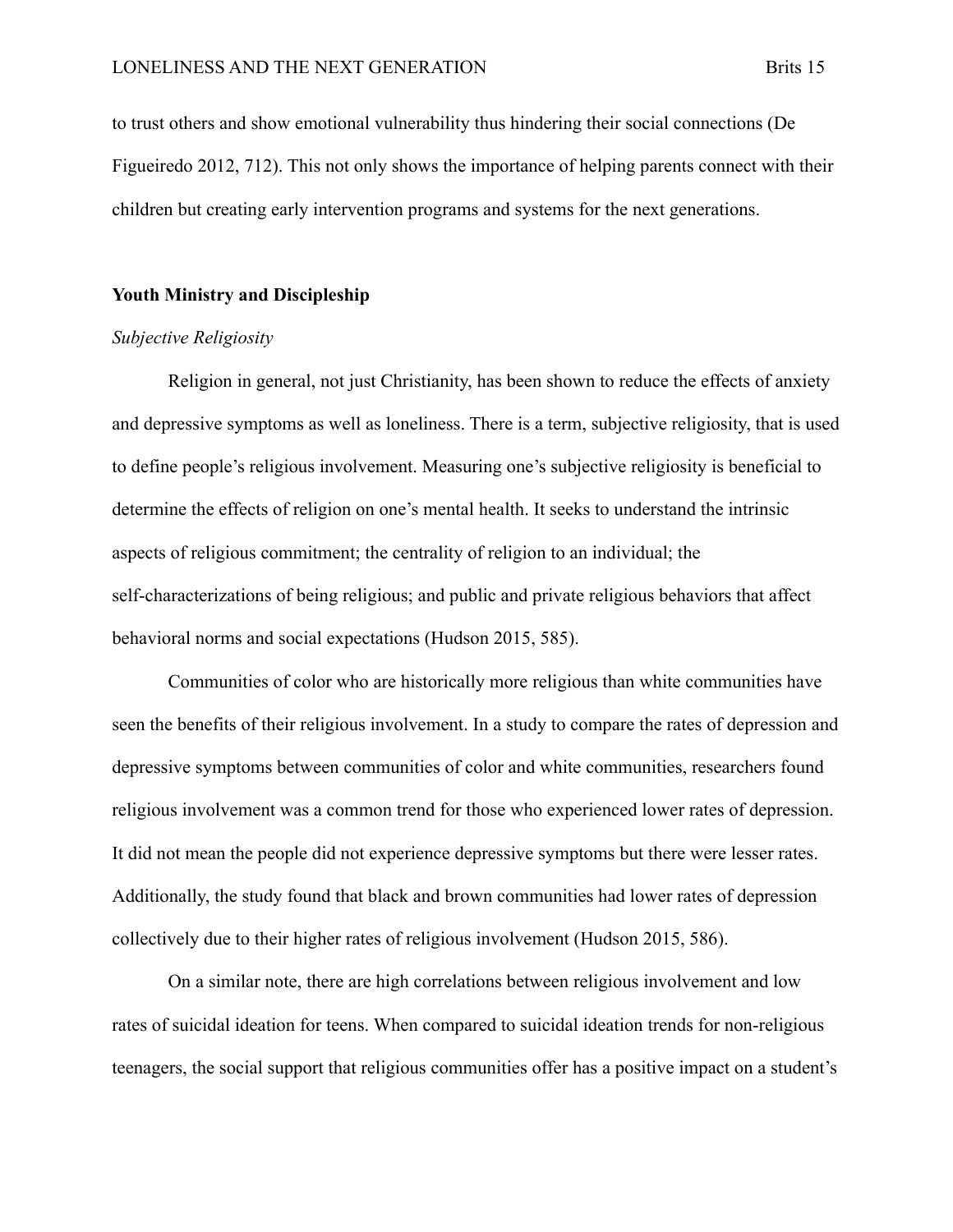to trust others and show emotional vulnerability thus hindering their social connections (De Figueiredo 2012, 712). This not only shows the importance of helping parents connect with their children but creating early intervention programs and systems for the next generations.

## Youth Ministry and Discipleship

### *Subjective Religiosity*

Religion in general, not just Christianity, has been shown to reduce the effects of anxiety and depressive symptoms as well as loneliness. There is a term, subjective religiosity, that is used to define people's religious involvement. Measuring one's subjective religiosity is beneficial to determine the effects of religion on one's mental health. It seeks to understand the intrinsic aspects of religious commitment; the centrality of religion to an individual; the self-characterizations of being religious; and public and private religious behaviors that affect behavioral norms and social expectations (Hudson 2015, 585).

Communities of color who are historically more religious than white communities have seen the benefits of their religious involvement. In a study to compare the rates of depression and depressive symptoms between communities of color and white communities, researchers found religious involvement was a common trend for those who experienced lower rates of depression. It did not mean the people did not experience depressive symptoms but there were lesser rates. Additionally, the study found that black and brown communities had lower rates of depression collectively due to their higher rates of religious involvement (Hudson 2015, 586).

On a similar note, there are high correlations between religious involvement and low rates of suicidal ideation for teens. When compared to suicidal ideation trends for non-religious teenagers, the social support that religious communities offer has a positive impact on a student's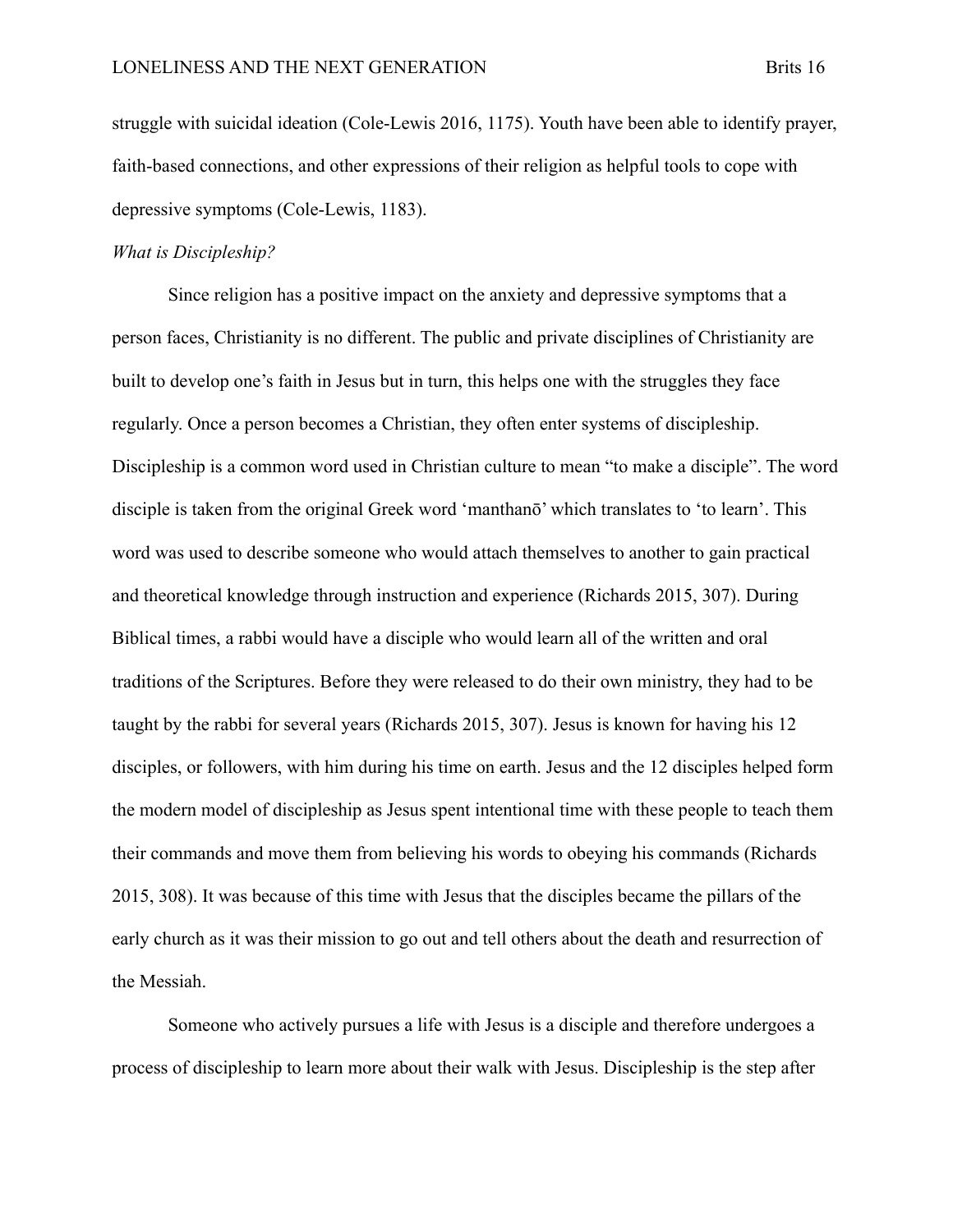struggle with suicidal ideation (Cole-Lewis 2016, 1175). Youth have been able to identify prayer, faith-based connections, and other expressions of their religion as helpful tools to cope with depressive symptoms (Cole-Lewis, 1183).

*What is Discipleship?*

Since religion has a positive impact on the anxiety and depressive symptoms that a person faces, Christianity is no different. The public and private disciplines of Christianity are built to develop one's faith in Jesus but in turn, this helps one with the struggles they face regularly. Once a person becomes a Christian, they often enter systems of discipleship. Discipleship is a common word used in Christian culture to mean "to make a disciple". The word disciple is taken from the original Greek word 'manthanō' which translates to 'to learn'. This word was used to describe someone who would attach themselves to another to gain practical and theoretical knowledge through instruction and experience (Richards 2015, 307). During Biblical times, a rabbi would have a disciple who would learn all of the written and oral traditions of the Scriptures. Before they were released to do their own ministry, they had to be taught by the rabbi for several years (Richards 2015, 307). Jesus is known for having his 12 disciples, or followers, with him during his time on earth. Jesus and the 12 disciples helped form the modern model of discipleship as Jesus spent intentional time with these people to teach them their commands and move them from believing his words to obeying his commands (Richards 2015, 308). It was because of this time with Jesus that the disciples became the pillars of the early church as it was their mission to go out and tell others about the death and resurrection of the Messiah.

Someone who actively pursues a life with Jesus is a disciple and therefore undergoes a process of discipleship to learn more about their walk with Jesus. Discipleship is the step after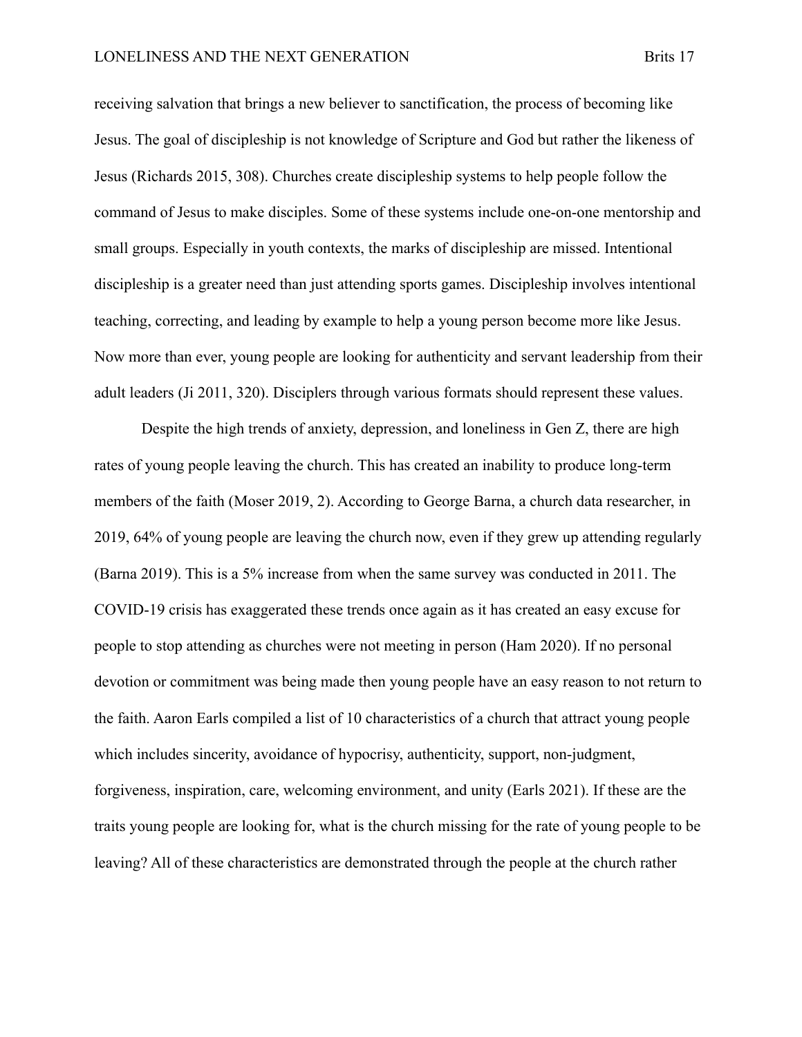receiving salvation that brings a new believer to sanctification, the process of becoming like Jesus. The goal of discipleship is not knowledge of Scripture and God but rather the likeness of Jesus (Richards 2015, 308). Churches create discipleship systems to help people follow the command of Jesus to make disciples. Some of these systems include one-on-one mentorship and small groups. Especially in youth contexts, the marks of discipleship are missed. Intentional discipleship is a greater need than just attending sports games. Discipleship involves intentional teaching, correcting, and leading by example to help a young person become more like Jesus. Now more than ever, young people are looking for authenticity and servant leadership from their adult leaders (Ji 2011, 320). Disciplers through various formats should represent these values.

Despite the high trends of anxiety, depression, and loneliness in Gen Z, there are high rates of young people leaving the church. This has created an inability to produce long-term members of the faith (Moser 2019, 2). According to George Barna, a church data researcher, in 2019, 64% of young people are leaving the church now, even if they grew up attending regularly (Barna 2019). This is a 5% increase from when the same survey was conducted in 2011. The COVID-19 crisis has exaggerated these trends once again as it has created an easy excuse for people to stop attending as churches were not meeting in person (Ham 2020). If no personal devotion or commitment was being made then young people have an easy reason to not return to the faith. Aaron Earls compiled a list of 10 characteristics of a church that attract young people which includes sincerity, avoidance of hypocrisy, authenticity, support, non-judgment, forgiveness, inspiration, care, welcoming environment, and unity (Earls 2021). If these are the traits young people are looking for, what is the church missing for the rate of young people to be leaving? All of these characteristics are demonstrated through the people at the church rather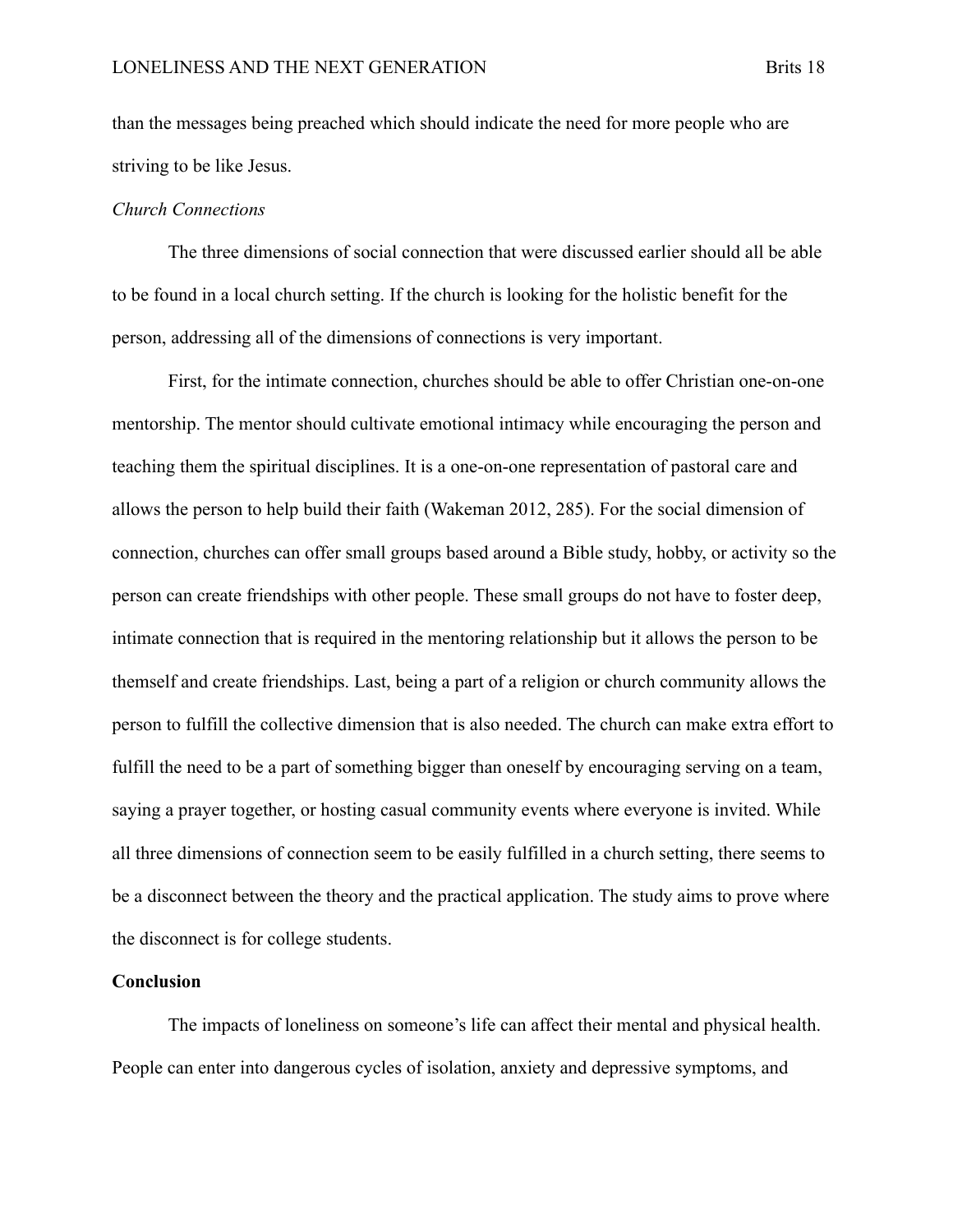than the messages being preached which should indicate the need for more people who are striving to be like Jesus.

*Church Connections*

The three dimensions of social connection that were discussed earlier should all be able to be found in a local church setting. If the church is looking for the holistic benefit for the person, addressing all of the dimensions of connections is very important.

First, for the intimate connection, churches should be able to offer Christian one-on-one mentorship. The mentor should cultivate emotional intimacy while encouraging the person and teaching them the spiritual disciplines. It is a one-on-one representation of pastoral care and allows the person to help build their faith (Wakeman 2012, 285). For the social dimension of connection, churches can offer small groups based around a Bible study, hobby, or activity so the person can create friendships with other people. These small groups do not have to foster deep, intimate connection that is required in the mentoring relationship but it allows the person to be themself and create friendships. Last, being a part of a religion or church community allows the person to fulfill the collective dimension that is also needed. The church can make extra effort to fulfill the need to be a part of something bigger than oneself by encouraging serving on a team, saying a prayer together, or hosting casual community events where everyone is invited. While all three dimensions of connection seem to be easily fulfilled in a church setting, there seems to be a disconnect between the theory and the practical application. The study aims to prove where the disconnect is for college students.

**Conclusion**

The impacts of loneliness on someone's life can affect their mental and physical health. People can enter into dangerous cycles of isolation, anxiety and depressive symptoms, and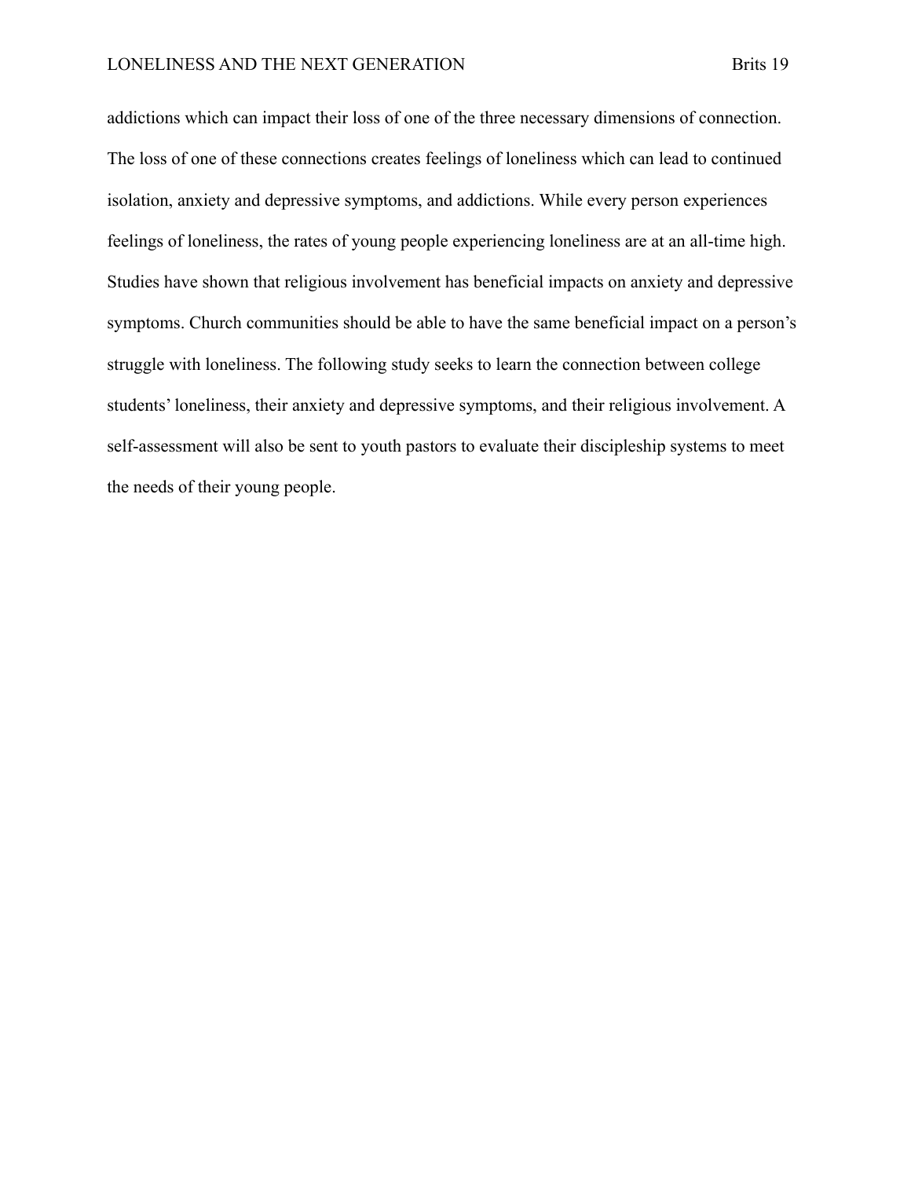addictions which can impact their loss of one of the three necessary dimensions of connection. The loss of one of these connections creates feelings of loneliness which can lead to continued isolation, anxiety and depressive symptoms, and addictions. While every person experiences feelings of loneliness, the rates of young people experiencing loneliness are at an all-time high. Studies have shown that religious involvement has beneficial impacts on anxiety and depressive symptoms. Church communities should be able to have the same beneficial impact on a person's struggle with loneliness. The following study seeks to learn the connection between college students' loneliness, their anxiety and depressive symptoms, and their religious involvement. A self-assessment will also be sent to youth pastors to evaluate their discipleship systems to meet the needs of their young people.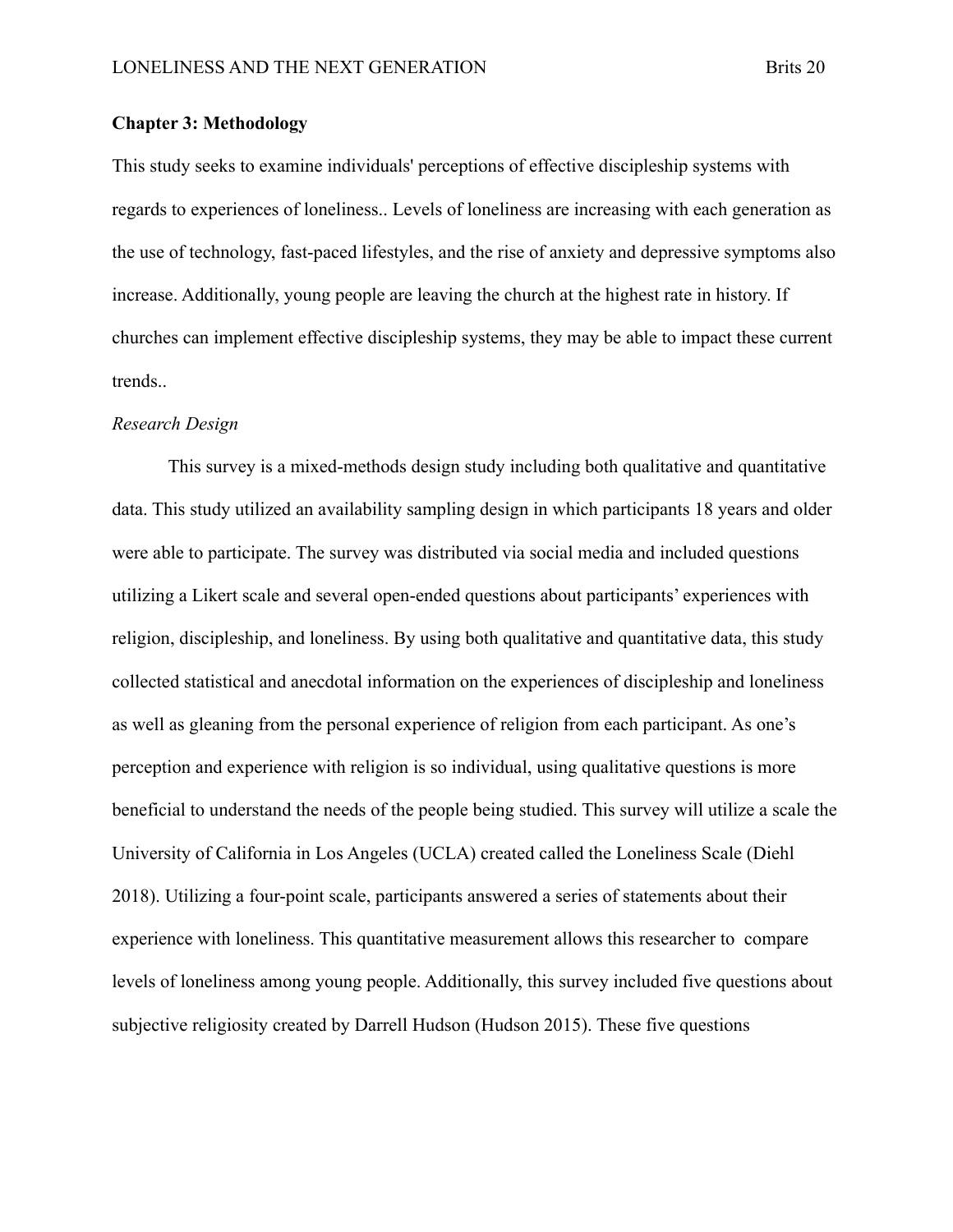**Chapter 3: Methodology**

This study seeks to examine individuals' perceptions of effective discipleship systems with regards to experiences of loneliness.. Levels of loneliness are increasing with each generation as the use of technology, fast-paced lifestyles, and the rise of anxiety and depressive symptoms also increase. Additionally, young people are leaving the church at the highest rate in history. If churches can implement effective discipleship systems, they may be able to impact these current trends..

*Research Design*

This survey is a mixed-methods design study including both qualitative and quantitative data. This study utilized an availability sampling design in which participants 18 years and older were able to participate. The survey was distributed via social media and included questions utilizing a Likert scale and several open-ended questions about participants' experiences with religion, discipleship, and loneliness. By using both qualitative and quantitative data, this study collected statistical and anecdotal information on the experiences of discipleship and loneliness as well as gleaning from the personal experience of religion from each participant. As one's perception and experience with religion is so individual, using qualitative questions is more beneficial to understand the needs of the people being studied. This survey will utilize a scale the University of California in Los Angeles (UCLA) created called the Loneliness Scale (Diehl 2018). Utilizing a four-point scale, participants answered a series of statements about their experience with loneliness. This quantitative measurement allows this researcher to compare levels of loneliness among young people. Additionally, this survey included five questions about subjective religiosity created by Darrell Hudson (Hudson 2015). These five questions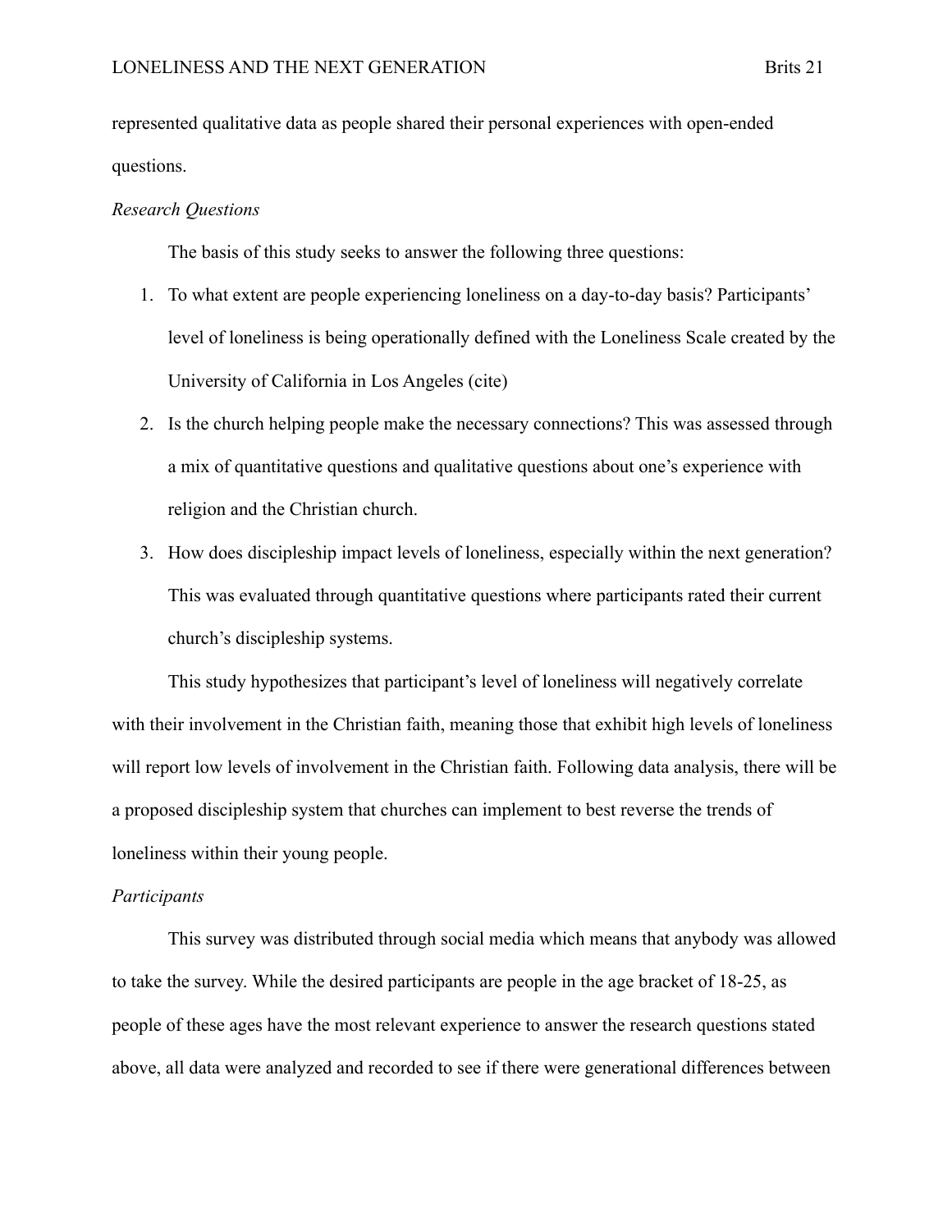represented qualitative data as people shared their personal experiences with open-ended questions.

*Research Questions*

The basis of this study seeks to answer the following three questions:

1. To what extent are people experiencing loneliness on a day-to-day basis? Participants' level of loneliness is being operationally defined with the Loneliness Scale created by the University of California in Los Angeles (cite)
2. Is the church helping people make the necessary connections? This was assessed through a mix of quantitative questions and qualitative questions about one's experience with religion and the Christian church.
3. How does discipleship impact levels of loneliness, especially within the next generation? This was evaluated through quantitative questions where participants rated their current church's discipleship systems.

This study hypothesizes that participant's level of loneliness will negatively correlate with their involvement in the Christian faith, meaning those that exhibit high levels of loneliness will report low levels of involvement in the Christian faith. Following data analysis, there will be a proposed discipleship system that churches can implement to best reverse the trends of loneliness within their young people.

*Participants*

This survey was distributed through social media which means that anybody was allowed to take the survey. While the desired participants are people in the age bracket of 18-25, as people of these ages have the most relevant experience to answer the research questions stated above, all data were analyzed and recorded to see if there were generational differences between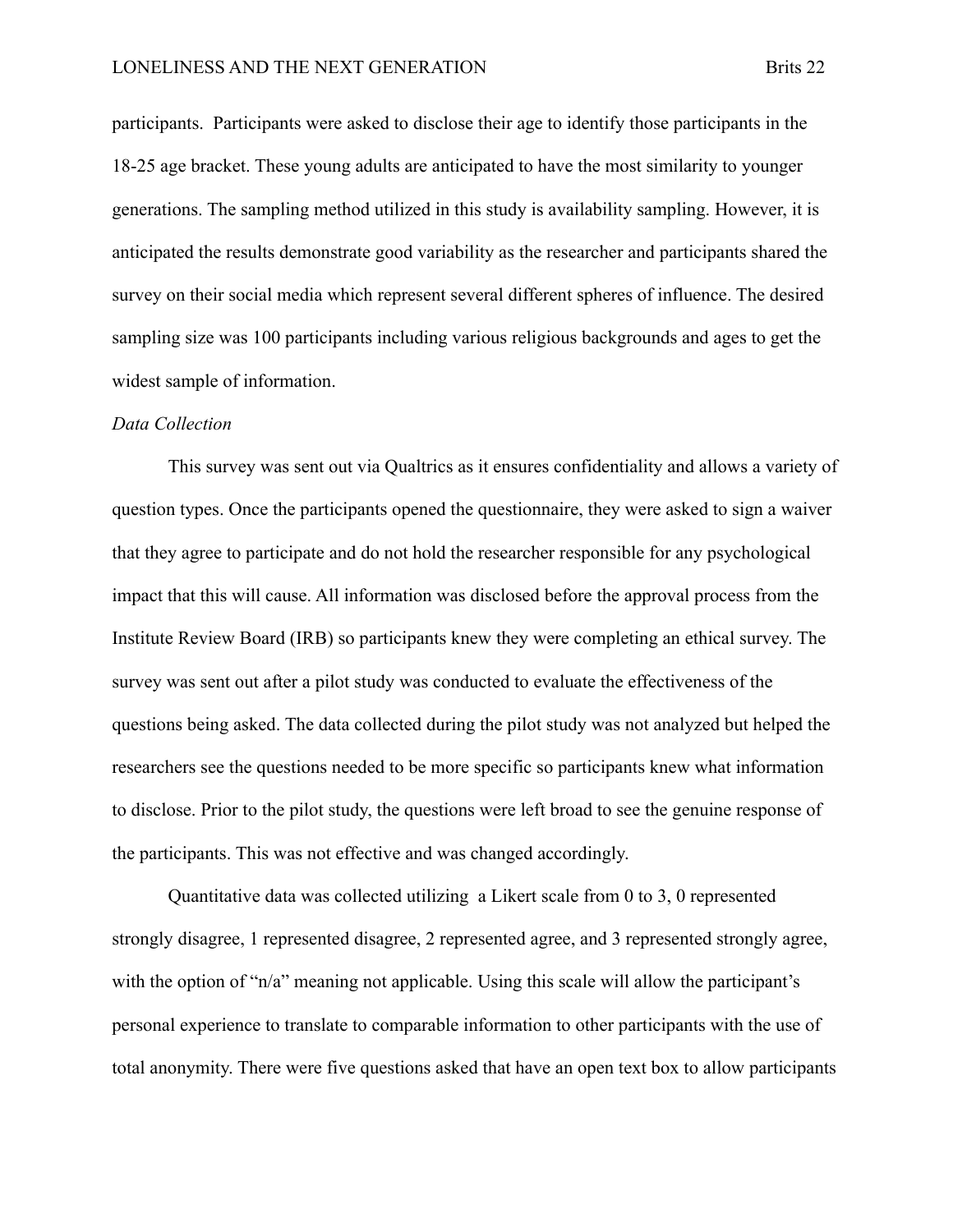participants. Participants were asked to disclose their age to identify those participants in the 18-25 age bracket. These young adults are anticipated to have the most similarity to younger generations. The sampling method utilized in this study is availability sampling. However, it is anticipated the results demonstrate good variability as the researcher and participants shared the survey on their social media which represent several different spheres of influence. The desired sampling size was 100 participants including various religious backgrounds and ages to get the widest sample of information.

*Data Collection*

This survey was sent out via Qualtrics as it ensures confidentiality and allows a variety of question types. Once the participants opened the questionnaire, they were asked to sign a waiver that they agree to participate and do not hold the researcher responsible for any psychological impact that this will cause. All information was disclosed before the approval process from the Institute Review Board (IRB) so participants knew they were completing an ethical survey. The survey was sent out after a pilot study was conducted to evaluate the effectiveness of the questions being asked. The data collected during the pilot study was not analyzed but helped the researchers see the questions needed to be more specific so participants knew what information to disclose. Prior to the pilot study, the questions were left broad to see the genuine response of the participants. This was not effective and was changed accordingly.

Quantitative data was collected utilizing a Likert scale from 0 to 3, 0 represented strongly disagree, 1 represented disagree, 2 represented agree, and 3 represented strongly agree, with the option of "n/a" meaning not applicable. Using this scale will allow the participant's personal experience to translate to comparable information to other participants with the use of total anonymity. There were five questions asked that have an open text box to allow participants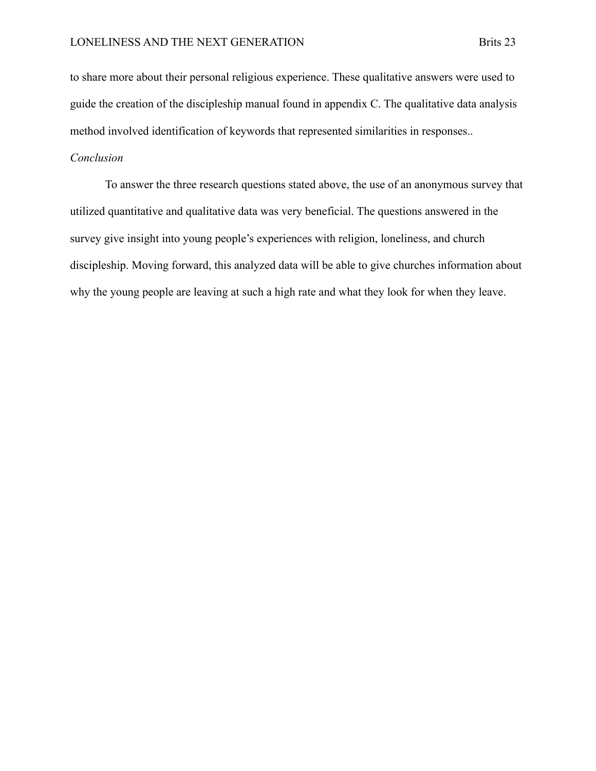to share more about their personal religious experience. These qualitative answers were used to guide the creation of the discipleship manual found in appendix C. The qualitative data analysis method involved identification of keywords that represented similarities in responses..

*Conclusion*

To answer the three research questions stated above, the use of an anonymous survey that utilized quantitative and qualitative data was very beneficial. The questions answered in the survey give insight into young people's experiences with religion, loneliness, and church discipleship. Moving forward, this analyzed data will be able to give churches information about why the young people are leaving at such a high rate and what they look for when they leave.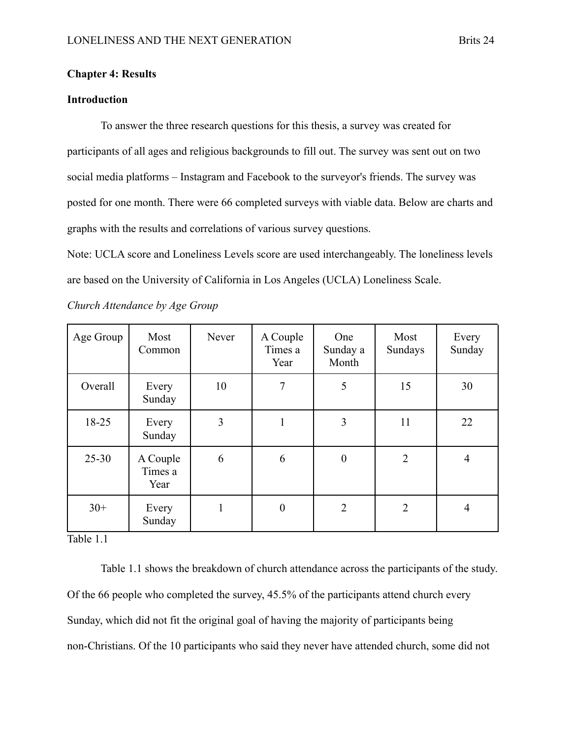## Chapter 4: Results

### Introduction

To answer the three research questions for this thesis, a survey was created for participants of all ages and religious backgrounds to fill out. The survey was sent out on two social media platforms – Instagram and Facebook to the surveyor's friends. The survey was posted for one month. There were 66 completed surveys with viable data. Below are charts and graphs with the results and correlations of various survey questions.

Note: UCLA score and Loneliness Levels score are used interchangeably. The loneliness levels are based on the University of California in Los Angeles (UCLA) Loneliness Scale.

*Church Attendance by Age Group*

| Age Group | Most Common | Never | A Couple Times a Year | One Sunday a Month | Most Sundays | Every Sunday |
|---|---|---|---|---|---|---|
| Overall | Every Sunday | 10 | 7 | 5 | 15 | 30 |
| 18-25 | Every Sunday | 3 | 1 | 3 | 11 | 22 |
| 25-30 | A Couple Times a Year | 6 | 6 | 0 | 2 | 4 |
| 30+ | Every Sunday | 1 | 0 | 2 | 2 | 4 |

Table 1.1

Table 1.1 shows the breakdown of church attendance across the participants of the study. Of the 66 people who completed the survey, 45.5% of the participants attend church every Sunday, which did not fit the original goal of having the majority of participants being non-Christians. Of the 10 participants who said they never have attended church, some did not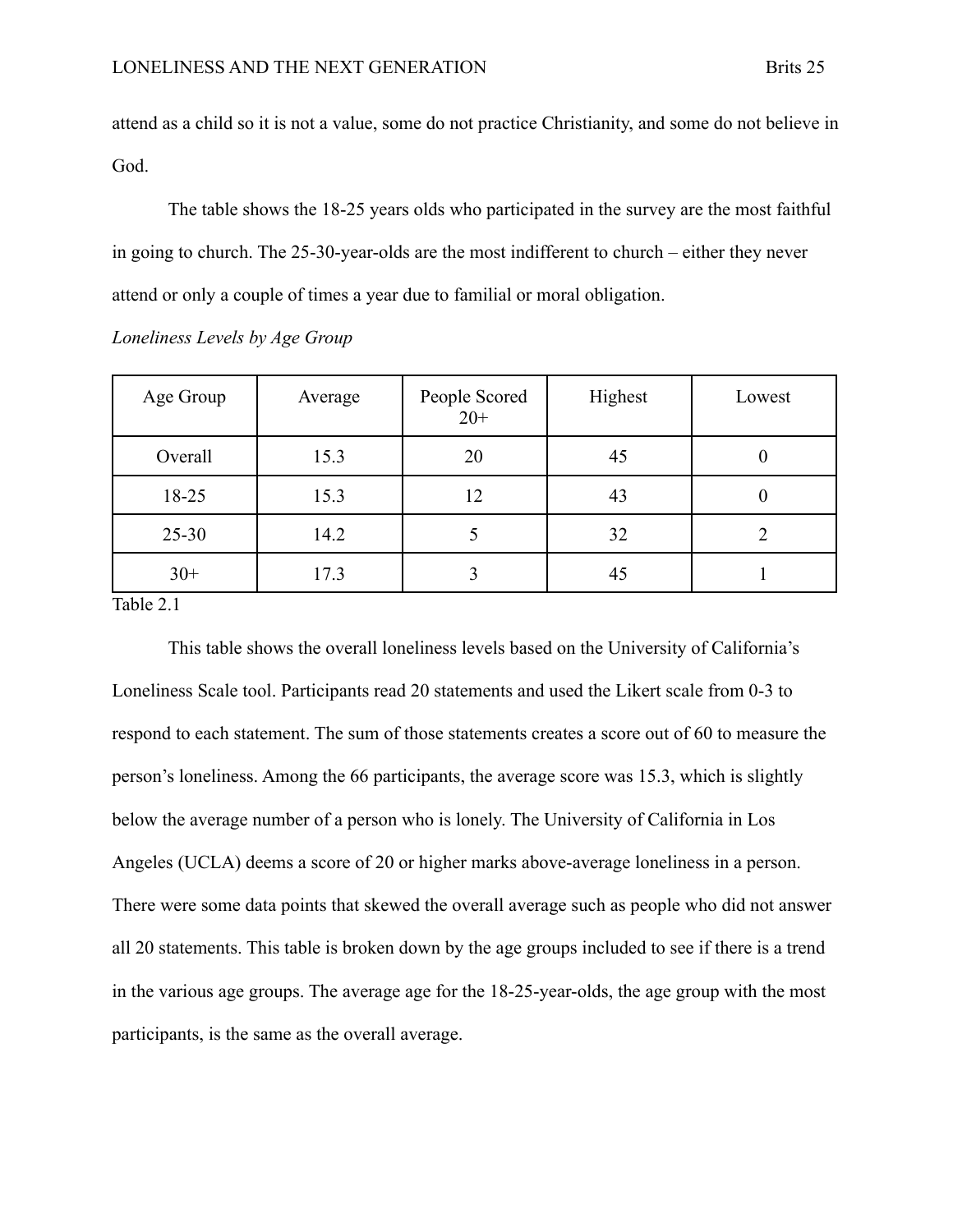attend as a child so it is not a value, some do not practice Christianity, and some do not believe in God.

The table shows the 18-25 years olds who participated in the survey are the most faithful in going to church. The 25-30-year-olds are the most indifferent to church – either they never attend or only a couple of times a year due to familial or moral obligation.

*Loneliness Levels by Age Group*

| Age Group | Average | People Scored 20+ | Highest | Lowest |
|---|---|---|---|---|
| Overall | 15.3 | 20 | 45 | 0 |
| 18-25 | 15.3 | 12 | 43 | 0 |
| 25-30 | 14.2 | 5 | 32 | 2 |
| 30+ | 17.3 | 3 | 45 | 1 |

Table 2.1

This table shows the overall loneliness levels based on the University of California's Loneliness Scale tool. Participants read 20 statements and used the Likert scale from 0-3 to respond to each statement. The sum of those statements creates a score out of 60 to measure the person's loneliness. Among the 66 participants, the average score was 15.3, which is slightly below the average number of a person who is lonely. The University of California in Los Angeles (UCLA) deems a score of 20 or higher marks above-average loneliness in a person. There were some data points that skewed the overall average such as people who did not answer all 20 statements. This table is broken down by the age groups included to see if there is a trend in the various age groups. The average age for the 18-25-year-olds, the age group with the most participants, is the same as the overall average.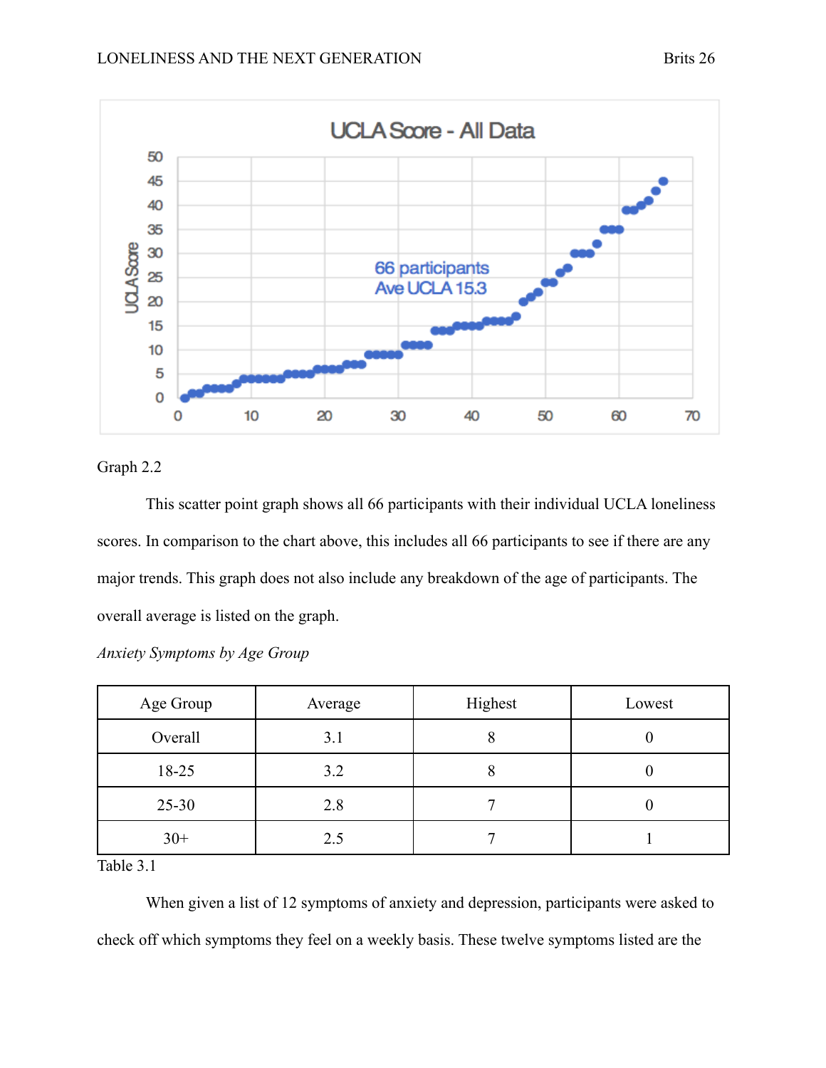Graph 2.2

This scatter point graph shows all 66 participants with their individual UCLA loneliness scores. In comparison to the chart above, this includes all 66 participants to see if there are any major trends. This graph does not also include any breakdown of the age of participants. The overall average is listed on the graph.

*Anxiety Symptoms by Age Group*

| Age Group | Average | Highest | Lowest |
|---|---|---|---|
| Overall | 3.1 | 8 | 0 |
| 18-25 | 3.2 | 8 | 0 |
| 25-30 | 2.8 | 7 | 0 |
| 30+ | 2.5 | 7 | 1 |

Table 3.1

When given a list of 12 symptoms of anxiety and depression, participants were asked to check off which symptoms they feel on a weekly basis. These twelve symptoms listed are the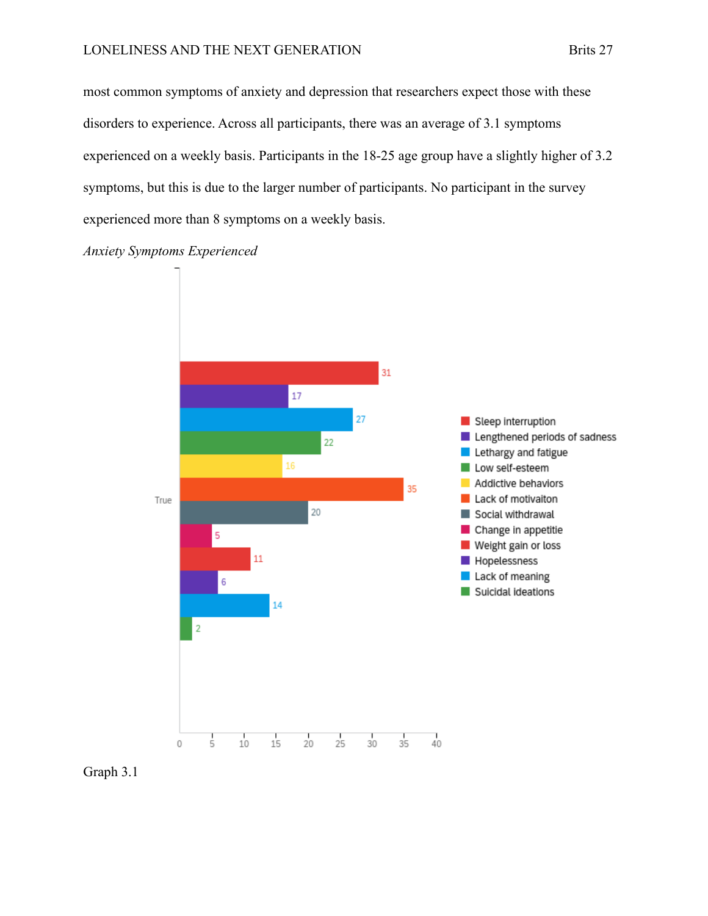most common symptoms of anxiety and depression that researchers expect those with these disorders to experience. Across all participants, there was an average of 3.1 symptoms experienced on a weekly basis. Participants in the 18-25 age group have a slightly higher of 3.2 symptoms, but this is due to the larger number of participants. No participant in the survey experienced more than 8 symptoms on a weekly basis.

*Anxiety Symptoms Experienced*

| Symptom | True |
|---|---|
| Sleep interruption | 31 |
| Lengthened periods of sadness | 17 |
| Lethargy and fatigue | 27 |
| Low self-esteem | 22 |
| Addictive behaviors | 16 |
| Lack of motivaiton | 35 |
| Social withdrawal | 20 |
| Change in appetitie | 5 |
| Weight gain or loss | 11 |
| Hopelessness | 6 |
| Lack of meaning | 14 |
| Suicidal ideations | 2 |

Graph 3.1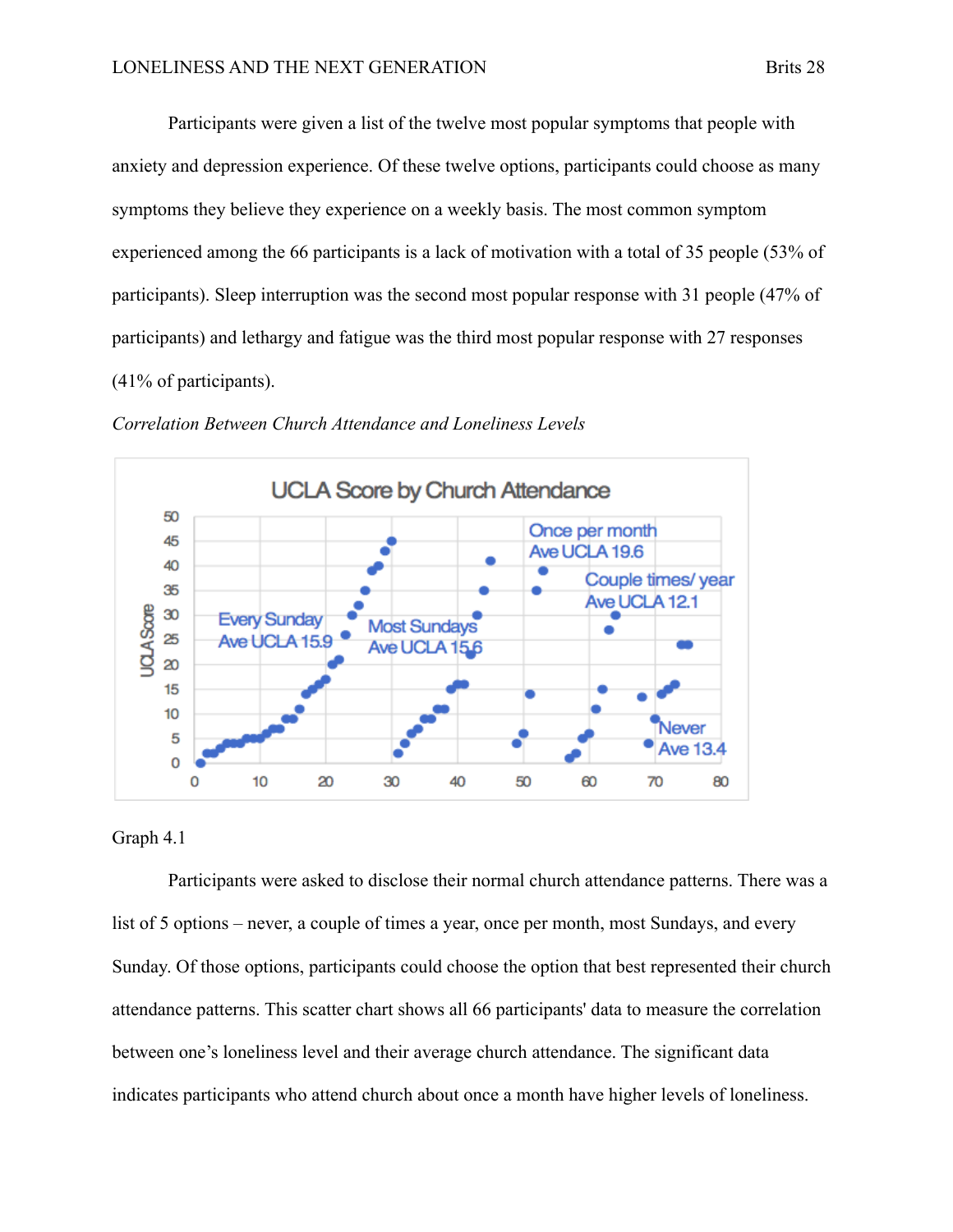Participants were given a list of the twelve most popular symptoms that people with anxiety and depression experience. Of these twelve options, participants could choose as many symptoms they believe they experience on a weekly basis. The most common symptom experienced among the 66 participants is a lack of motivation with a total of 35 people (53% of participants). Sleep interruption was the second most popular response with 31 people (47% of participants) and lethargy and fatigue was the third most popular response with 27 responses (41% of participants).

*Correlation Between Church Attendance and Loneliness Levels*

Graph 4.1

Participants were asked to disclose their normal church attendance patterns. There was a list of 5 options – never, a couple of times a year, once per month, most Sundays, and every Sunday. Of those options, participants could choose the option that best represented their church attendance patterns. This scatter chart shows all 66 participants' data to measure the correlation between one's loneliness level and their average church attendance. The significant data indicates participants who attend church about once a month have higher levels of loneliness.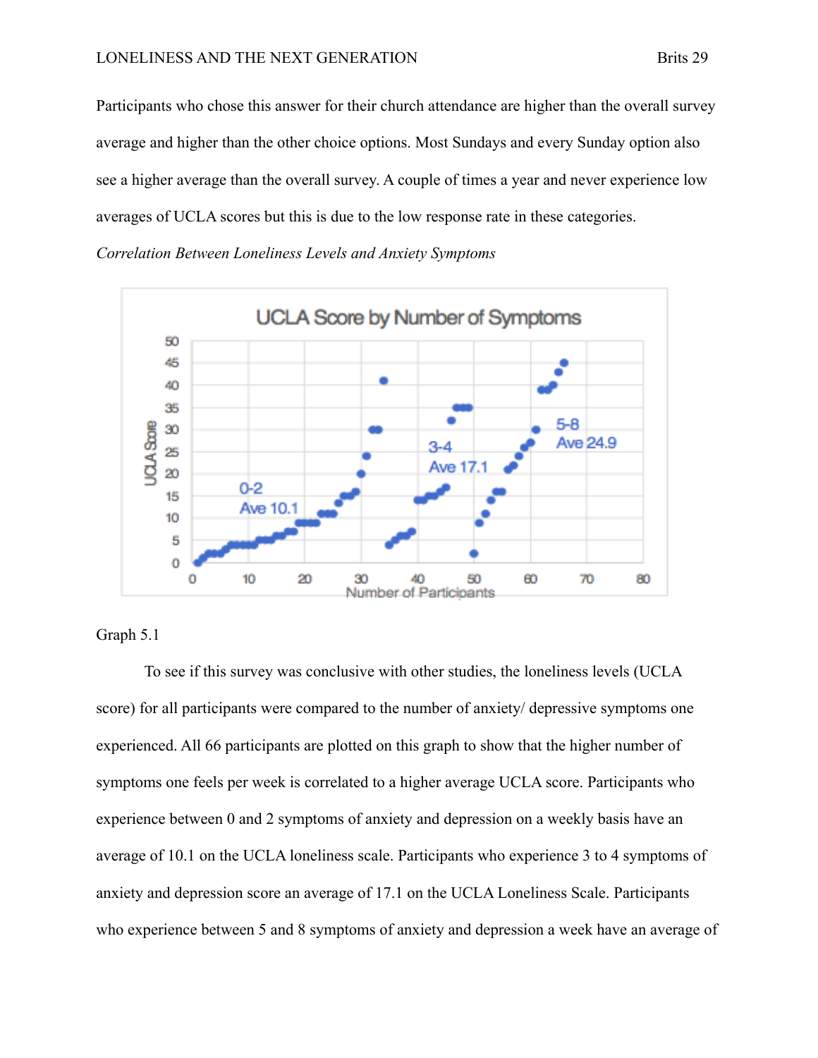Participants who chose this answer for their church attendance are higher than the overall survey average and higher than the other choice options. Most Sundays and every Sunday option also see a higher average than the overall survey. A couple of times a year and never experience low averages of UCLA scores but this is due to the low response rate in these categories.

*Correlation Between Loneliness Levels and Anxiety Symptoms*

Graph 5.1

To see if this survey was conclusive with other studies, the loneliness levels (UCLA score) for all participants were compared to the number of anxiety/ depressive symptoms one experienced. All 66 participants are plotted on this graph to show that the higher number of symptoms one feels per week is correlated to a higher average UCLA score. Participants who experience between 0 and 2 symptoms of anxiety and depression on a weekly basis have an average of 10.1 on the UCLA loneliness scale. Participants who experience 3 to 4 symptoms of anxiety and depression score an average of 17.1 on the UCLA Loneliness Scale. Participants who experience between 5 and 8 symptoms of anxiety and depression a week have an average of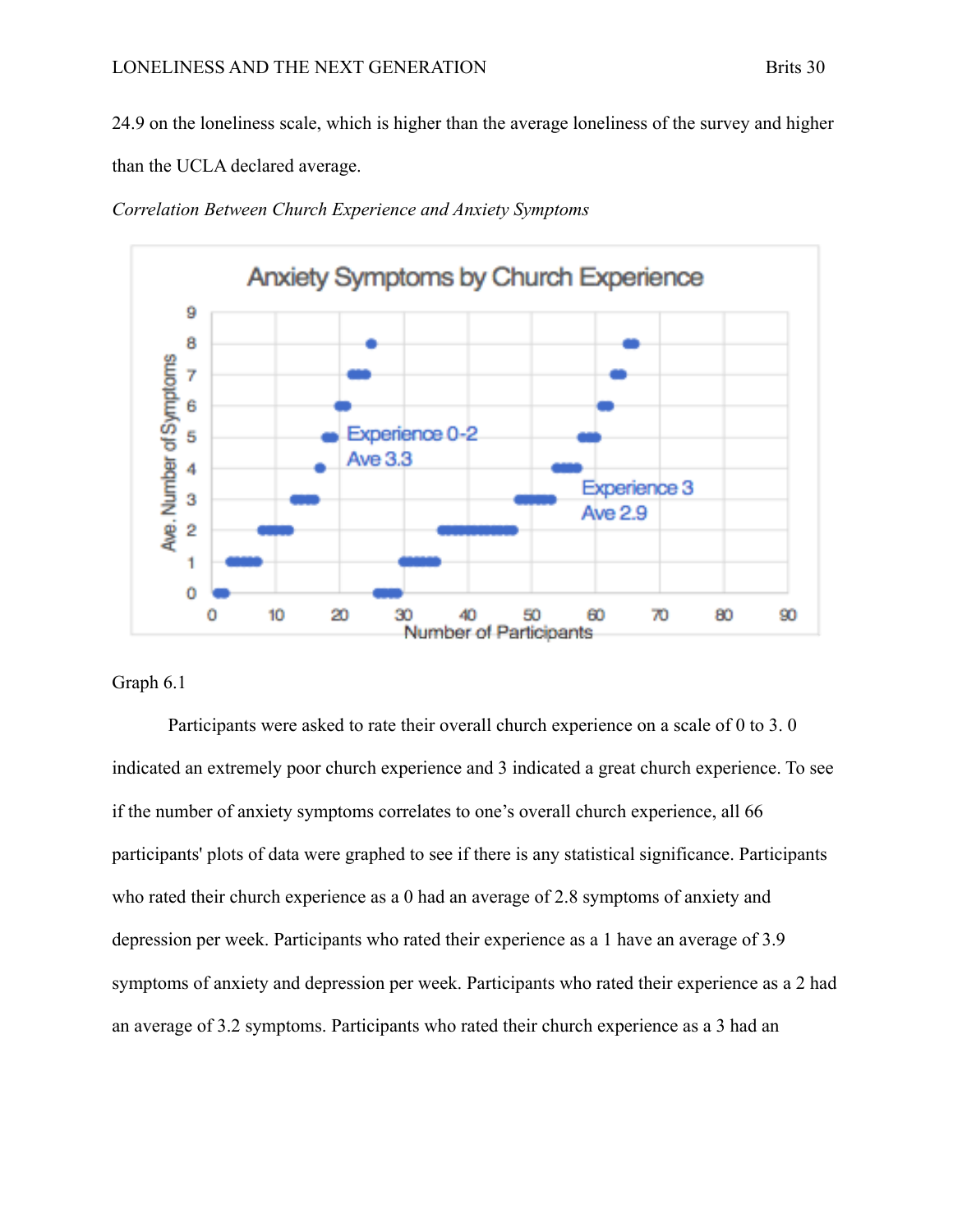24.9 on the loneliness scale, which is higher than the average loneliness of the survey and higher than the UCLA declared average.

*Correlation Between Church Experience and Anxiety Symptoms*

Graph 6.1

Participants were asked to rate their overall church experience on a scale of 0 to 3. 0 indicated an extremely poor church experience and 3 indicated a great church experience. To see if the number of anxiety symptoms correlates to one's overall church experience, all 66 participants' plots of data were graphed to see if there is any statistical significance. Participants who rated their church experience as a 0 had an average of 2.8 symptoms of anxiety and depression per week. Participants who rated their experience as a 1 have an average of 3.9 symptoms of anxiety and depression per week. Participants who rated their experience as a 2 had an average of 3.2 symptoms. Participants who rated their church experience as a 3 had an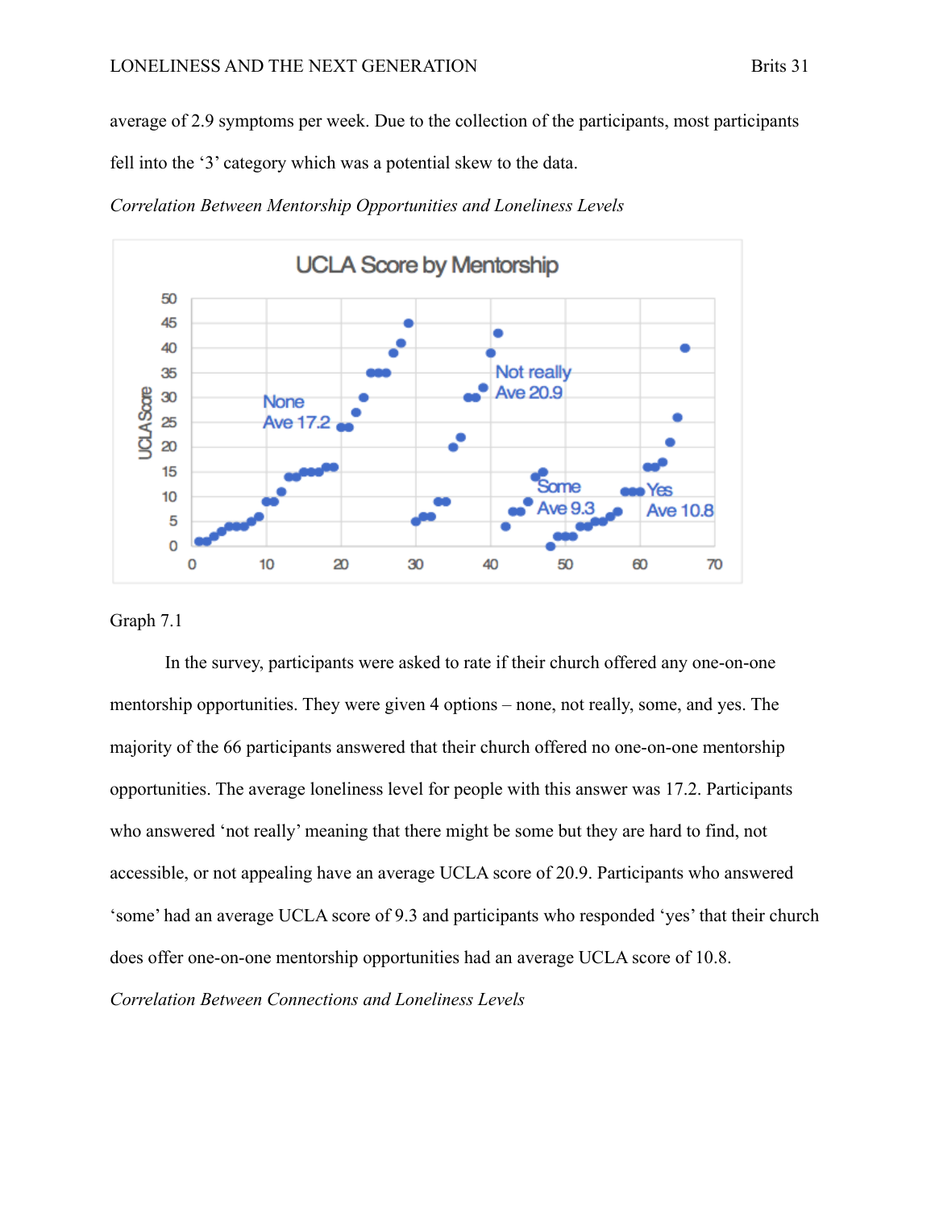average of 2.9 symptoms per week. Due to the collection of the participants, most participants fell into the '3' category which was a potential skew to the data.

*Correlation Between Mentorship Opportunities and Loneliness Levels*

Graph 7.1

In the survey, participants were asked to rate if their church offered any one-on-one mentorship opportunities. They were given 4 options – none, not really, some, and yes. The majority of the 66 participants answered that their church offered no one-on-one mentorship opportunities. The average loneliness level for people with this answer was 17.2. Participants who answered 'not really' meaning that there might be some but they are hard to find, not accessible, or not appealing have an average UCLA score of 20.9. Participants who answered 'some' had an average UCLA score of 9.3 and participants who responded 'yes' that their church does offer one-on-one mentorship opportunities had an average UCLA score of 10.8.

*Correlation Between Connections and Loneliness Levels*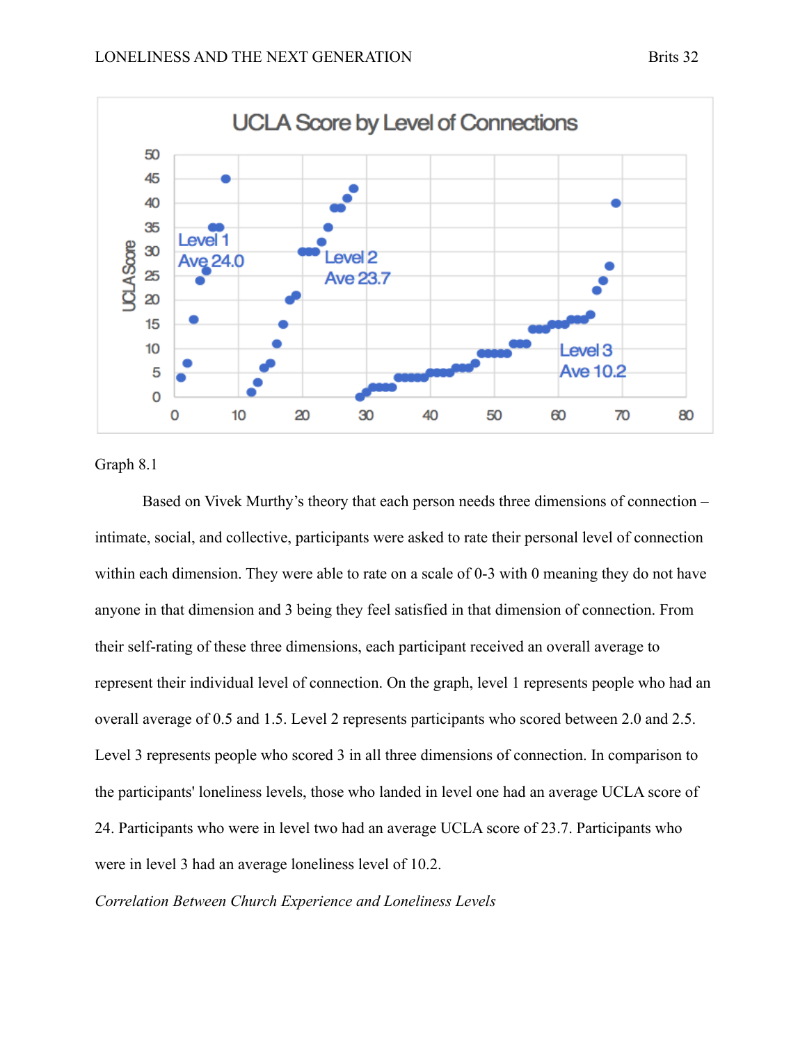Graph 8.1

Based on Vivek Murthy's theory that each person needs three dimensions of connection – intimate, social, and collective, participants were asked to rate their personal level of connection within each dimension. They were able to rate on a scale of 0-3 with 0 meaning they do not have anyone in that dimension and 3 being they feel satisfied in that dimension of connection. From their self-rating of these three dimensions, each participant received an overall average to represent their individual level of connection. On the graph, level 1 represents people who had an overall average of 0.5 and 1.5. Level 2 represents participants who scored between 2.0 and 2.5. Level 3 represents people who scored 3 in all three dimensions of connection. In comparison to the participants' loneliness levels, those who landed in level one had an average UCLA score of 24. Participants who were in level two had an average UCLA score of 23.7. Participants who were in level 3 had an average loneliness level of 10.2.

*Correlation Between Church Experience and Loneliness Levels*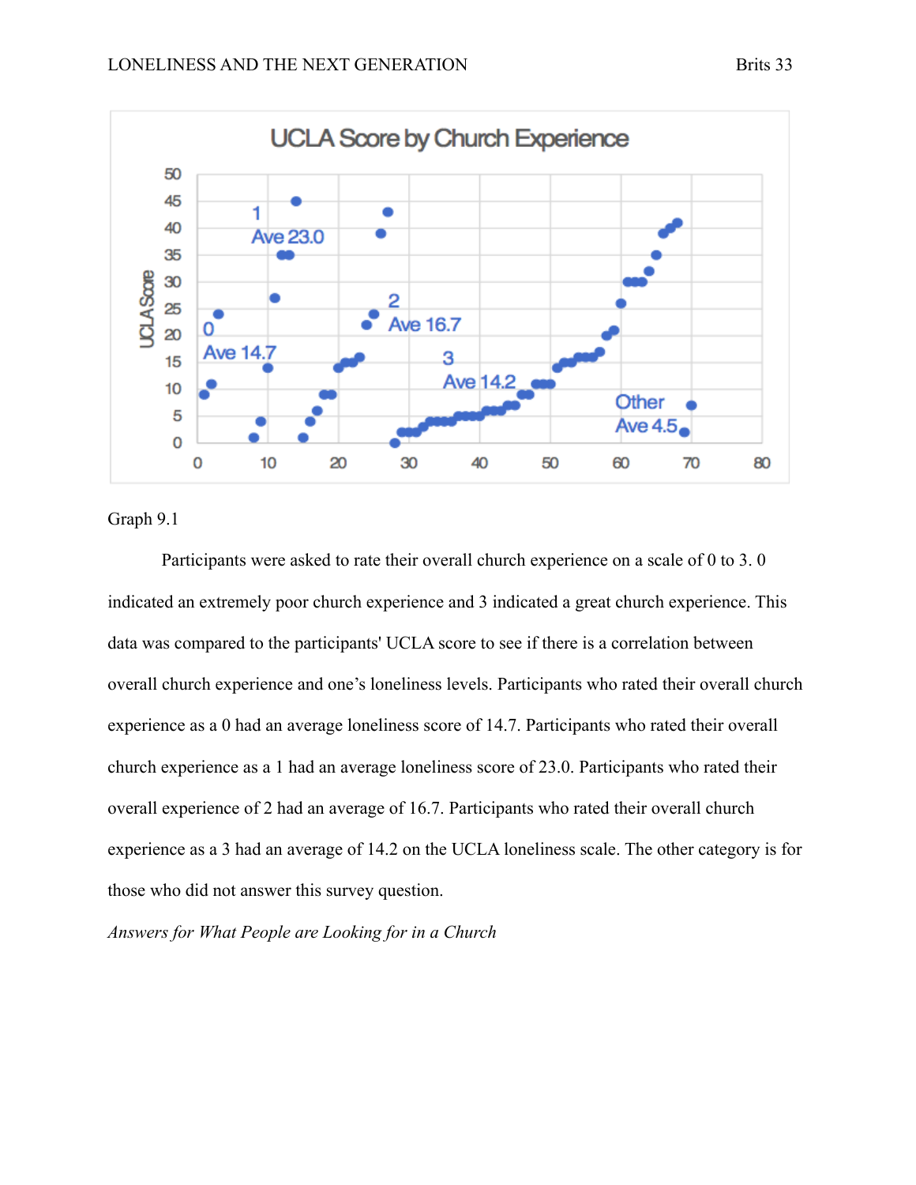Graph 9.1

Participants were asked to rate their overall church experience on a scale of 0 to 3. 0 indicated an extremely poor church experience and 3 indicated a great church experience. This data was compared to the participants' UCLA score to see if there is a correlation between overall church experience and one's loneliness levels. Participants who rated their overall church experience as a 0 had an average loneliness score of 14.7. Participants who rated their overall church experience as a 1 had an average loneliness score of 23.0. Participants who rated their overall experience of 2 had an average of 16.7. Participants who rated their overall church experience as a 3 had an average of 14.2 on the UCLA loneliness scale. The other category is for those who did not answer this survey question.

*Answers for What People are Looking for in a Church*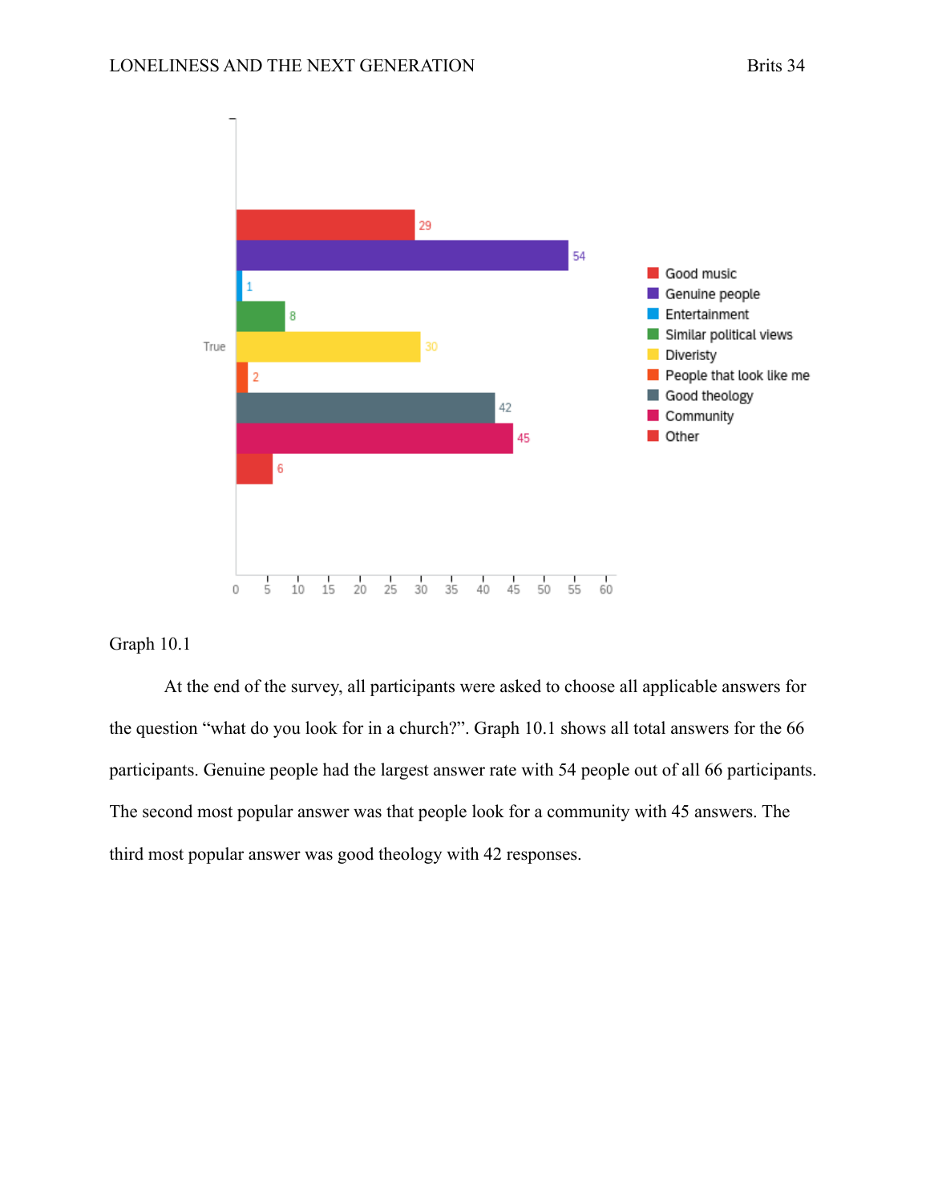| True | Count |
|---|---|
| Good music | 29 |
| Genuine people | 54 |
| Entertainment | 1 |
| Similar political views | 8 |
| Diveristy | 30 |
| People that look like me | 2 |
| Good theology | 42 |
| Community | 45 |
| Other | 6 |

Graph 10.1

At the end of the survey, all participants were asked to choose all applicable answers for the question "what do you look for in a church?". Graph 10.1 shows all total answers for the 66 participants. Genuine people had the largest answer rate with 54 people out of all 66 participants. The second most popular answer was that people look for a community with 45 answers. The third most popular answer was good theology with 42 responses.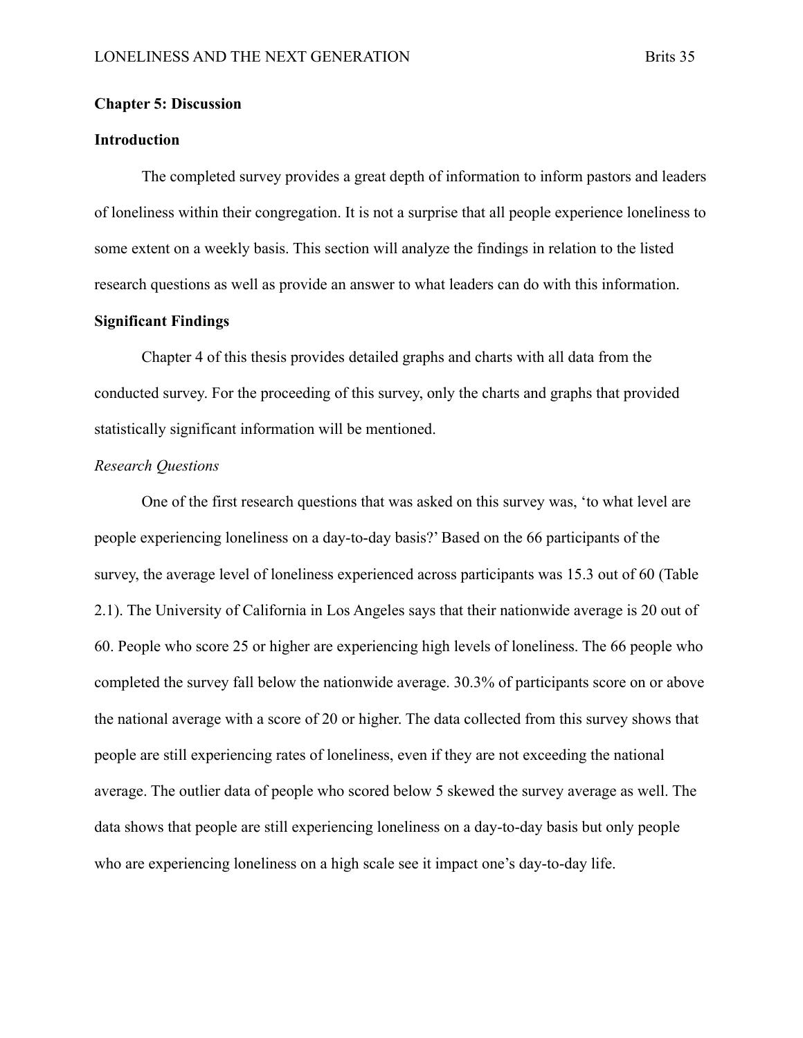## Chapter 5: Discussion

### Introduction

The completed survey provides a great depth of information to inform pastors and leaders of loneliness within their congregation. It is not a surprise that all people experience loneliness to some extent on a weekly basis. This section will analyze the findings in relation to the listed research questions as well as provide an answer to what leaders can do with this information.

### Significant Findings

Chapter 4 of this thesis provides detailed graphs and charts with all data from the conducted survey. For the proceeding of this survey, only the charts and graphs that provided statistically significant information will be mentioned.

#### *Research Questions*

One of the first research questions that was asked on this survey was, 'to what level are people experiencing loneliness on a day-to-day basis?' Based on the 66 participants of the survey, the average level of loneliness experienced across participants was 15.3 out of 60 (Table 2.1). The University of California in Los Angeles says that their nationwide average is 20 out of 60. People who score 25 or higher are experiencing high levels of loneliness. The 66 people who completed the survey fall below the nationwide average. 30.3% of participants score on or above the national average with a score of 20 or higher. The data collected from this survey shows that people are still experiencing rates of loneliness, even if they are not exceeding the national average. The outlier data of people who scored below 5 skewed the survey average as well. The data shows that people are still experiencing loneliness on a day-to-day basis but only people who are experiencing loneliness on a high scale see it impact one's day-to-day life.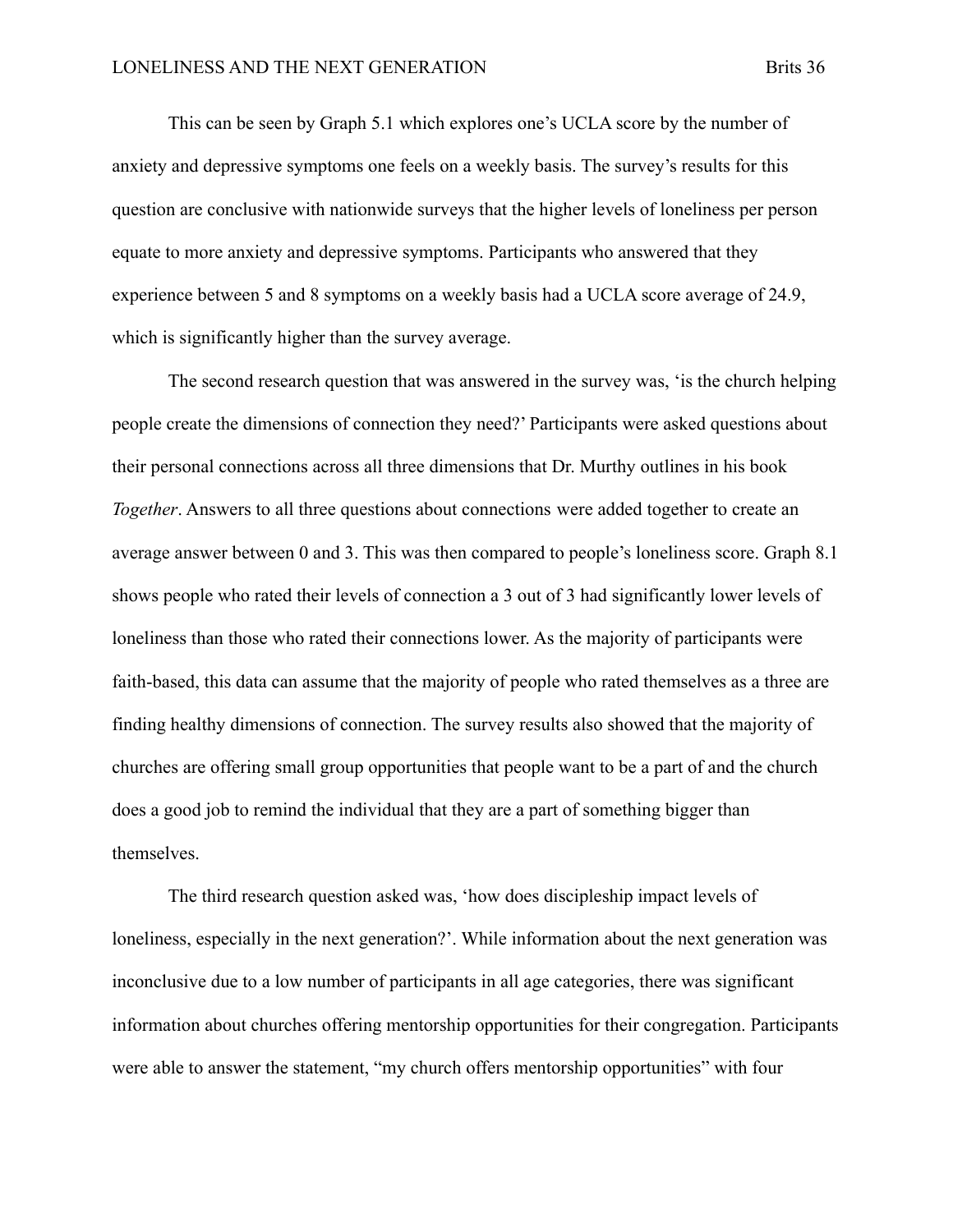This can be seen by Graph 5.1 which explores one's UCLA score by the number of anxiety and depressive symptoms one feels on a weekly basis. The survey's results for this question are conclusive with nationwide surveys that the higher levels of loneliness per person equate to more anxiety and depressive symptoms. Participants who answered that they experience between 5 and 8 symptoms on a weekly basis had a UCLA score average of 24.9, which is significantly higher than the survey average.

The second research question that was answered in the survey was, 'is the church helping people create the dimensions of connection they need?' Participants were asked questions about their personal connections across all three dimensions that Dr. Murthy outlines in his book *Together*. Answers to all three questions about connections were added together to create an average answer between 0 and 3. This was then compared to people's loneliness score. Graph 8.1 shows people who rated their levels of connection a 3 out of 3 had significantly lower levels of loneliness than those who rated their connections lower. As the majority of participants were faith-based, this data can assume that the majority of people who rated themselves as a three are finding healthy dimensions of connection. The survey results also showed that the majority of churches are offering small group opportunities that people want to be a part of and the church does a good job to remind the individual that they are a part of something bigger than themselves.

The third research question asked was, 'how does discipleship impact levels of loneliness, especially in the next generation?'. While information about the next generation was inconclusive due to a low number of participants in all age categories, there was significant information about churches offering mentorship opportunities for their congregation. Participants were able to answer the statement, "my church offers mentorship opportunities" with four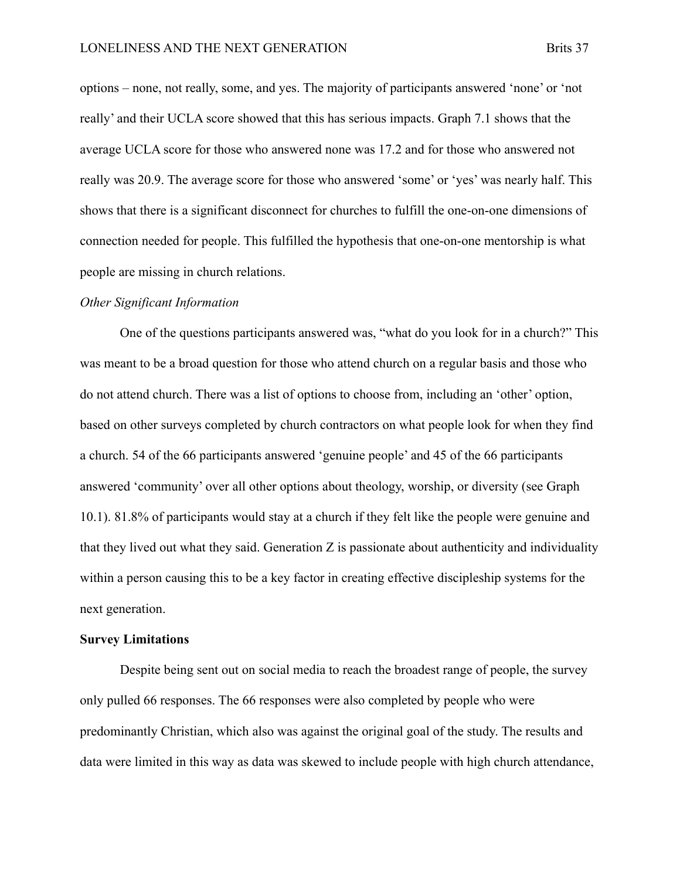options – none, not really, some, and yes. The majority of participants answered 'none' or 'not really' and their UCLA score showed that this has serious impacts. Graph 7.1 shows that the average UCLA score for those who answered none was 17.2 and for those who answered not really was 20.9. The average score for those who answered 'some' or 'yes' was nearly half. This shows that there is a significant disconnect for churches to fulfill the one-on-one dimensions of connection needed for people. This fulfilled the hypothesis that one-on-one mentorship is what people are missing in church relations.

*Other Significant Information*

One of the questions participants answered was, "what do you look for in a church?" This was meant to be a broad question for those who attend church on a regular basis and those who do not attend church. There was a list of options to choose from, including an 'other' option, based on other surveys completed by church contractors on what people look for when they find a church. 54 of the 66 participants answered 'genuine people' and 45 of the 66 participants answered 'community' over all other options about theology, worship, or diversity (see Graph 10.1). 81.8% of participants would stay at a church if they felt like the people were genuine and that they lived out what they said. Generation Z is passionate about authenticity and individuality within a person causing this to be a key factor in creating effective discipleship systems for the next generation.

**Survey Limitations**

Despite being sent out on social media to reach the broadest range of people, the survey only pulled 66 responses. The 66 responses were also completed by people who were predominantly Christian, which also was against the original goal of the study. The results and data were limited in this way as data was skewed to include people with high church attendance,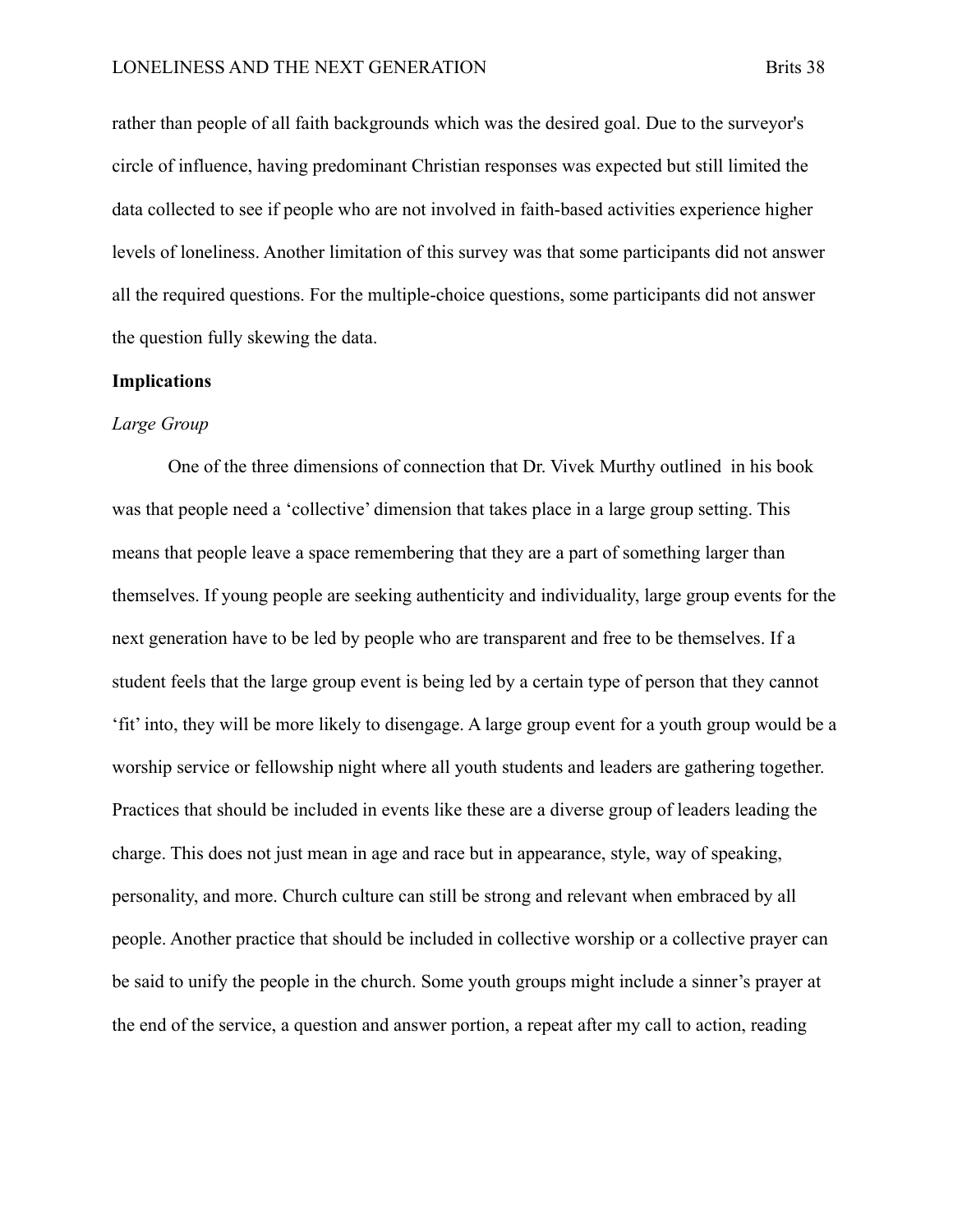rather than people of all faith backgrounds which was the desired goal. Due to the surveyor's circle of influence, having predominant Christian responses was expected but still limited the data collected to see if people who are not involved in faith-based activities experience higher levels of loneliness. Another limitation of this survey was that some participants did not answer all the required questions. For the multiple-choice questions, some participants did not answer the question fully skewing the data.

**Implications**

*Large Group*

One of the three dimensions of connection that Dr. Vivek Murthy outlined in his book was that people need a 'collective' dimension that takes place in a large group setting. This means that people leave a space remembering that they are a part of something larger than themselves. If young people are seeking authenticity and individuality, large group events for the next generation have to be led by people who are transparent and free to be themselves. If a student feels that the large group event is being led by a certain type of person that they cannot 'fit' into, they will be more likely to disengage. A large group event for a youth group would be a worship service or fellowship night where all youth students and leaders are gathering together. Practices that should be included in events like these are a diverse group of leaders leading the charge. This does not just mean in age and race but in appearance, style, way of speaking, personality, and more. Church culture can still be strong and relevant when embraced by all people. Another practice that should be included in collective worship or a collective prayer can be said to unify the people in the church. Some youth groups might include a sinner's prayer at the end of the service, a question and answer portion, a repeat after my call to action, reading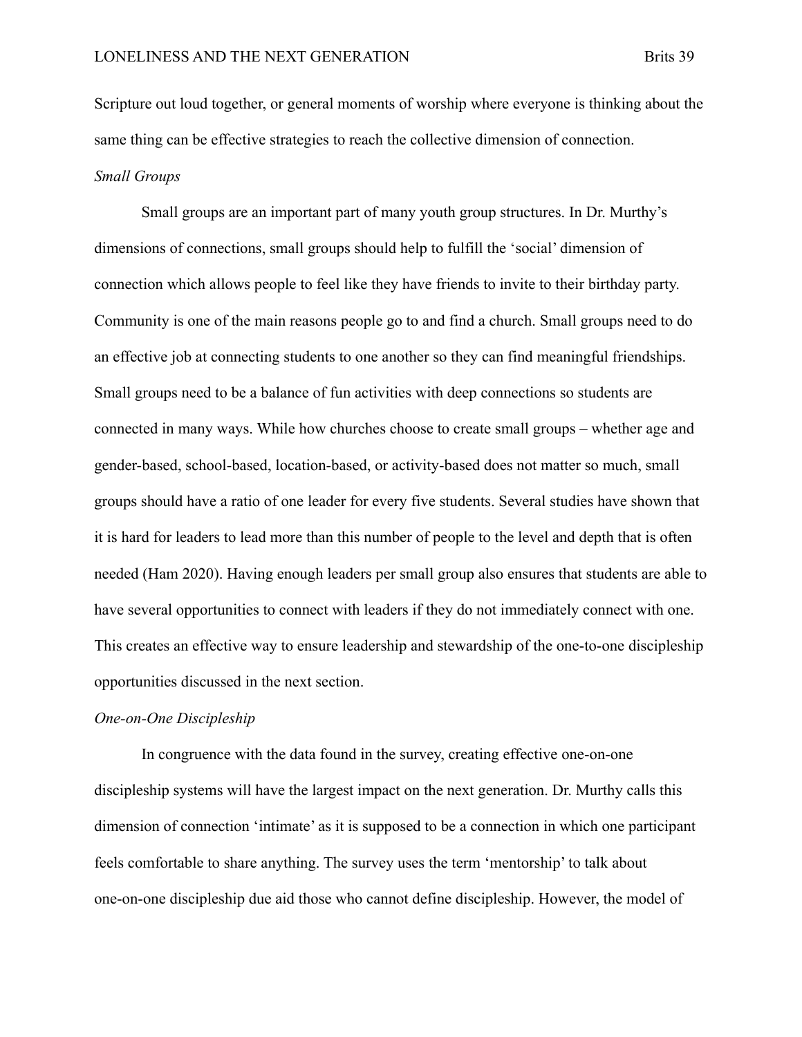Scripture out loud together, or general moments of worship where everyone is thinking about the same thing can be effective strategies to reach the collective dimension of connection.

*Small Groups*

Small groups are an important part of many youth group structures. In Dr. Murthy's dimensions of connections, small groups should help to fulfill the 'social' dimension of connection which allows people to feel like they have friends to invite to their birthday party. Community is one of the main reasons people go to and find a church. Small groups need to do an effective job at connecting students to one another so they can find meaningful friendships. Small groups need to be a balance of fun activities with deep connections so students are connected in many ways. While how churches choose to create small groups – whether age and gender-based, school-based, location-based, or activity-based does not matter so much, small groups should have a ratio of one leader for every five students. Several studies have shown that it is hard for leaders to lead more than this number of people to the level and depth that is often needed (Ham 2020). Having enough leaders per small group also ensures that students are able to have several opportunities to connect with leaders if they do not immediately connect with one. This creates an effective way to ensure leadership and stewardship of the one-to-one discipleship opportunities discussed in the next section.

*One-on-One Discipleship*

In congruence with the data found in the survey, creating effective one-on-one discipleship systems will have the largest impact on the next generation. Dr. Murthy calls this dimension of connection 'intimate' as it is supposed to be a connection in which one participant feels comfortable to share anything. The survey uses the term 'mentorship' to talk about one-on-one discipleship due aid those who cannot define discipleship. However, the model of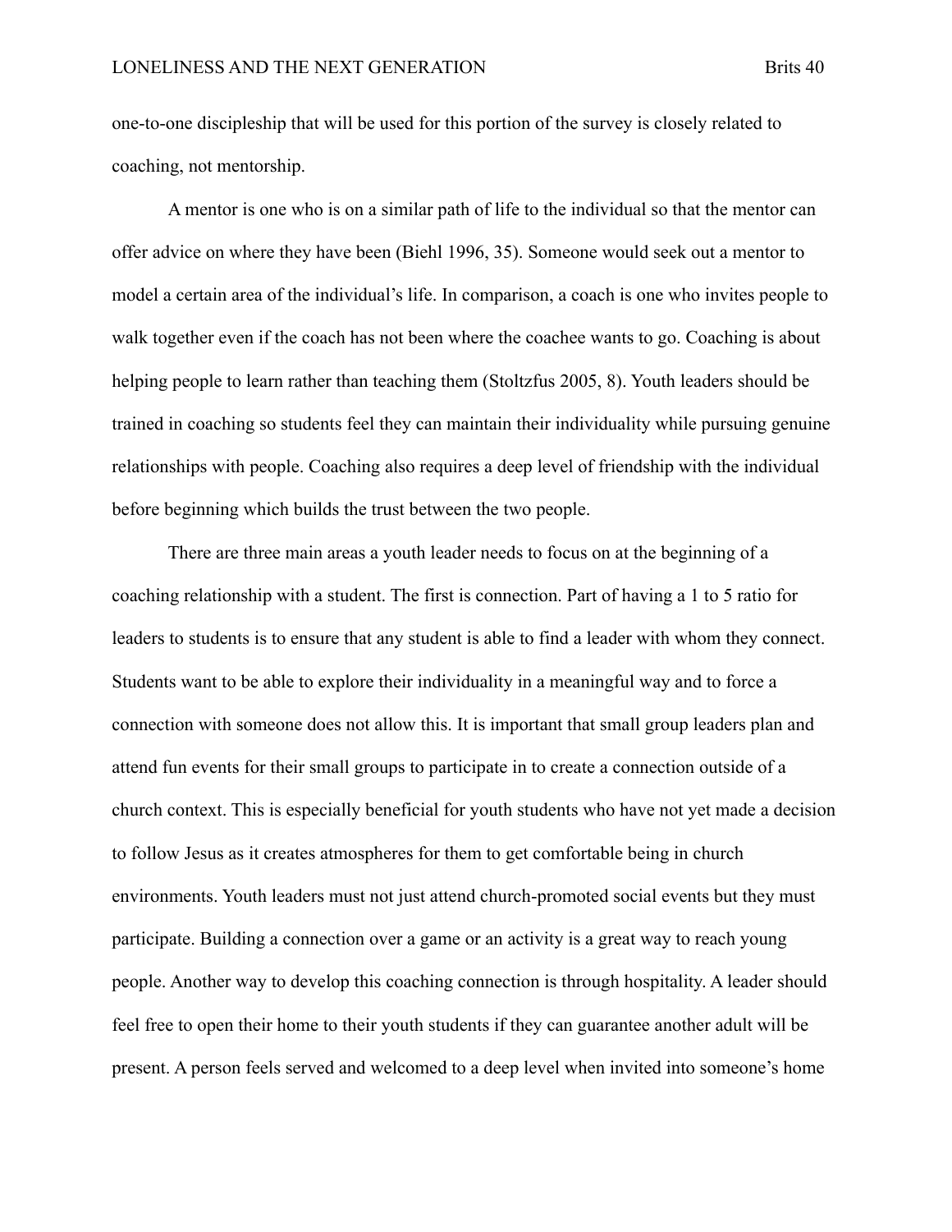one-to-one discipleship that will be used for this portion of the survey is closely related to coaching, not mentorship.

A mentor is one who is on a similar path of life to the individual so that the mentor can offer advice on where they have been (Biehl 1996, 35). Someone would seek out a mentor to model a certain area of the individual's life. In comparison, a coach is one who invites people to walk together even if the coach has not been where the coachee wants to go. Coaching is about helping people to learn rather than teaching them (Stoltzfus 2005, 8). Youth leaders should be trained in coaching so students feel they can maintain their individuality while pursuing genuine relationships with people. Coaching also requires a deep level of friendship with the individual before beginning which builds the trust between the two people.

There are three main areas a youth leader needs to focus on at the beginning of a coaching relationship with a student. The first is connection. Part of having a 1 to 5 ratio for leaders to students is to ensure that any student is able to find a leader with whom they connect. Students want to be able to explore their individuality in a meaningful way and to force a connection with someone does not allow this. It is important that small group leaders plan and attend fun events for their small groups to participate in to create a connection outside of a church context. This is especially beneficial for youth students who have not yet made a decision to follow Jesus as it creates atmospheres for them to get comfortable being in church environments. Youth leaders must not just attend church-promoted social events but they must participate. Building a connection over a game or an activity is a great way to reach young people. Another way to develop this coaching connection is through hospitality. A leader should feel free to open their home to their youth students if they can guarantee another adult will be present. A person feels served and welcomed to a deep level when invited into someone's home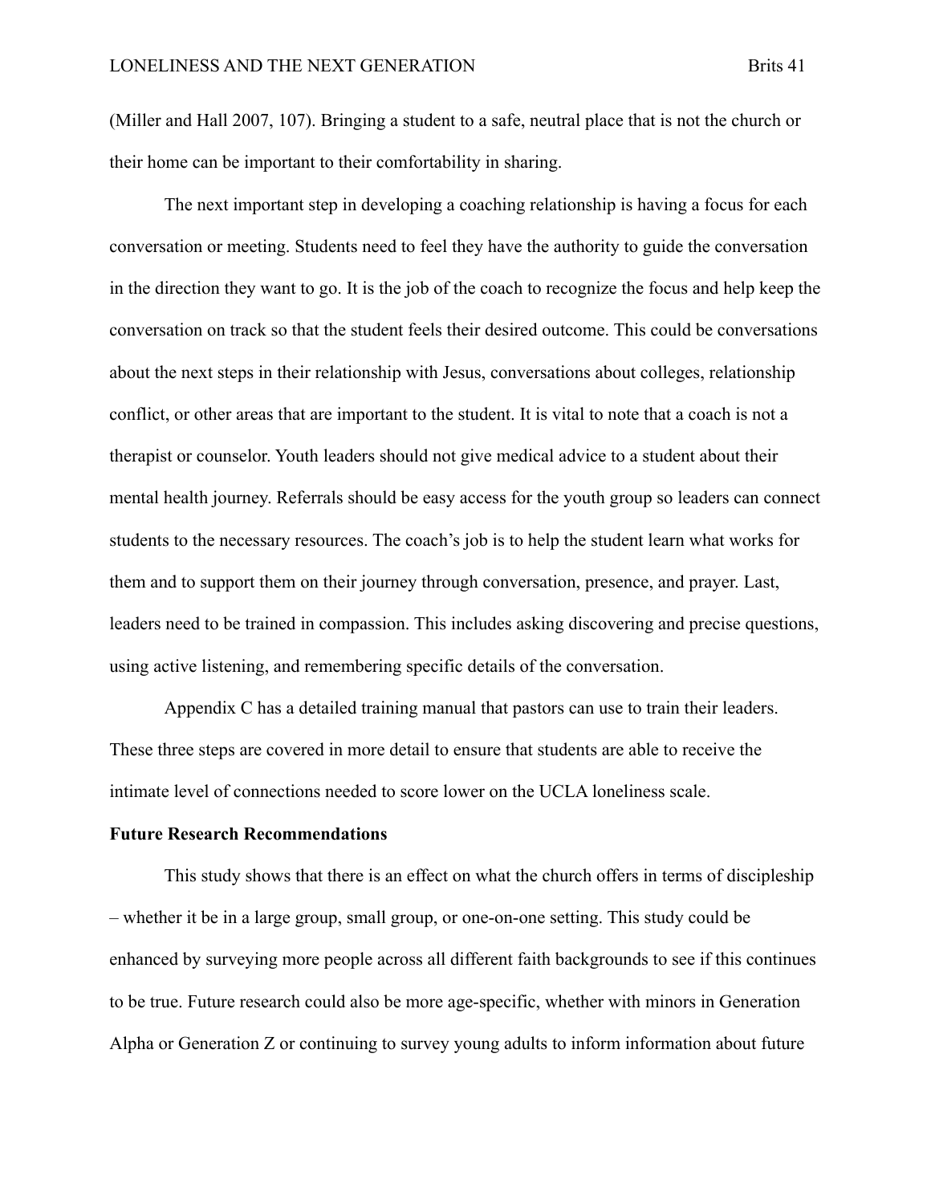(Miller and Hall 2007, 107). Bringing a student to a safe, neutral place that is not the church or their home can be important to their comfortability in sharing.

The next important step in developing a coaching relationship is having a focus for each conversation or meeting. Students need to feel they have the authority to guide the conversation in the direction they want to go. It is the job of the coach to recognize the focus and help keep the conversation on track so that the student feels their desired outcome. This could be conversations about the next steps in their relationship with Jesus, conversations about colleges, relationship conflict, or other areas that are important to the student. It is vital to note that a coach is not a therapist or counselor. Youth leaders should not give medical advice to a student about their mental health journey. Referrals should be easy access for the youth group so leaders can connect students to the necessary resources. The coach's job is to help the student learn what works for them and to support them on their journey through conversation, presence, and prayer. Last, leaders need to be trained in compassion. This includes asking discovering and precise questions, using active listening, and remembering specific details of the conversation.

Appendix C has a detailed training manual that pastors can use to train their leaders. These three steps are covered in more detail to ensure that students are able to receive the intimate level of connections needed to score lower on the UCLA loneliness scale.

**Future Research Recommendations**

This study shows that there is an effect on what the church offers in terms of discipleship – whether it be in a large group, small group, or one-on-one setting. This study could be enhanced by surveying more people across all different faith backgrounds to see if this continues to be true. Future research could also be more age-specific, whether with minors in Generation Alpha or Generation Z or continuing to survey young adults to inform information about future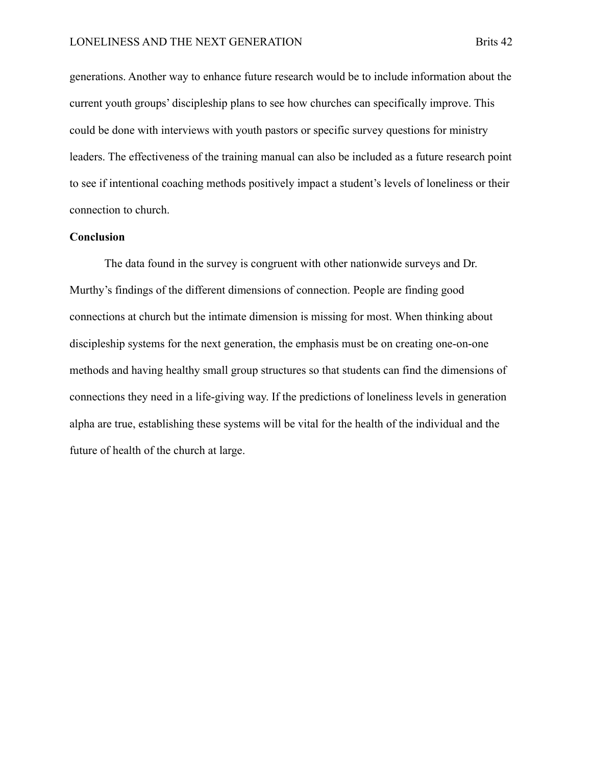generations. Another way to enhance future research would be to include information about the current youth groups' discipleship plans to see how churches can specifically improve. This could be done with interviews with youth pastors or specific survey questions for ministry leaders. The effectiveness of the training manual can also be included as a future research point to see if intentional coaching methods positively impact a student's levels of loneliness or their connection to church.

**Conclusion**

The data found in the survey is congruent with other nationwide surveys and Dr. Murthy's findings of the different dimensions of connection. People are finding good connections at church but the intimate dimension is missing for most. When thinking about discipleship systems for the next generation, the emphasis must be on creating one-on-one methods and having healthy small group structures so that students can find the dimensions of connections they need in a life-giving way. If the predictions of loneliness levels in generation alpha are true, establishing these systems will be vital for the health of the individual and the future of health of the church at large.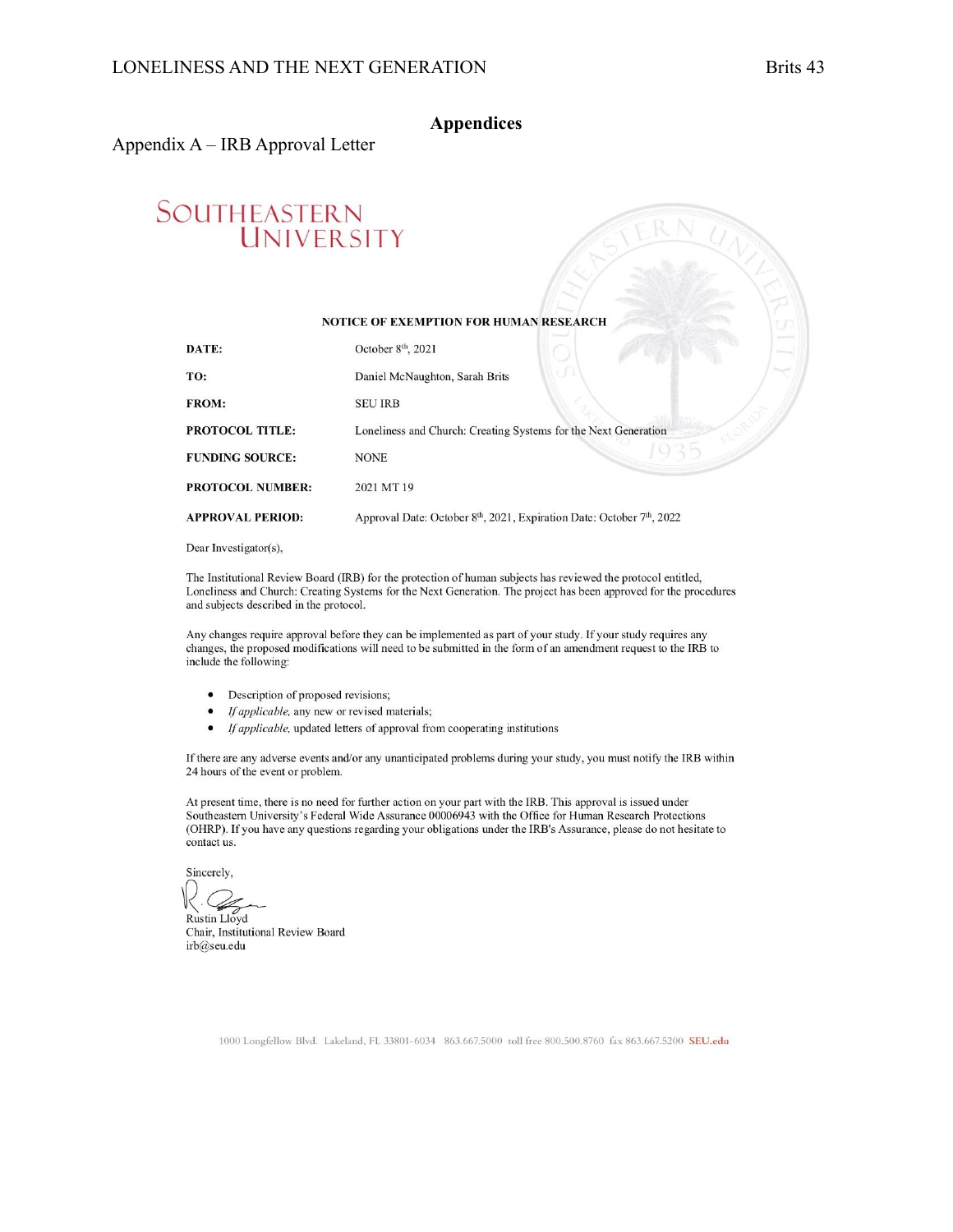# Appendices

## Appendix A – IRB Approval Letter

SOUTHEASTERN UNIVERSITY

**NOTICE OF EXEMPTION FOR HUMAN RESEARCH**

| | |
|---|---|
| **DATE:** | October 8th, 2021 |
| **TO:** | Daniel McNaughton, Sarah Brits |
| **FROM:** | SEU IRB |
| **PROTOCOL TITLE:** | Loneliness and Church: Creating Systems for the Next Generation |
| **FUNDING SOURCE:** | NONE |
| **PROTOCOL NUMBER:** | 2021 MT 19 |
| **APPROVAL PERIOD:** | Approval Date: October 8th, 2021, Expiration Date: October 7th, 2022 |

Dear Investigator(s),

The Institutional Review Board (IRB) for the protection of human subjects has reviewed the protocol entitled, Loneliness and Church: Creating Systems for the Next Generation. The project has been approved for the procedures and subjects described in the protocol.

Any changes require approval before they can be implemented as part of your study. If your study requires any changes, the proposed modifications will need to be submitted in the form of an amendment request to the IRB to include the following:

- Description of proposed revisions;
- *If applicable,* any new or revised materials;
- *If applicable,* updated letters of approval from cooperating institutions

If there are any adverse events and/or any unanticipated problems during your study, you must notify the IRB within 24 hours of the event or problem.

At present time, there is no need for further action on your part with the IRB. This approval is issued under Southeastern University's Federal Wide Assurance 00006943 with the Office for Human Research Protections (OHRP). If you have any questions regarding your obligations under the IRB's Assurance, please do not hesitate to contact us.

Sincerely,

Rustin Lloyd
Chair, Institutional Review Board
irb@seu.edu

1000 Longfellow Blvd. Lakeland, FL 33801-6034 863.667.5000 toll free 800.500.8760 fax 863.667.5200 SEU.edu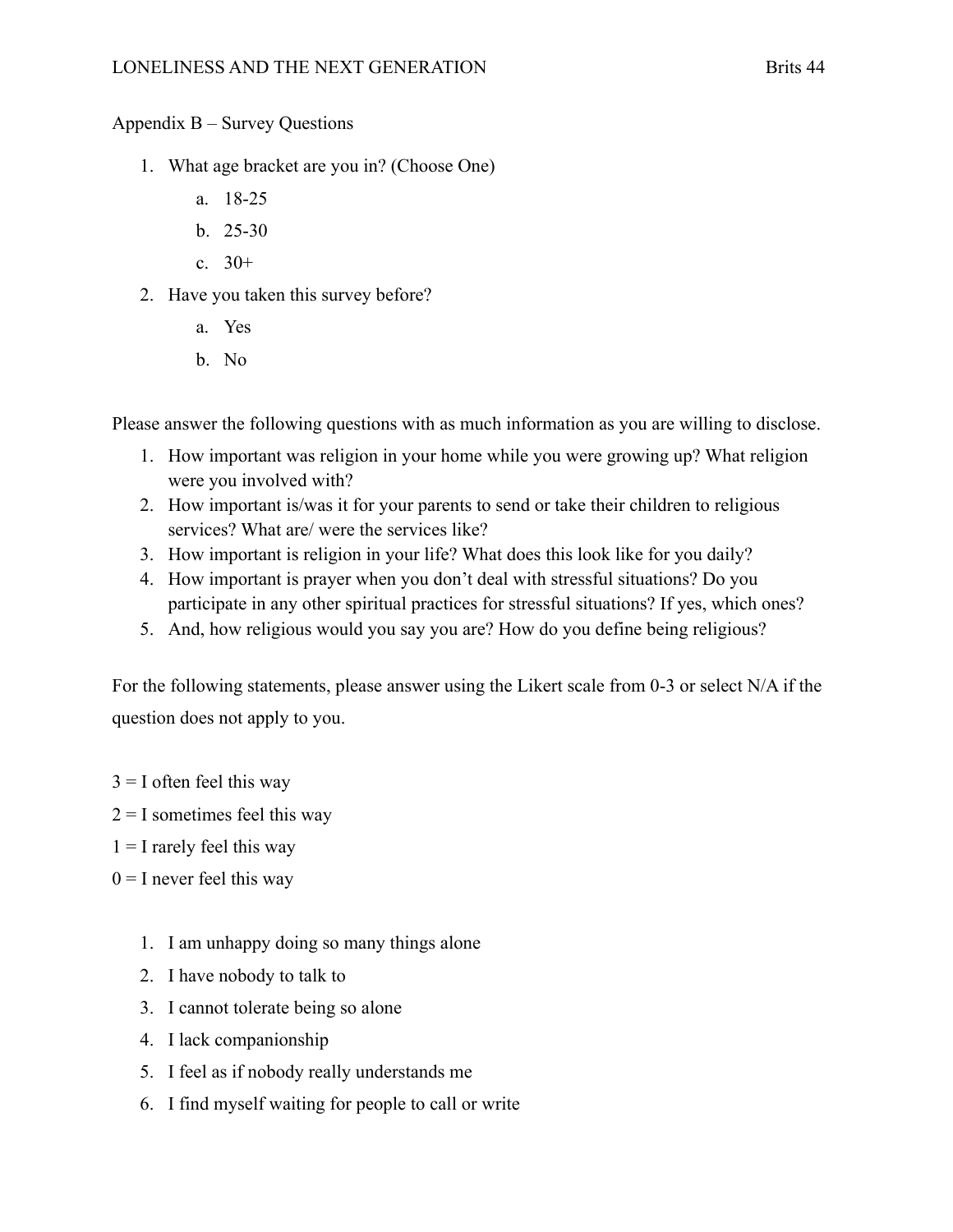Appendix B – Survey Questions

1. What age bracket are you in? (Choose One)
   a. 18-25
   b. 25-30
   c. 30+
2. Have you taken this survey before?
   a. Yes
   b. No

Please answer the following questions with as much information as you are willing to disclose.

1. How important was religion in your home while you were growing up? What religion were you involved with?
2. How important is/was it for your parents to send or take their children to religious services? What are/ were the services like?
3. How important is religion in your life? What does this look like for you daily?
4. How important is prayer when you don't deal with stressful situations? Do you participate in any other spiritual practices for stressful situations? If yes, which ones?
5. And, how religious would you say you are? How do you define being religious?

For the following statements, please answer using the Likert scale from 0-3 or select N/A if the question does not apply to you.

3 = I often feel this way

2 = I sometimes feel this way

1 = I rarely feel this way

0 = I never feel this way

1. I am unhappy doing so many things alone
2. I have nobody to talk to
3. I cannot tolerate being so alone
4. I lack companionship
5. I feel as if nobody really understands me
6. I find myself waiting for people to call or write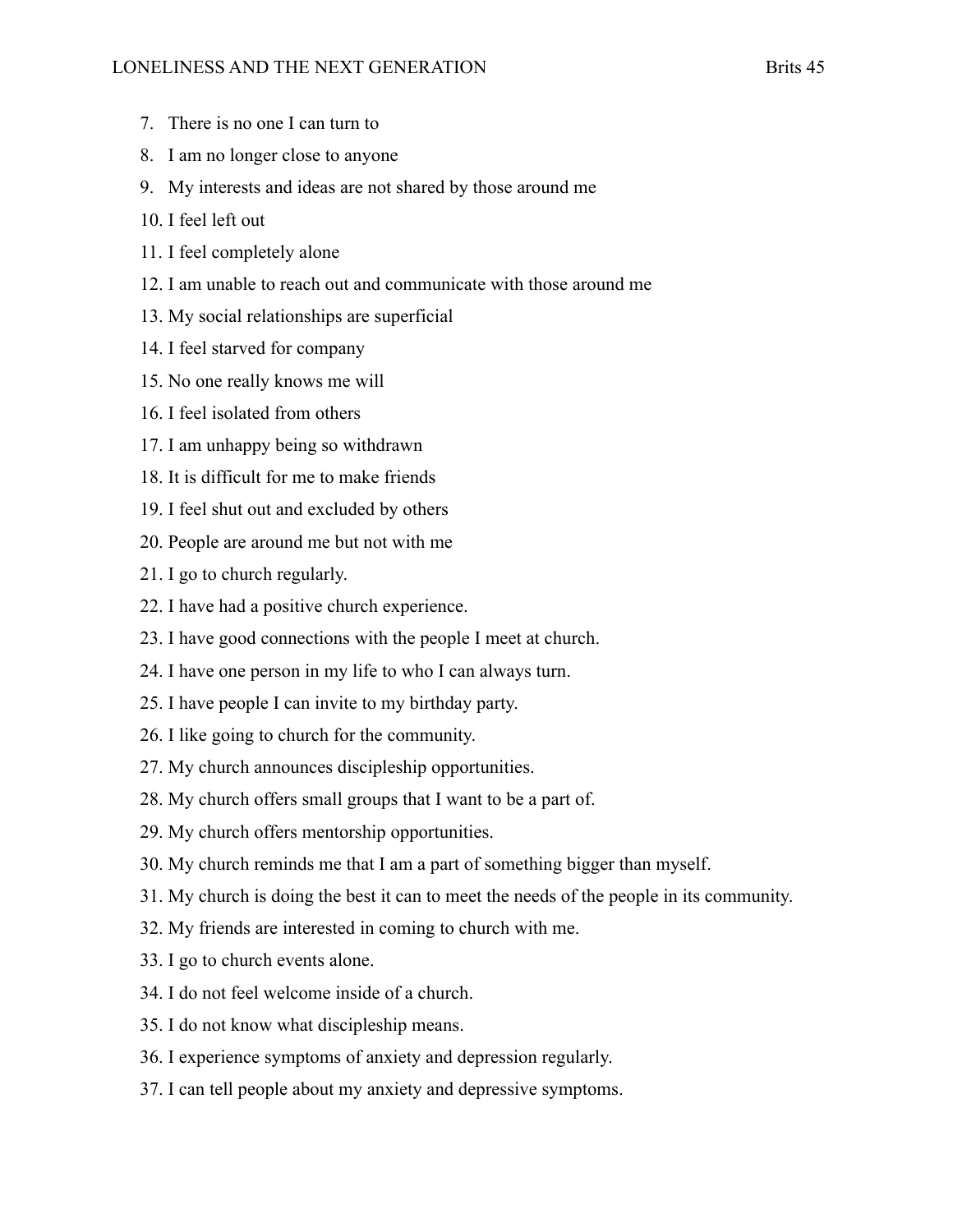7. There is no one I can turn to
8. I am no longer close to anyone
9. My interests and ideas are not shared by those around me
10. I feel left out
11. I feel completely alone
12. I am unable to reach out and communicate with those around me
13. My social relationships are superficial
14. I feel starved for company
15. No one really knows me will
16. I feel isolated from others
17. I am unhappy being so withdrawn
18. It is difficult for me to make friends
19. I feel shut out and excluded by others
20. People are around me but not with me
21. I go to church regularly.
22. I have had a positive church experience.
23. I have good connections with the people I meet at church.
24. I have one person in my life to who I can always turn.
25. I have people I can invite to my birthday party.
26. I like going to church for the community.
27. My church announces discipleship opportunities.
28. My church offers small groups that I want to be a part of.
29. My church offers mentorship opportunities.
30. My church reminds me that I am a part of something bigger than myself.
31. My church is doing the best it can to meet the needs of the people in its community.
32. My friends are interested in coming to church with me.
33. I go to church events alone.
34. I do not feel welcome inside of a church.
35. I do not know what discipleship means.
36. I experience symptoms of anxiety and depression regularly.
37. I can tell people about my anxiety and depressive symptoms.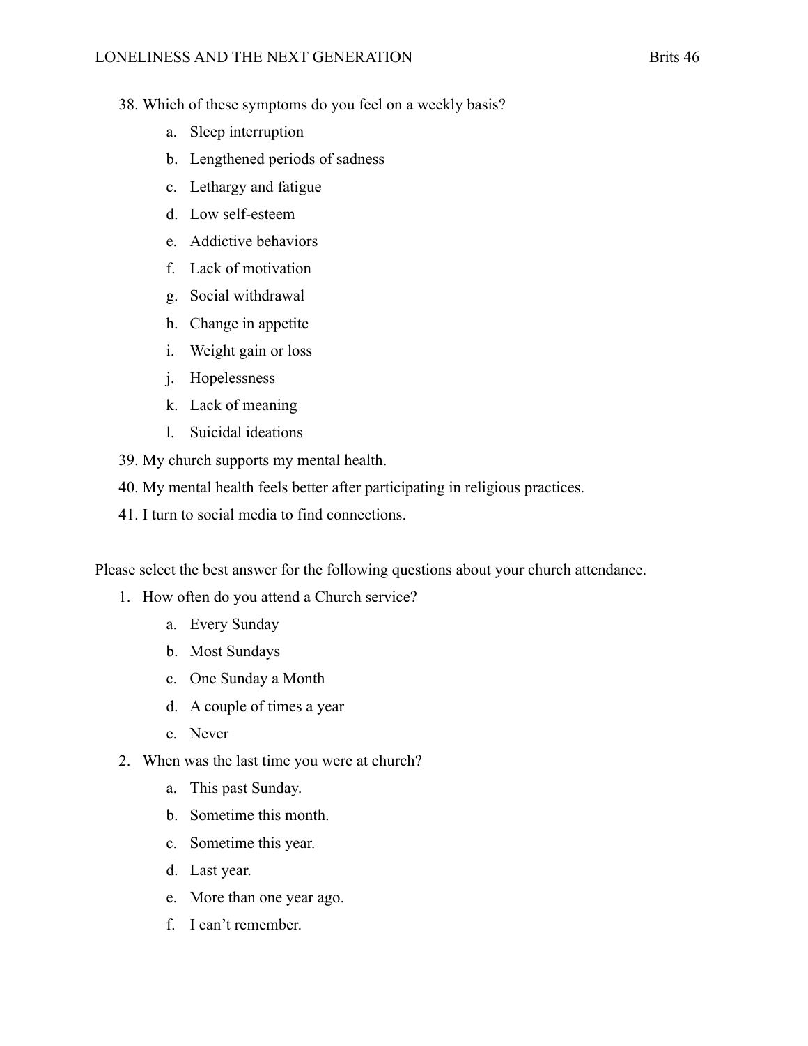38. Which of these symptoms do you feel on a weekly basis?
    a. Sleep interruption
    b. Lengthened periods of sadness
    c. Lethargy and fatigue
    d. Low self-esteem
    e. Addictive behaviors
    f. Lack of motivation
    g. Social withdrawal
    h. Change in appetite
    i. Weight gain or loss
    j. Hopelessness
    k. Lack of meaning
    l. Suicidal ideations
39. My church supports my mental health.
40. My mental health feels better after participating in religious practices.
41. I turn to social media to find connections.

Please select the best answer for the following questions about your church attendance.

1. How often do you attend a Church service?
    a. Every Sunday
    b. Most Sundays
    c. One Sunday a Month
    d. A couple of times a year
    e. Never
2. When was the last time you were at church?
    a. This past Sunday.
    b. Sometime this month.
    c. Sometime this year.
    d. Last year.
    e. More than one year ago.
    f. I can't remember.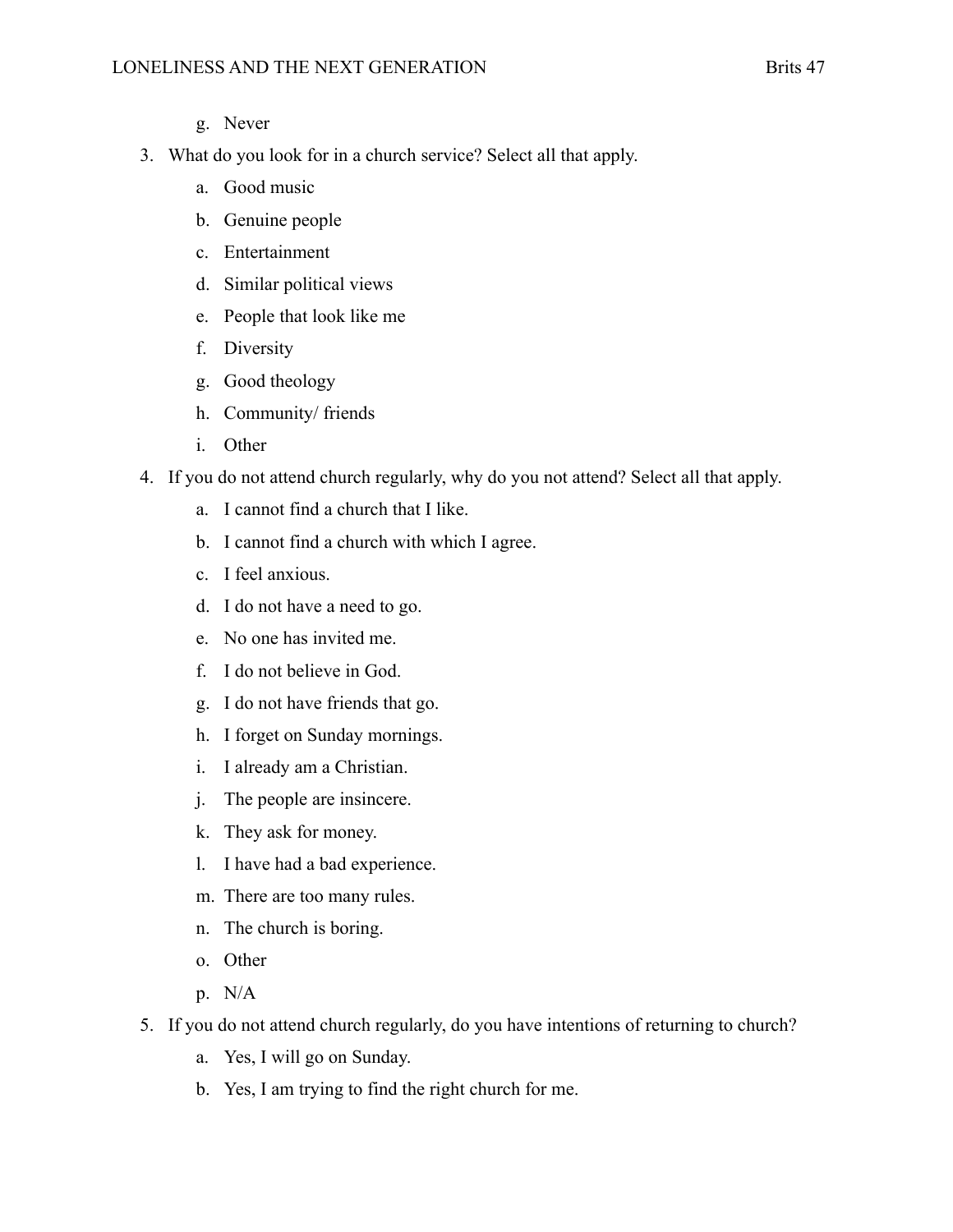g. Never

3. What do you look for in a church service? Select all that apply.
   a. Good music
   b. Genuine people
   c. Entertainment
   d. Similar political views
   e. People that look like me
   f. Diversity
   g. Good theology
   h. Community/ friends
   i. Other

4. If you do not attend church regularly, why do you not attend? Select all that apply.
   a. I cannot find a church that I like.
   b. I cannot find a church with which I agree.
   c. I feel anxious.
   d. I do not have a need to go.
   e. No one has invited me.
   f. I do not believe in God.
   g. I do not have friends that go.
   h. I forget on Sunday mornings.
   i. I already am a Christian.
   j. The people are insincere.
   k. They ask for money.
   l. I have had a bad experience.
   m. There are too many rules.
   n. The church is boring.
   o. Other
   p. N/A

5. If you do not attend church regularly, do you have intentions of returning to church?
   a. Yes, I will go on Sunday.
   b. Yes, I am trying to find the right church for me.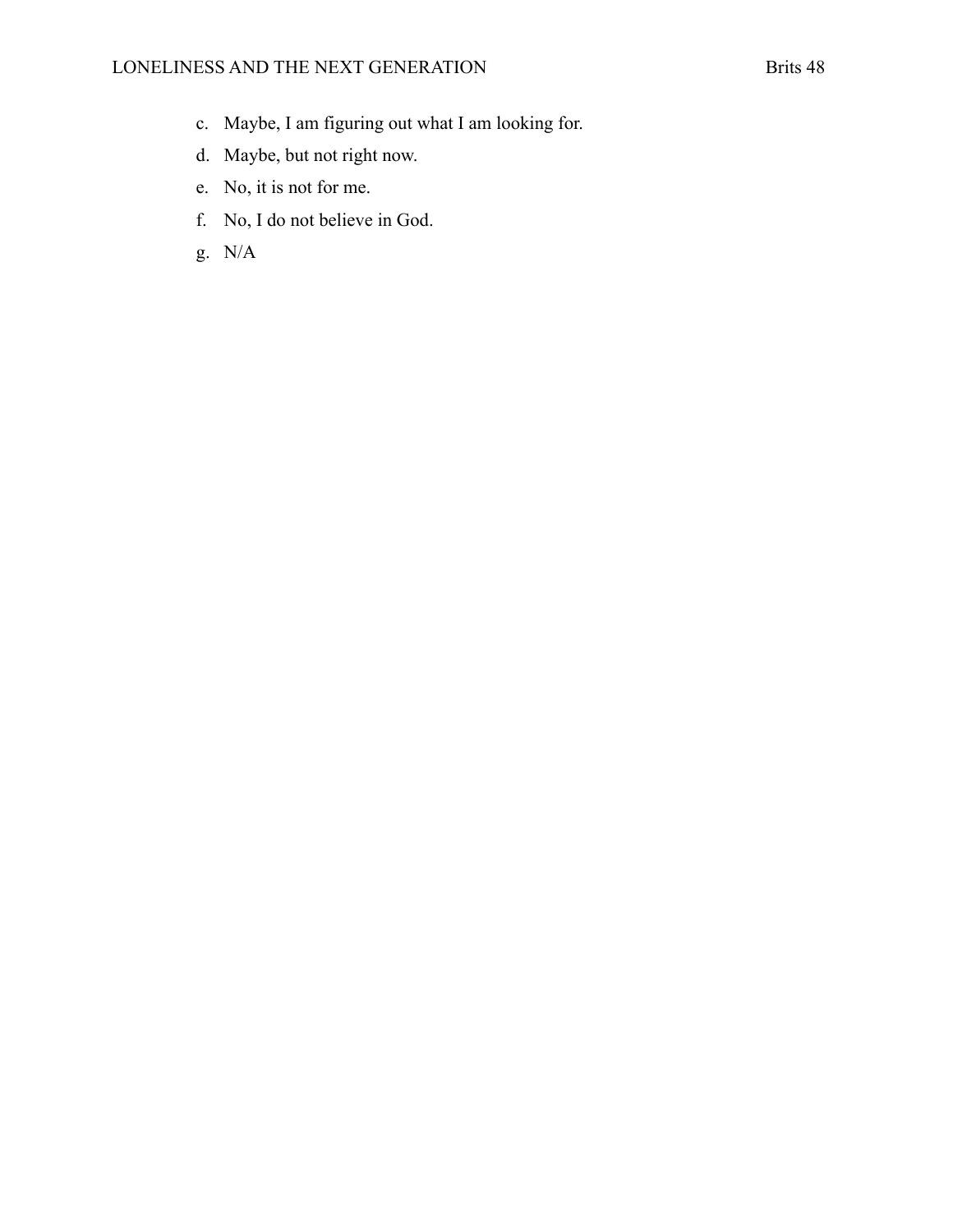c. Maybe, I am figuring out what I am looking for.
d. Maybe, but not right now.
e. No, it is not for me.
f. No, I do not believe in God.
g. N/A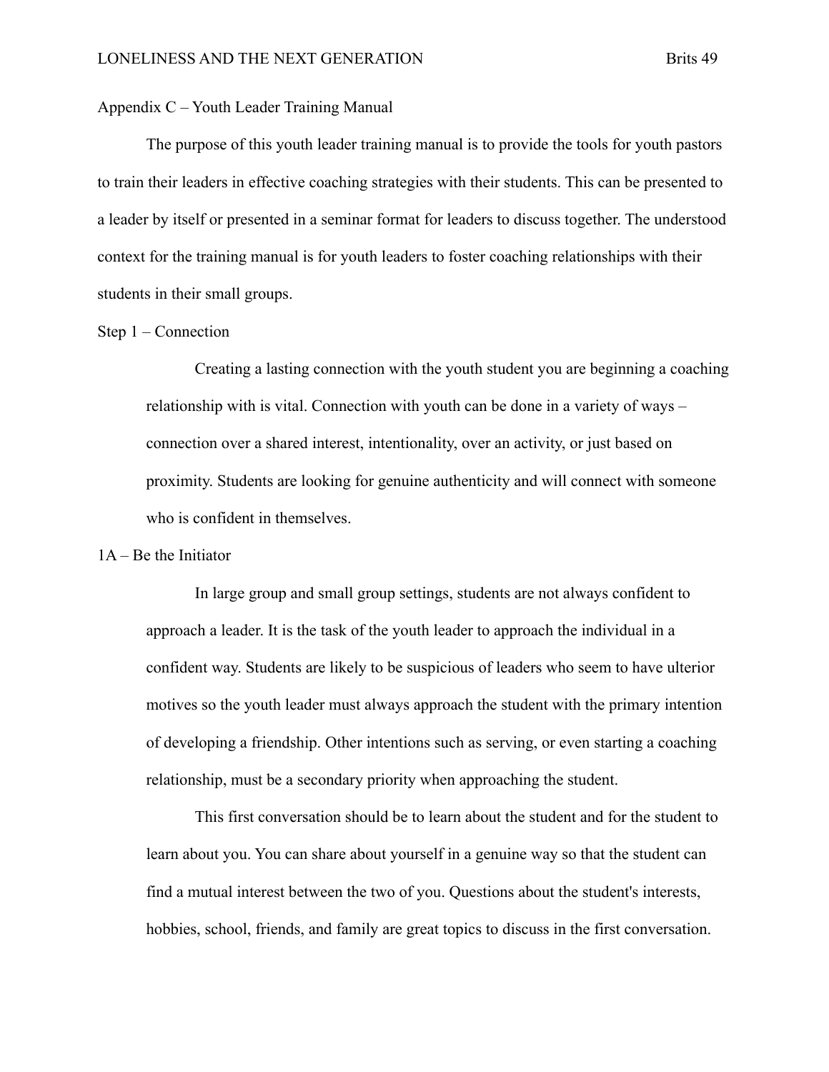## Appendix C – Youth Leader Training Manual

The purpose of this youth leader training manual is to provide the tools for youth pastors to train their leaders in effective coaching strategies with their students. This can be presented to a leader by itself or presented in a seminar format for leaders to discuss together. The understood context for the training manual is for youth leaders to foster coaching relationships with their students in their small groups.

### Step 1 – Connection

Creating a lasting connection with the youth student you are beginning a coaching relationship with is vital. Connection with youth can be done in a variety of ways – connection over a shared interest, intentionality, over an activity, or just based on proximity. Students are looking for genuine authenticity and will connect with someone who is confident in themselves.

#### 1A – Be the Initiator

In large group and small group settings, students are not always confident to approach a leader. It is the task of the youth leader to approach the individual in a confident way. Students are likely to be suspicious of leaders who seem to have ulterior motives so the youth leader must always approach the student with the primary intention of developing a friendship. Other intentions such as serving, or even starting a coaching relationship, must be a secondary priority when approaching the student.

This first conversation should be to learn about the student and for the student to learn about you. You can share about yourself in a genuine way so that the student can find a mutual interest between the two of you. Questions about the student's interests, hobbies, school, friends, and family are great topics to discuss in the first conversation.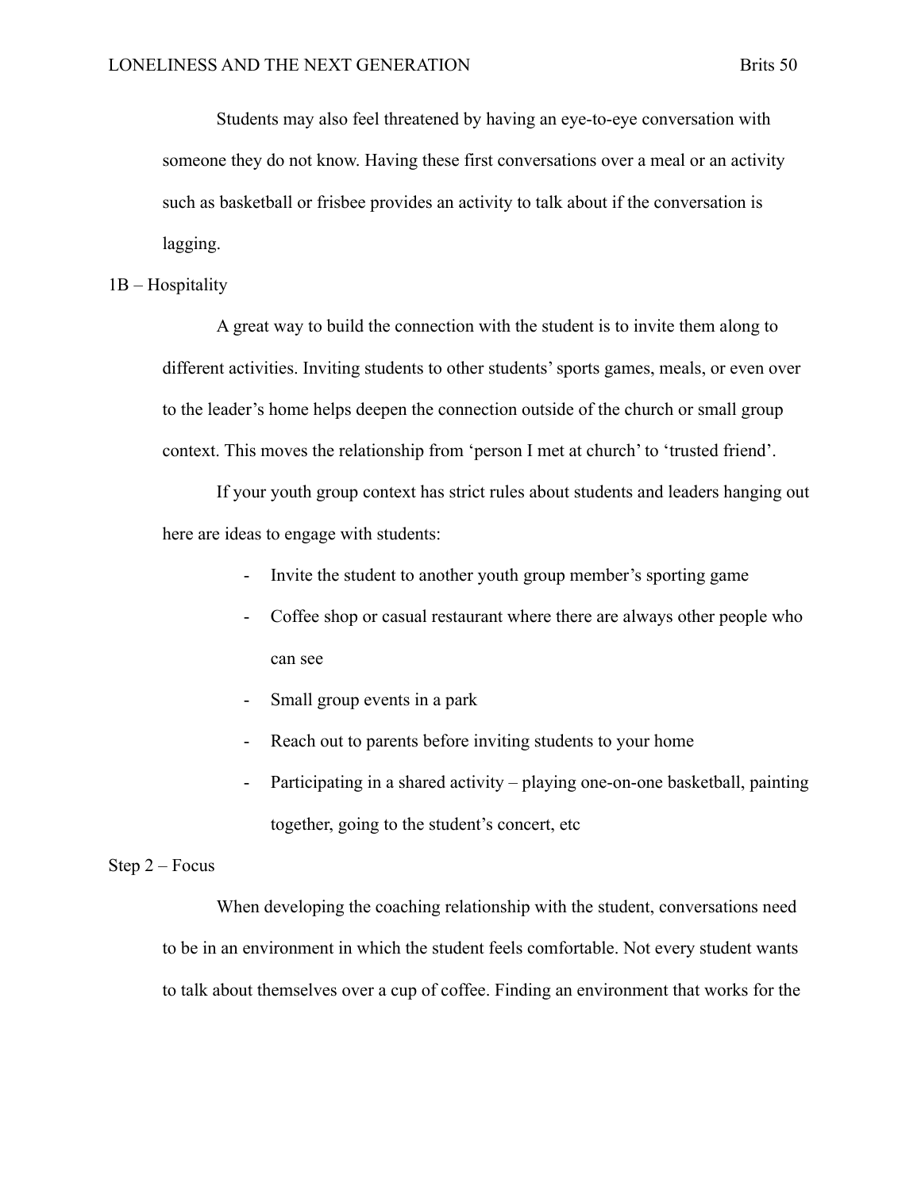Students may also feel threatened by having an eye-to-eye conversation with someone they do not know. Having these first conversations over a meal or an activity such as basketball or frisbee provides an activity to talk about if the conversation is lagging.

1B – Hospitality

A great way to build the connection with the student is to invite them along to different activities. Inviting students to other students' sports games, meals, or even over to the leader's home helps deepen the connection outside of the church or small group context. This moves the relationship from 'person I met at church' to 'trusted friend'.

If your youth group context has strict rules about students and leaders hanging out here are ideas to engage with students:

- Invite the student to another youth group member's sporting game
- Coffee shop or casual restaurant where there are always other people who can see
- Small group events in a park
- Reach out to parents before inviting students to your home
- Participating in a shared activity – playing one-on-one basketball, painting together, going to the student's concert, etc

Step 2 – Focus

When developing the coaching relationship with the student, conversations need to be in an environment in which the student feels comfortable. Not every student wants to talk about themselves over a cup of coffee. Finding an environment that works for the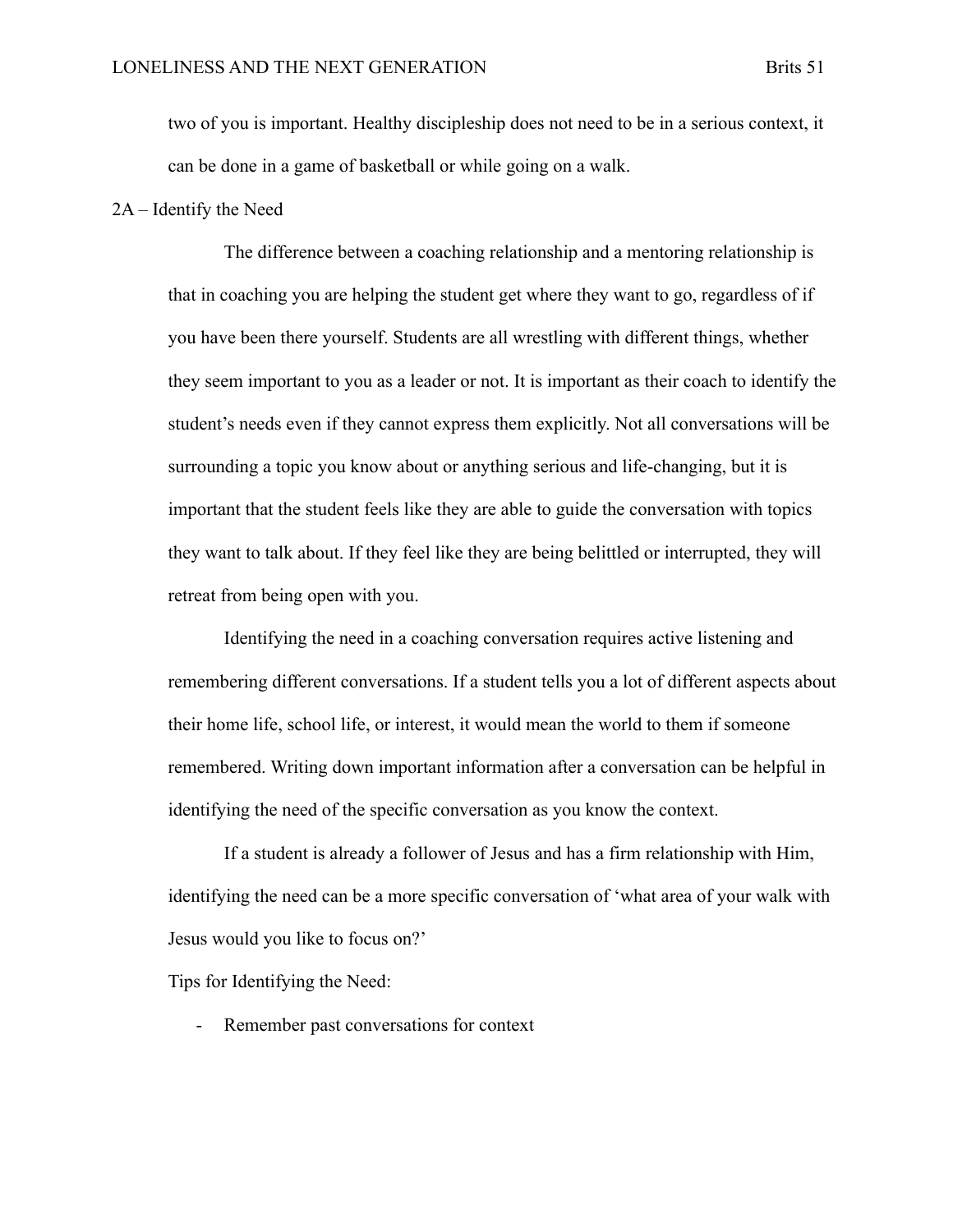two of you is important. Healthy discipleship does not need to be in a serious context, it can be done in a game of basketball or while going on a walk.

2A – Identify the Need

The difference between a coaching relationship and a mentoring relationship is that in coaching you are helping the student get where they want to go, regardless of if you have been there yourself. Students are all wrestling with different things, whether they seem important to you as a leader or not. It is important as their coach to identify the student's needs even if they cannot express them explicitly. Not all conversations will be surrounding a topic you know about or anything serious and life-changing, but it is important that the student feels like they are able to guide the conversation with topics they want to talk about. If they feel like they are being belittled or interrupted, they will retreat from being open with you.

Identifying the need in a coaching conversation requires active listening and remembering different conversations. If a student tells you a lot of different aspects about their home life, school life, or interest, it would mean the world to them if someone remembered. Writing down important information after a conversation can be helpful in identifying the need of the specific conversation as you know the context.

If a student is already a follower of Jesus and has a firm relationship with Him, identifying the need can be a more specific conversation of 'what area of your walk with Jesus would you like to focus on?'

Tips for Identifying the Need:

- Remember past conversations for context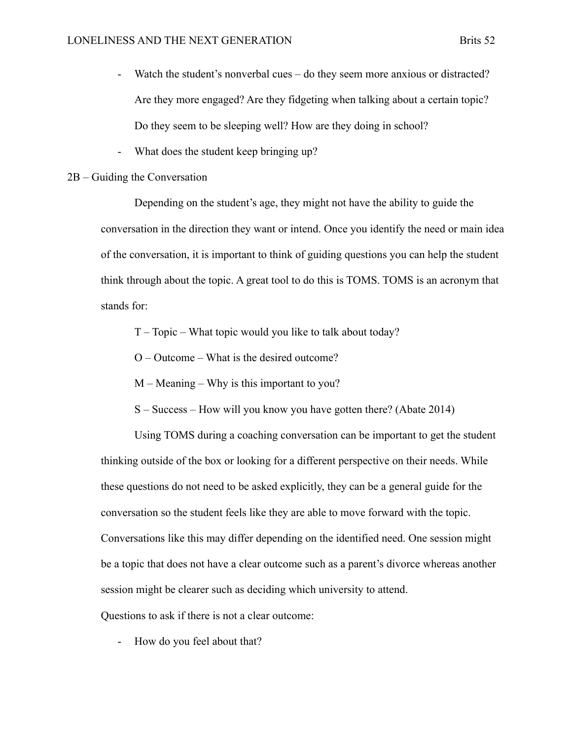- Watch the student's nonverbal cues – do they seem more anxious or distracted? Are they more engaged? Are they fidgeting when talking about a certain topic? Do they seem to be sleeping well? How are they doing in school?
- What does the student keep bringing up?

2B – Guiding the Conversation

Depending on the student's age, they might not have the ability to guide the conversation in the direction they want or intend. Once you identify the need or main idea of the conversation, it is important to think of guiding questions you can help the student think through about the topic. A great tool to do this is TOMS. TOMS is an acronym that stands for:

T – Topic – What topic would you like to talk about today?

O – Outcome – What is the desired outcome?

M – Meaning – Why is this important to you?

S – Success – How will you know you have gotten there? (Abate 2014)

Using TOMS during a coaching conversation can be important to get the student thinking outside of the box or looking for a different perspective on their needs. While these questions do not need to be asked explicitly, they can be a general guide for the conversation so the student feels like they are able to move forward with the topic. Conversations like this may differ depending on the identified need. One session might be a topic that does not have a clear outcome such as a parent's divorce whereas another session might be clearer such as deciding which university to attend.

Questions to ask if there is not a clear outcome:

- How do you feel about that?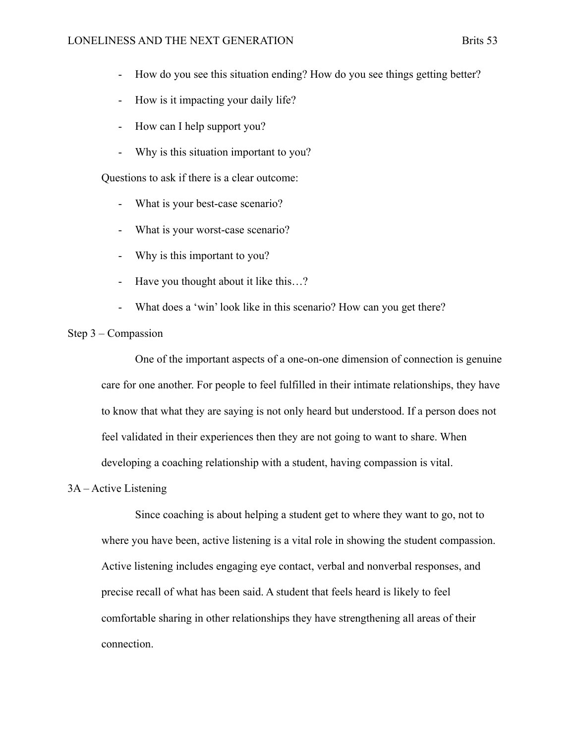- How do you see this situation ending? How do you see things getting better?
- How is it impacting your daily life?
- How can I help support you?
- Why is this situation important to you?

Questions to ask if there is a clear outcome:

- What is your best-case scenario?
- What is your worst-case scenario?
- Why is this important to you?
- Have you thought about it like this…?
- What does a 'win' look like in this scenario? How can you get there?

Step 3 – Compassion

One of the important aspects of a one-on-one dimension of connection is genuine care for one another. For people to feel fulfilled in their intimate relationships, they have to know that what they are saying is not only heard but understood. If a person does not feel validated in their experiences then they are not going to want to share. When developing a coaching relationship with a student, having compassion is vital.

3A – Active Listening

Since coaching is about helping a student get to where they want to go, not to where you have been, active listening is a vital role in showing the student compassion. Active listening includes engaging eye contact, verbal and nonverbal responses, and precise recall of what has been said. A student that feels heard is likely to feel comfortable sharing in other relationships they have strengthening all areas of their connection.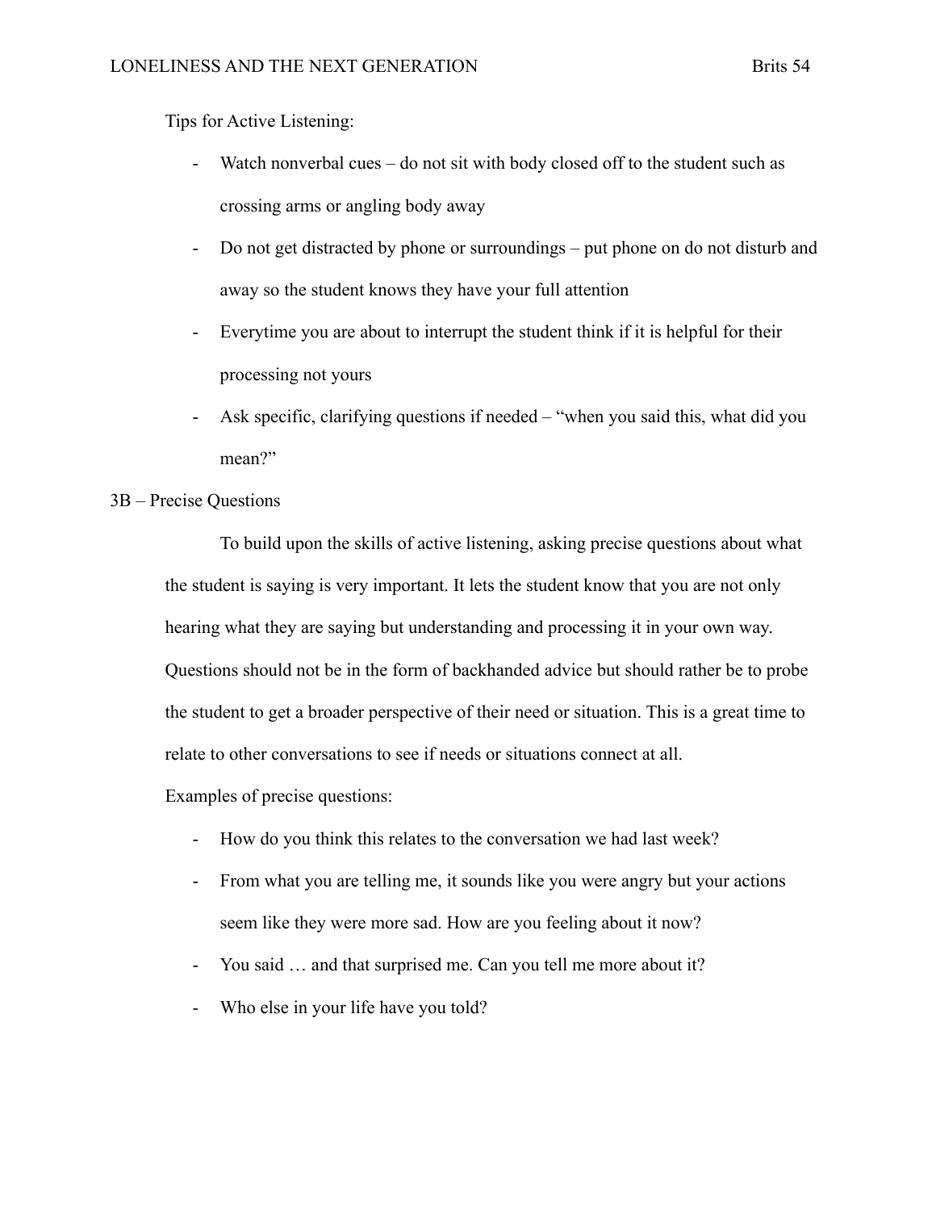Tips for Active Listening:

- Watch nonverbal cues – do not sit with body closed off to the student such as crossing arms or angling body away
- Do not get distracted by phone or surroundings – put phone on do not disturb and away so the student knows they have your full attention
- Everytime you are about to interrupt the student think if it is helpful for their processing not yours
- Ask specific, clarifying questions if needed – "when you said this, what did you mean?"

### 3B – Precise Questions

To build upon the skills of active listening, asking precise questions about what the student is saying is very important. It lets the student know that you are not only hearing what they are saying but understanding and processing it in your own way. Questions should not be in the form of backhanded advice but should rather be to probe the student to get a broader perspective of their need or situation. This is a great time to relate to other conversations to see if needs or situations connect at all.

Examples of precise questions:

- How do you think this relates to the conversation we had last week?
- From what you are telling me, it sounds like you were angry but your actions seem like they were more sad. How are you feeling about it now?
- You said … and that surprised me. Can you tell me more about it?
- Who else in your life have you told?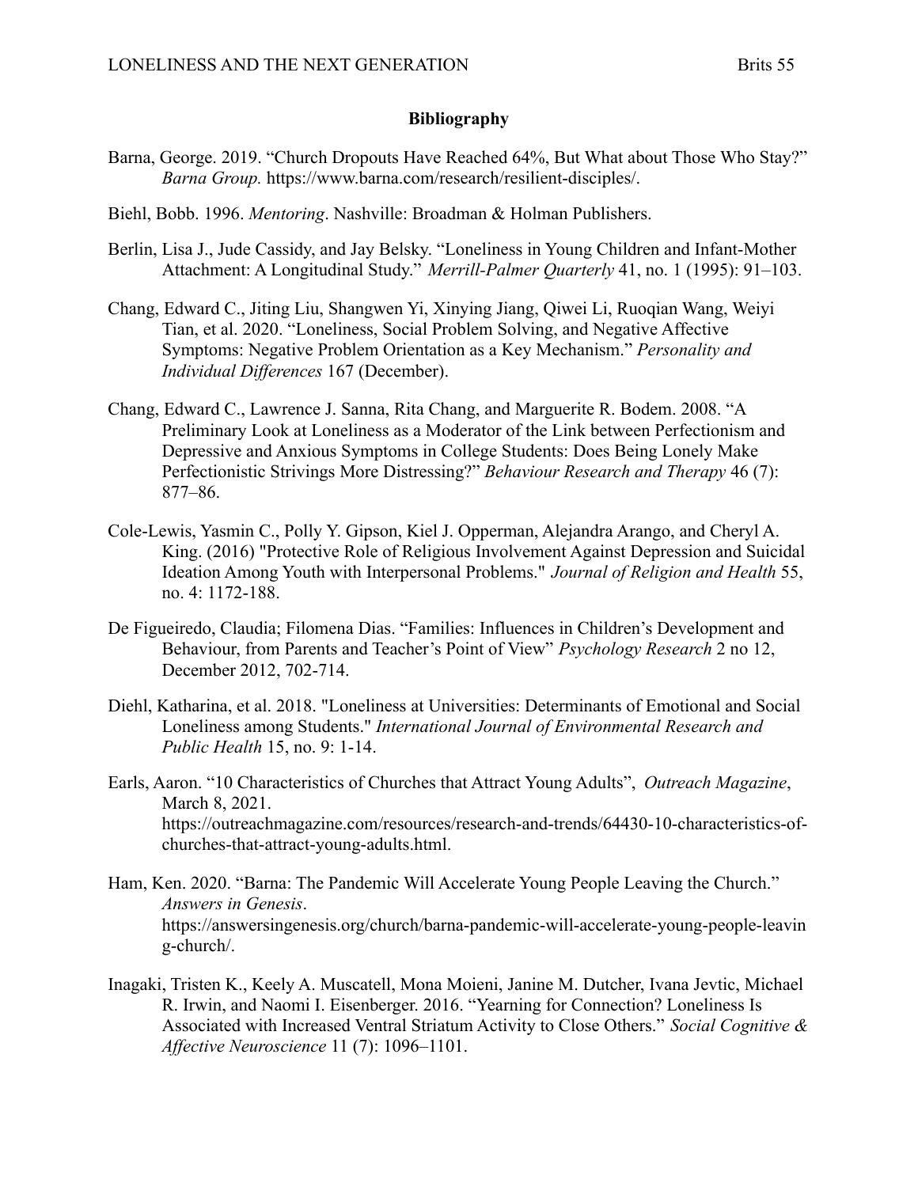**Bibliography**

Barna, George. 2019. “Church Dropouts Have Reached 64%, But What about Those Who Stay?” *Barna Group.* https://www.barna.com/research/resilient-disciples/.

Biehl, Bobb. 1996. *Mentoring*. Nashville: Broadman & Holman Publishers.

Berlin, Lisa J., Jude Cassidy, and Jay Belsky. “Loneliness in Young Children and Infant-Mother Attachment: A Longitudinal Study.” *Merrill-Palmer Quarterly* 41, no. 1 (1995): 91–103.

Chang, Edward C., Jiting Liu, Shangwen Yi, Xinying Jiang, Qiwei Li, Ruoqian Wang, Weiyi Tian, et al. 2020. “Loneliness, Social Problem Solving, and Negative Affective Symptoms: Negative Problem Orientation as a Key Mechanism.” *Personality and Individual Differences* 167 (December).

Chang, Edward C., Lawrence J. Sanna, Rita Chang, and Marguerite R. Bodem. 2008. “A Preliminary Look at Loneliness as a Moderator of the Link between Perfectionism and Depressive and Anxious Symptoms in College Students: Does Being Lonely Make Perfectionistic Strivings More Distressing?” *Behaviour Research and Therapy* 46 (7): 877–86.

Cole-Lewis, Yasmin C., Polly Y. Gipson, Kiel J. Opperman, Alejandra Arango, and Cheryl A. King. (2016) "Protective Role of Religious Involvement Against Depression and Suicidal Ideation Among Youth with Interpersonal Problems." *Journal of Religion and Health* 55, no. 4: 1172-188.

De Figueiredo, Claudia; Filomena Dias. “Families: Influences in Children’s Development and Behaviour, from Parents and Teacher’s Point of View” *Psychology Research* 2 no 12, December 2012, 702-714.

Diehl, Katharina, et al. 2018. "Loneliness at Universities: Determinants of Emotional and Social Loneliness among Students." *International Journal of Environmental Research and Public Health* 15, no. 9: 1-14.

Earls, Aaron. “10 Characteristics of Churches that Attract Young Adults”, *Outreach Magazine*, March 8, 2021. https://outreachmagazine.com/resources/research-and-trends/64430-10-characteristics-of-churches-that-attract-young-adults.html.

Ham, Ken. 2020. “Barna: The Pandemic Will Accelerate Young People Leaving the Church.” *Answers in Genesis*. https://answersingenesis.org/church/barna-pandemic-will-accelerate-young-people-leaving-church/.

Inagaki, Tristen K., Keely A. Muscatell, Mona Moieni, Janine M. Dutcher, Ivana Jevtic, Michael R. Irwin, and Naomi I. Eisenberger. 2016. “Yearning for Connection? Loneliness Is Associated with Increased Ventral Striatum Activity to Close Others.” *Social Cognitive & Affective Neuroscience* 11 (7): 1096–1101.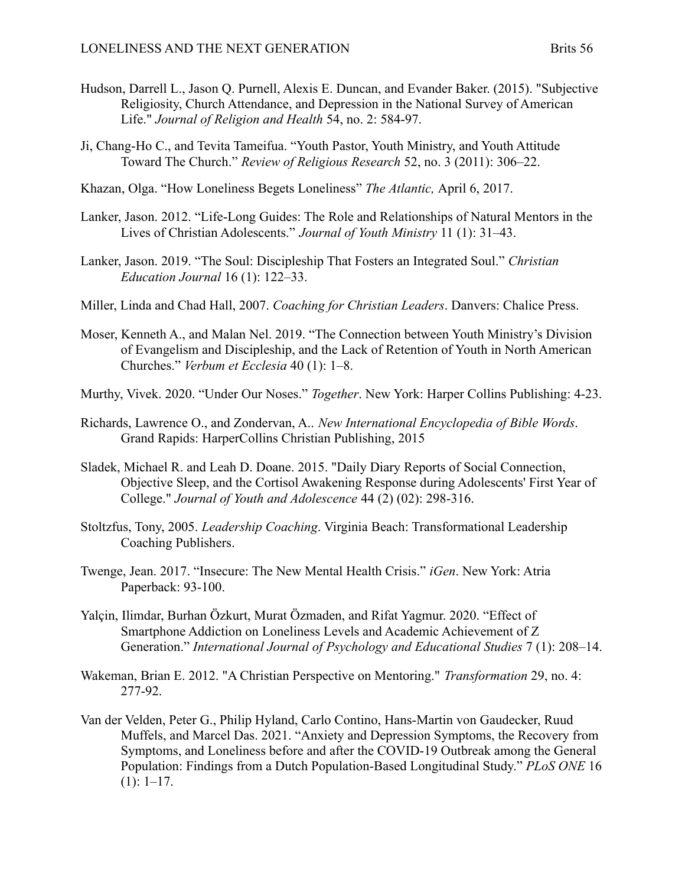Hudson, Darrell L., Jason Q. Purnell, Alexis E. Duncan, and Evander Baker. (2015). "Subjective Religiosity, Church Attendance, and Depression in the National Survey of American Life." *Journal of Religion and Health* 54, no. 2: 584-97.

Ji, Chang-Ho C., and Tevita Tameifua. "Youth Pastor, Youth Ministry, and Youth Attitude Toward The Church." *Review of Religious Research* 52, no. 3 (2011): 306–22.

Khazan, Olga. "How Loneliness Begets Loneliness" *The Atlantic,* April 6, 2017.

Lanker, Jason. 2012. "Life-Long Guides: The Role and Relationships of Natural Mentors in the Lives of Christian Adolescents." *Journal of Youth Ministry* 11 (1): 31–43.

Lanker, Jason. 2019. "The Soul: Discipleship That Fosters an Integrated Soul." *Christian Education Journal* 16 (1): 122–33.

Miller, Linda and Chad Hall, 2007. *Coaching for Christian Leaders*. Danvers: Chalice Press.

Moser, Kenneth A., and Malan Nel. 2019. "The Connection between Youth Ministry's Division of Evangelism and Discipleship, and the Lack of Retention of Youth in North American Churches." *Verbum et Ecclesia* 40 (1): 1–8.

Murthy, Vivek. 2020. "Under Our Noses." *Together*. New York: Harper Collins Publishing: 4-23.

Richards, Lawrence O., and Zondervan, A.. *New International Encyclopedia of Bible Words*. Grand Rapids: HarperCollins Christian Publishing, 2015

Sladek, Michael R. and Leah D. Doane. 2015. "Daily Diary Reports of Social Connection, Objective Sleep, and the Cortisol Awakening Response during Adolescents' First Year of College." *Journal of Youth and Adolescence* 44 (2) (02): 298-316.

Stoltzfus, Tony, 2005. *Leadership Coaching*. Virginia Beach: Transformational Leadership Coaching Publishers.

Twenge, Jean. 2017. "Insecure: The New Mental Health Crisis." *iGen*. New York: Atria Paperback: 93-100.

Yalçin, Ilimdar, Burhan Özkurt, Murat Özmaden, and Rifat Yagmur. 2020. "Effect of Smartphone Addiction on Loneliness Levels and Academic Achievement of Z Generation." *International Journal of Psychology and Educational Studies* 7 (1): 208–14.

Wakeman, Brian E. 2012. "A Christian Perspective on Mentoring." *Transformation* 29, no. 4: 277-92.

Van der Velden, Peter G., Philip Hyland, Carlo Contino, Hans-Martin von Gaudecker, Ruud Muffels, and Marcel Das. 2021. "Anxiety and Depression Symptoms, the Recovery from Symptoms, and Loneliness before and after the COVID-19 Outbreak among the General Population: Findings from a Dutch Population-Based Longitudinal Study." *PLoS ONE* 16 (1): 1–17.